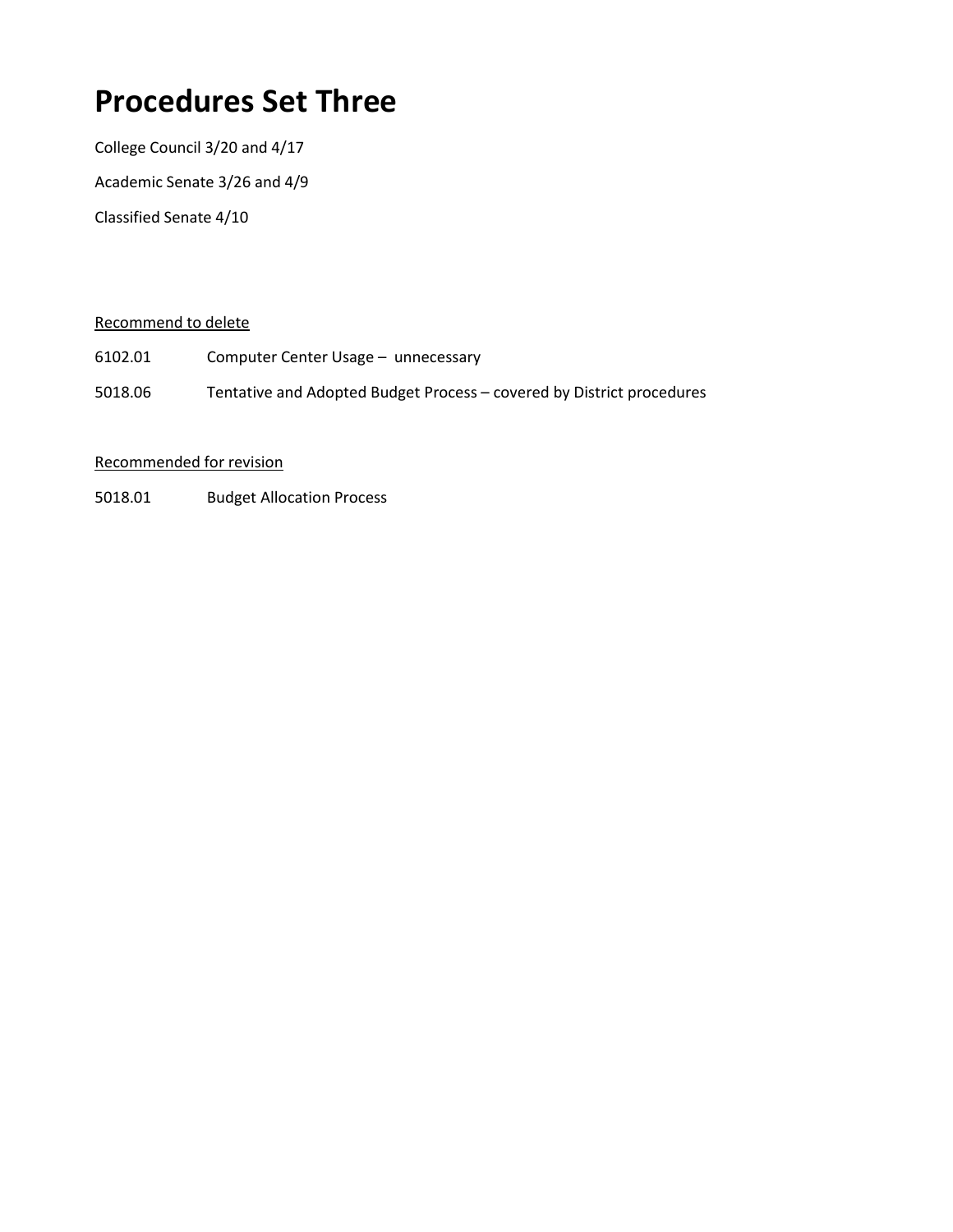# Procedures Set Three

College Council 3/20 and 4/17

Academic Senate 3/26 and 4/9

Classified Senate 4/10

<u>Recommend to delete</u>

6102.01 Computer Center Usage – unnecessary

5018.06 Tentative and Adopted Budget Process – covered by District procedures

<u>Recommended for revision</u>

5018.01 Budget Allocation Process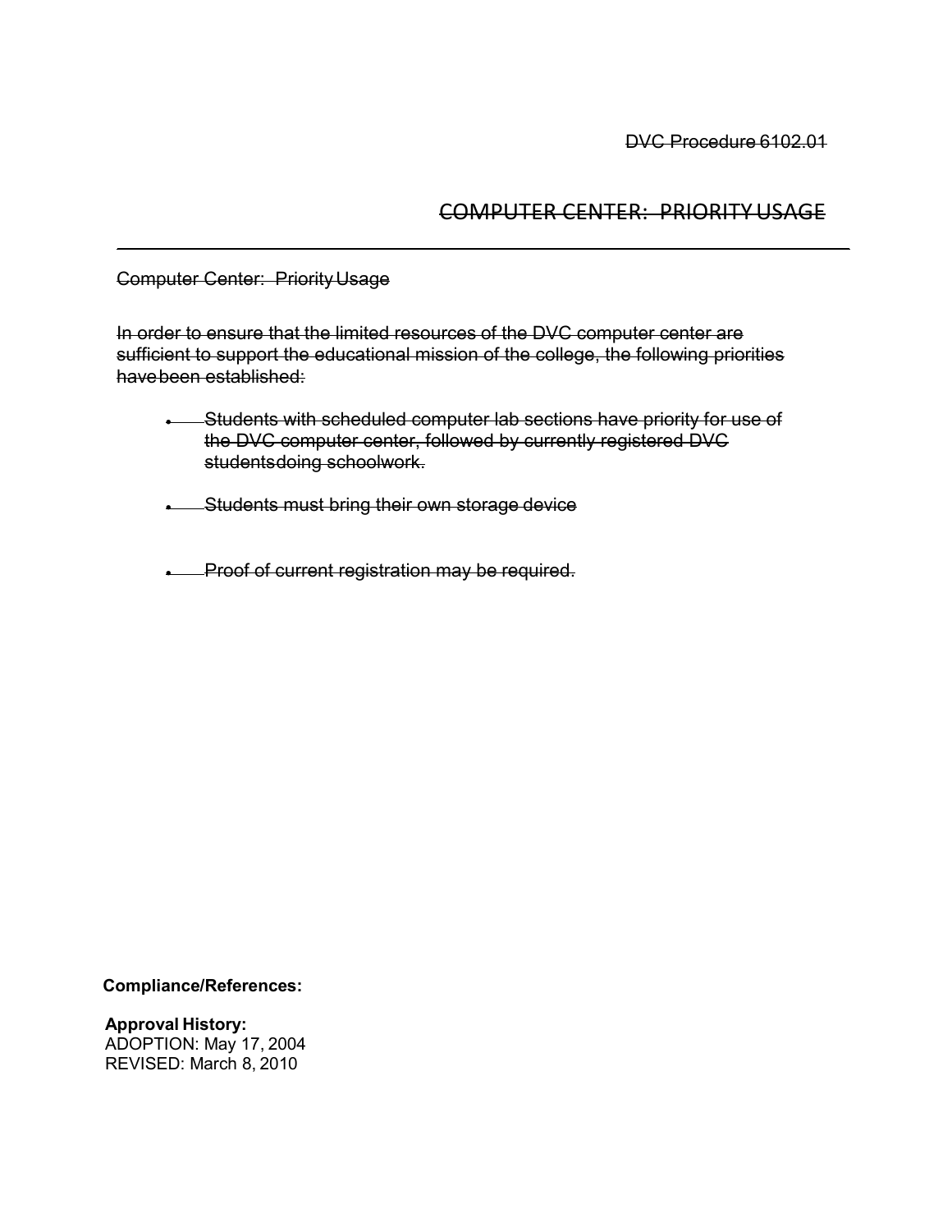~~DVC Procedure 6102.01~~

# ~~COMPUTER CENTER: PRIORITY USAGE~~

~~Computer Center: Priority Usage~~

~~In order to ensure that the limited resources of the DVC computer center are sufficient to support the educational mission of the college, the following priorities have been established:~~

- ~~Students with scheduled computer lab sections have priority for use of the DVC computer center, followed by currently registered DVC students doing schoolwork.~~
- ~~Students must bring their own storage device~~
- ~~Proof of current registration may be required.~~

**Compliance/References:**

**Approval History:**
ADOPTION: May 17, 2004
REVISED: March 8, 2010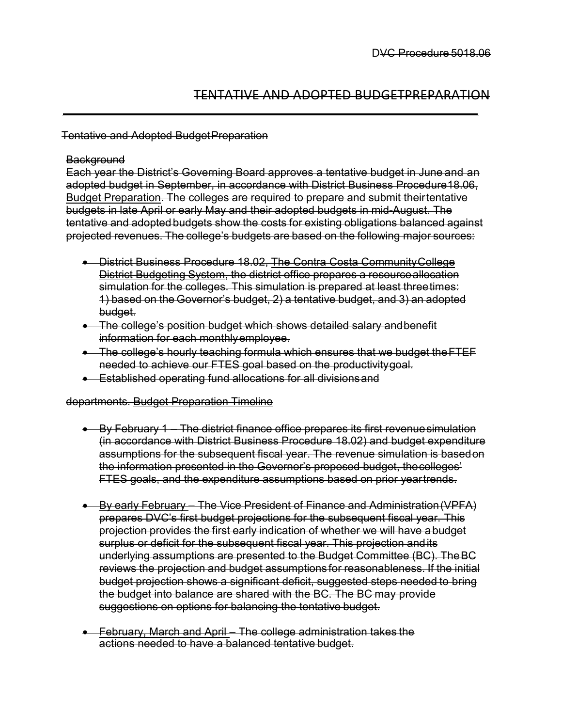DVC Procedure 5018.06

# ~~TENTATIVE AND ADOPTED BUDGETPREPARATION~~

~~Tentative and Adopted BudgetPreparation~~

~~Background~~

~~Each year the District's Governing Board approves a tentative budget in June and an adopted budget in September, in accordance with District Business Procedure18.06, Budget Preparation. The colleges are required to prepare and submit theirtentative budgets in late April or early May and their adopted budgets in mid-August. The tentative and adopted budgets show the costs for existing obligations balanced against projected revenues. The college's budgets are based on the following major sources:~~

- ~~District Business Procedure 18.02, The Contra Costa CommunityCollege District Budgeting System, the district office prepares a resourceallocation simulation for the colleges. This simulation is prepared at least threetimes: 1) based on the Governor's budget, 2) a tentative budget, and 3) an adopted budget.~~
- ~~The college's position budget which shows detailed salary andbenefit information for each monthlyemployee.~~
- ~~The college's hourly teaching formula which ensures that we budget theFTEF needed to achieve our FTES goal based on the productivitygoal.~~
- ~~Established operating fund allocations for all divisionsand~~

~~departments. Budget Preparation Timeline~~

- ~~By February 1 – The district finance office prepares its first revenuesimulation (in accordance with District Business Procedure 18.02) and budget expenditure assumptions for the subsequent fiscal year. The revenue simulation is basedon the information presented in the Governor's proposed budget, thecolleges' FTES goals, and the expenditure assumptions based on prior yeartrends.~~

- ~~By early February – The Vice President of Finance and Administration(VPFA) prepares DVC's first budget projections for the subsequent fiscal year. This projection provides the first early indication of whether we will have abudget surplus or deficit for the subsequent fiscal year. This projection andits underlying assumptions are presented to the Budget Committee (BC). TheBC reviews the projection and budget assumptionsfor reasonableness. If the initial budget projection shows a significant deficit, suggested steps needed to bring the budget into balance are shared with the BC. The BC may provide suggestions on options for balancing the tentative budget.~~

- ~~February, March and April – The college administration takes the actions needed to have a balanced tentative budget.~~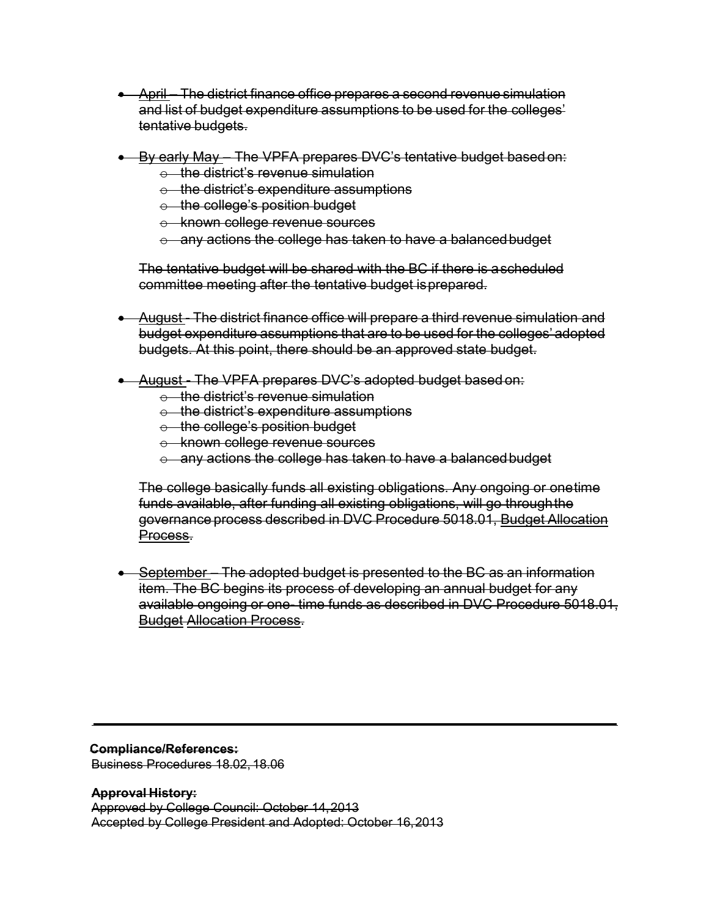- April – The district finance office prepares a second revenue simulation and list of budget expenditure assumptions to be used for the colleges' tentative budgets.

- By early May – The VPFA prepares DVC's tentative budget based on:
  - the district's revenue simulation
  - the district's expenditure assumptions
  - the college's position budget
  - known college revenue sources
  - any actions the college has taken to have a balanced budget

  The tentative budget will be shared with the BC if there is a scheduled committee meeting after the tentative budget is prepared.

- August - The district finance office will prepare a third revenue simulation and budget expenditure assumptions that are to be used for the colleges' adopted budgets. At this point, there should be an approved state budget.

- August - The VPFA prepares DVC's adopted budget based on:
  - the district's revenue simulation
  - the district's expenditure assumptions
  - the college's position budget
  - known college revenue sources
  - any actions the college has taken to have a balanced budget

  The college basically funds all existing obligations. Any ongoing or one time funds available, after funding all existing obligations, will go through the governance process described in DVC Procedure 5018.01, Budget Allocation Process.

- September – The adopted budget is presented to the BC as an information item. The BC begins its process of developing an annual budget for any available ongoing or one- time funds as described in DVC Procedure 5018.01, Budget Allocation Process.

---

**Compliance/References:**
Business Procedures 18.02, 18.06

**Approval History:**
Approved by College Council: October 14, 2013
Accepted by College President and Adopted: October 16, 2013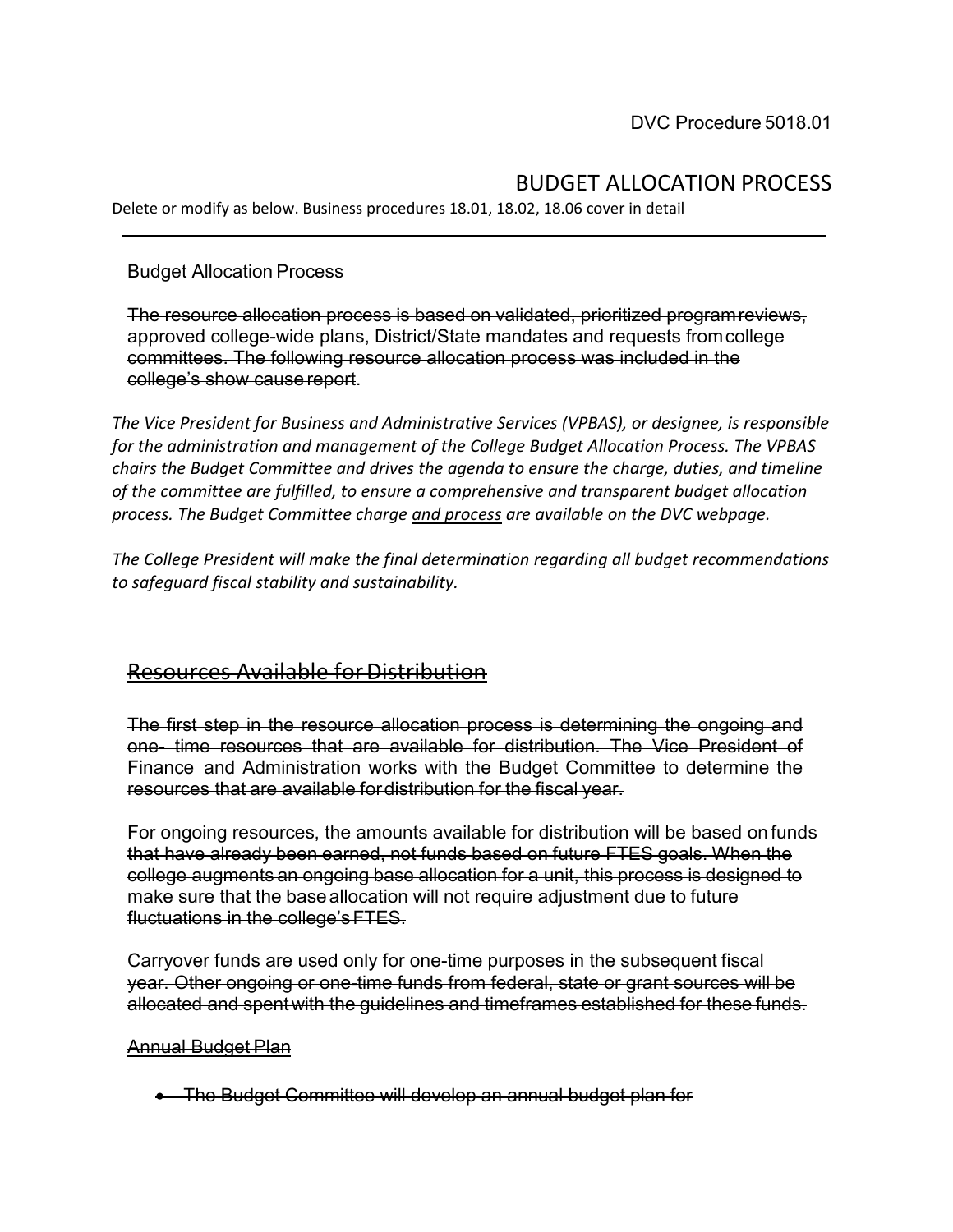DVC Procedure 5018.01

# BUDGET ALLOCATION PROCESS

Delete or modify as below. Business procedures 18.01, 18.02, 18.06 cover in detail

---

Budget Allocation Process

~~The resource allocation process is based on validated, prioritized program reviews, approved college-wide plans, District/State mandates and requests from college committees. The following resource allocation process was included in the college's show cause report~~.

*The Vice President for Business and Administrative Services (VPBAS), or designee, is responsible for the administration and management of the College Budget Allocation Process. The VPBAS chairs the Budget Committee and drives the agenda to ensure the charge, duties, and timeline of the committee are fulfilled, to ensure a comprehensive and transparent budget allocation process. The Budget Committee charge <u>and process</u> are available on the DVC webpage.*

*The College President will make the final determination regarding all budget recommendations to safeguard fiscal stability and sustainability.*

## ~~Resources Available for Distribution~~

~~The first step in the resource allocation process is determining the ongoing and one- time resources that are available for distribution. The Vice President of Finance and Administration works with the Budget Committee to determine the resources that are available for distribution for the fiscal year.~~

~~For ongoing resources, the amounts available for distribution will be based on funds that have already been earned, not funds based on future FTES goals. When the college augments an ongoing base allocation for a unit, this process is designed to make sure that the base allocation will not require adjustment due to future fluctuations in the college's FTES.~~

~~Carryover funds are used only for one-time purposes in the subsequent fiscal year. Other ongoing or one-time funds from federal, state or grant sources will be allocated and spent with the guidelines and timeframes established for these funds.~~

~~Annual Budget Plan~~

- ~~The Budget Committee will develop an annual budget plan for~~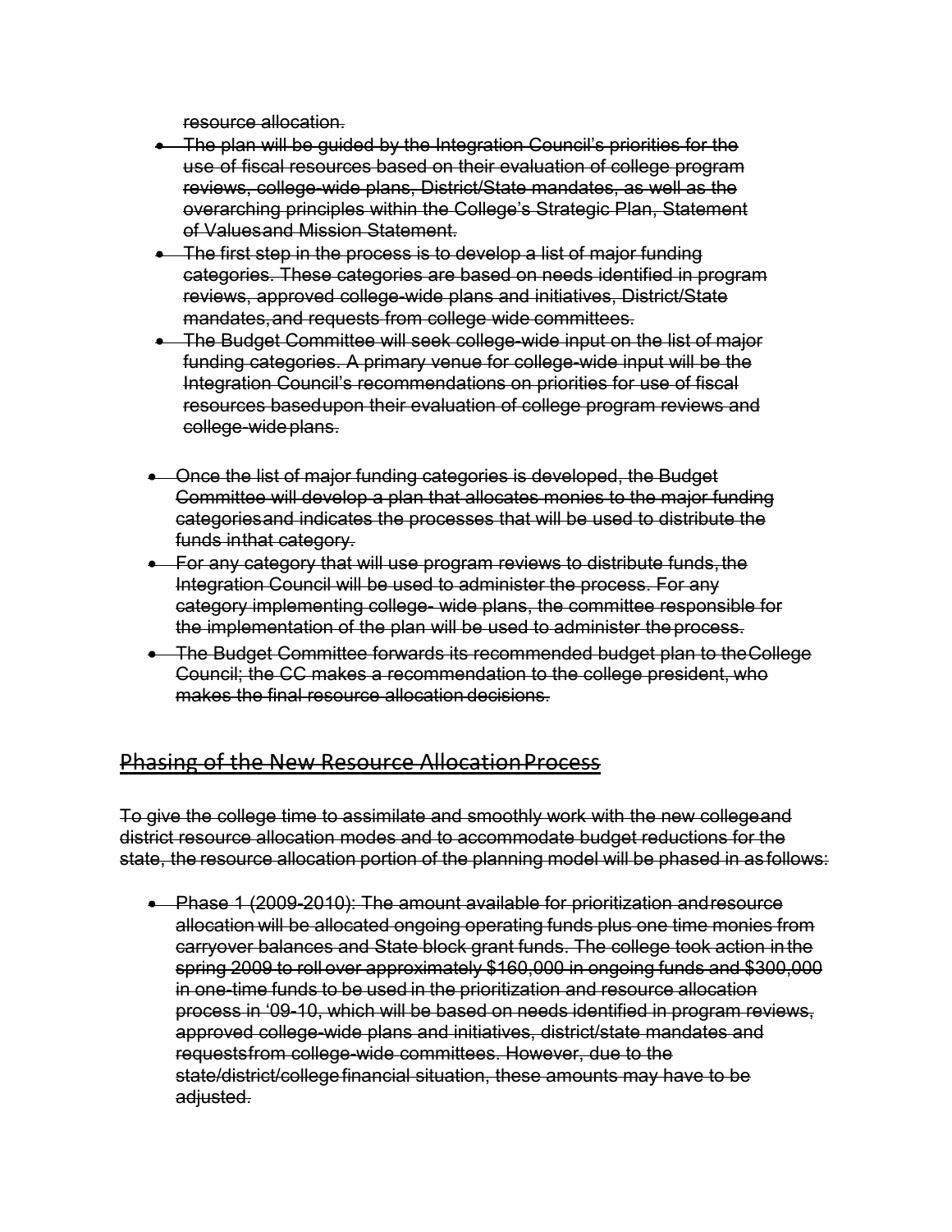~~resource allocation.~~

- ~~The plan will be guided by the Integration Council's priorities for the use of fiscal resources based on their evaluation of college program reviews, college-wide plans, District/State mandates, as well as the overarching principles within the College's Strategic Plan, Statement of Values and Mission Statement.~~
- ~~The first step in the process is to develop a list of major funding categories. These categories are based on needs identified in program reviews, approved college-wide plans and initiatives, District/State mandates, and requests from college wide committees.~~
- ~~The Budget Committee will seek college-wide input on the list of major funding categories. A primary venue for college-wide input will be the Integration Council's recommendations on priorities for use of fiscal resources based upon their evaluation of college program reviews and college-wide plans.~~
- ~~Once the list of major funding categories is developed, the Budget Committee will develop a plan that allocates monies to the major funding categories and indicates the processes that will be used to distribute the funds in that category.~~
- ~~For any category that will use program reviews to distribute funds, the Integration Council will be used to administer the process. For any category implementing college- wide plans, the committee responsible for the implementation of the plan will be used to administer the process.~~
- ~~The Budget Committee forwards its recommended budget plan to the College Council; the CC makes a recommendation to the college president, who makes the final resource allocation decisions.~~

## ~~Phasing of the New Resource Allocation Process~~

~~To give the college time to assimilate and smoothly work with the new college and district resource allocation modes and to accommodate budget reductions for the state, the resource allocation portion of the planning model will be phased in as follows:~~

- ~~Phase 1 (2009-2010): The amount available for prioritization and resource allocation will be allocated ongoing operating funds plus one time monies from carryover balances and State block grant funds. The college took action in the spring 2009 to roll over approximately $160,000 in ongoing funds and $300,000 in one-time funds to be used in the prioritization and resource allocation process in '09-10, which will be based on needs identified in program reviews, approved college-wide plans and initiatives, district/state mandates and requests from college-wide committees. However, due to the state/district/college financial situation, these amounts may have to be adjusted.~~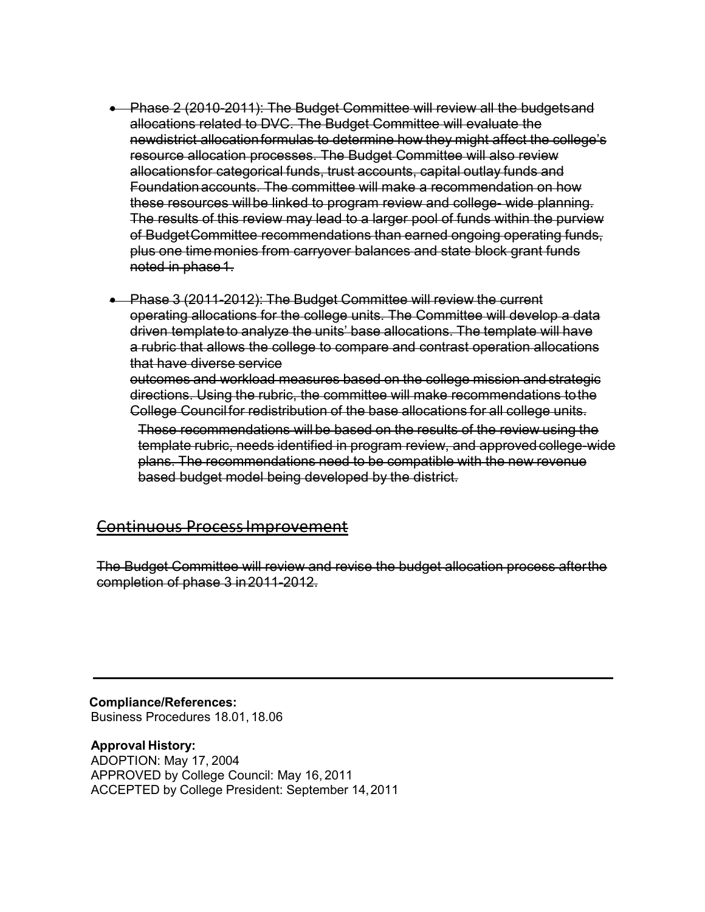- ~~Phase 2 (2010-2011): The Budget Committee will review all the budgets and allocations related to DVC. The Budget Committee will evaluate the new district allocation formulas to determine how they might affect the college's resource allocation processes. The Budget Committee will also review allocations for categorical funds, trust accounts, capital outlay funds and Foundation accounts. The committee will make a recommendation on how these resources will be linked to program review and college- wide planning. The results of this review may lead to a larger pool of funds within the purview of Budget Committee recommendations than earned ongoing operating funds, plus one time monies from carryover balances and state block grant funds noted in phase 1.~~

- ~~Phase 3 (2011-2012): The Budget Committee will review the current operating allocations for the college units. The Committee will develop a data driven template to analyze the units' base allocations. The template will have a rubric that allows the college to compare and contrast operation allocations that have diverse service outcomes and workload measures based on the college mission and strategic directions. Using the rubric, the committee will make recommendations to the College Council for redistribution of the base allocations for all college units.~~

  ~~These recommendations will be based on the results of the review using the template rubric, needs identified in program review, and approved college-wide plans. The recommendations need to be compatible with the new revenue based budget model being developed by the district.~~

## ~~Continuous Process Improvement~~

~~The Budget Committee will review and revise the budget allocation process after the completion of phase 3 in 2011-2012.~~

---

**Compliance/References:**
Business Procedures 18.01, 18.06

**Approval History:**
ADOPTION: May 17, 2004
APPROVED by College Council: May 16, 2011
ACCEPTED by College President: September 14, 2011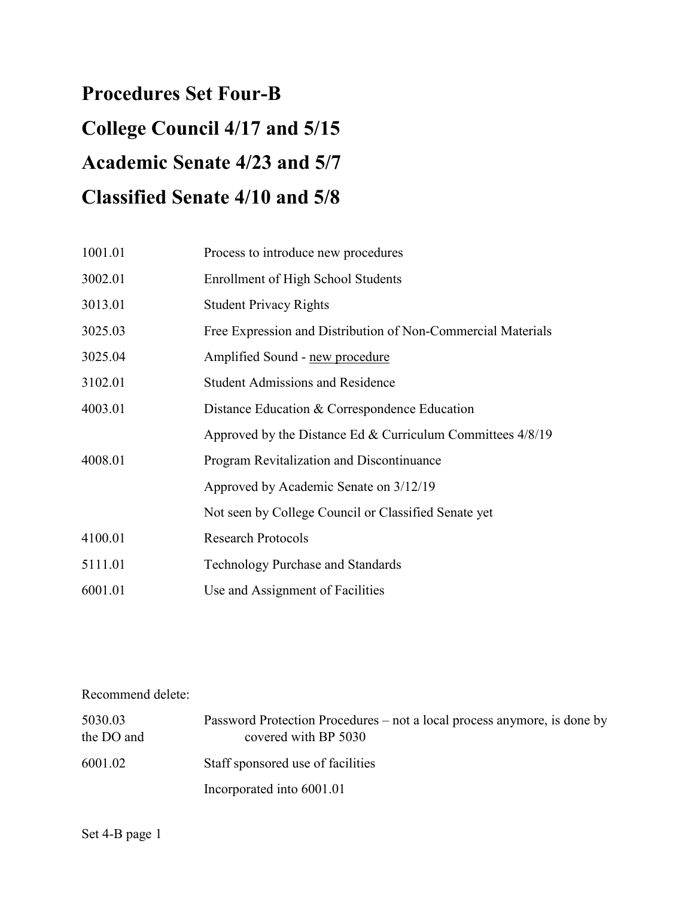# Procedures Set Four-B

# College Council 4/17 and 5/15

# Academic Senate 4/23 and 5/7

# Classified Senate 4/10 and 5/8

| | |
|---|---|
| 1001.01 | Process to introduce new procedures |
| 3002.01 | Enrollment of High School Students |
| 3013.01 | Student Privacy Rights |
| 3025.03 | Free Expression and Distribution of Non-Commercial Materials |
| 3025.04 | Amplified Sound - new procedure |
| 3102.01 | Student Admissions and Residence |
| 4003.01 | Distance Education & Correspondence Education |
| | Approved by the Distance Ed & Curriculum Committees 4/8/19 |
| 4008.01 | Program Revitalization and Discontinuance |
| | Approved by Academic Senate on 3/12/19 |
| | Not seen by College Council or Classified Senate yet |
| 4100.01 | Research Protocols |
| 5111.01 | Technology Purchase and Standards |
| 6001.01 | Use and Assignment of Facilities |

Recommend delete:

| | |
|---|---|
| 5030.03 | Password Protection Procedures – not a local process anymore, is done by the DO and covered with BP 5030 |
| 6001.02 | Staff sponsored use of facilities |
| | Incorporated into 6001.01 |

Set 4-B page 1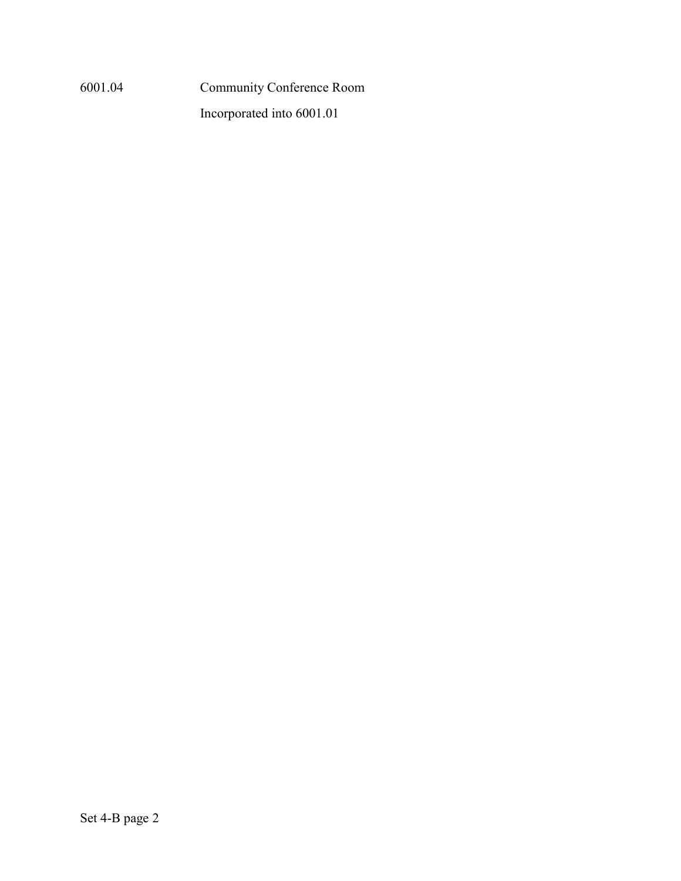6001.04 Community Conference Room

Incorporated into 6001.01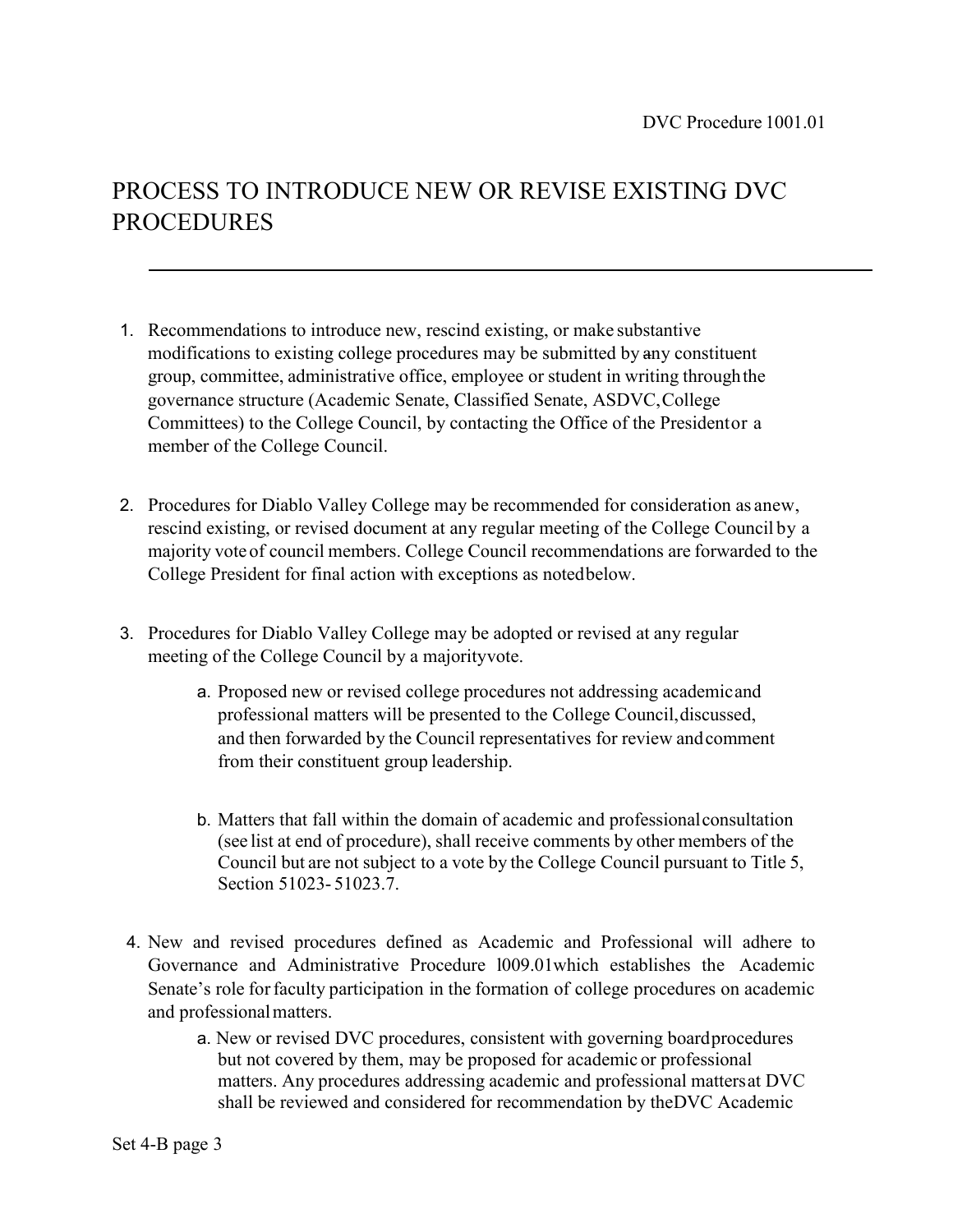DVC Procedure 1001.01

# PROCESS TO INTRODUCE NEW OR REVISE EXISTING DVC PROCEDURES

---

1. Recommendations to introduce new, rescind existing, or make substantive modifications to existing college procedures may be submitted by any constituent group, committee, administrative office, employee or student in writing through the governance structure (Academic Senate, Classified Senate, ASDVC, College Committees) to the College Council, by contacting the Office of the President or a member of the College Council.

2. Procedures for Diablo Valley College may be recommended for consideration as a new, rescind existing, or revised document at any regular meeting of the College Council by a majority vote of council members. College Council recommendations are forwarded to the College President for final action with exceptions as noted below.

3. Procedures for Diablo Valley College may be adopted or revised at any regular meeting of the College Council by a majority vote.
   a. Proposed new or revised college procedures not addressing academic and professional matters will be presented to the College Council, discussed, and then forwarded by the Council representatives for review and comment from their constituent group leadership.
   b. Matters that fall within the domain of academic and professional consultation (see list at end of procedure), shall receive comments by other members of the Council but are not subject to a vote by the College Council pursuant to Title 5, Section 51023- 51023.7.

4. New and revised procedures defined as Academic and Professional will adhere to Governance and Administrative Procedure 1009.01 which establishes the Academic Senate's role for faculty participation in the formation of college procedures on academic and professional matters.
   a. New or revised DVC procedures, consistent with governing board procedures but not covered by them, may be proposed for academic or professional matters. Any procedures addressing academic and professional matters at DVC shall be reviewed and considered for recommendation by the DVC Academic

Set 4-B page 3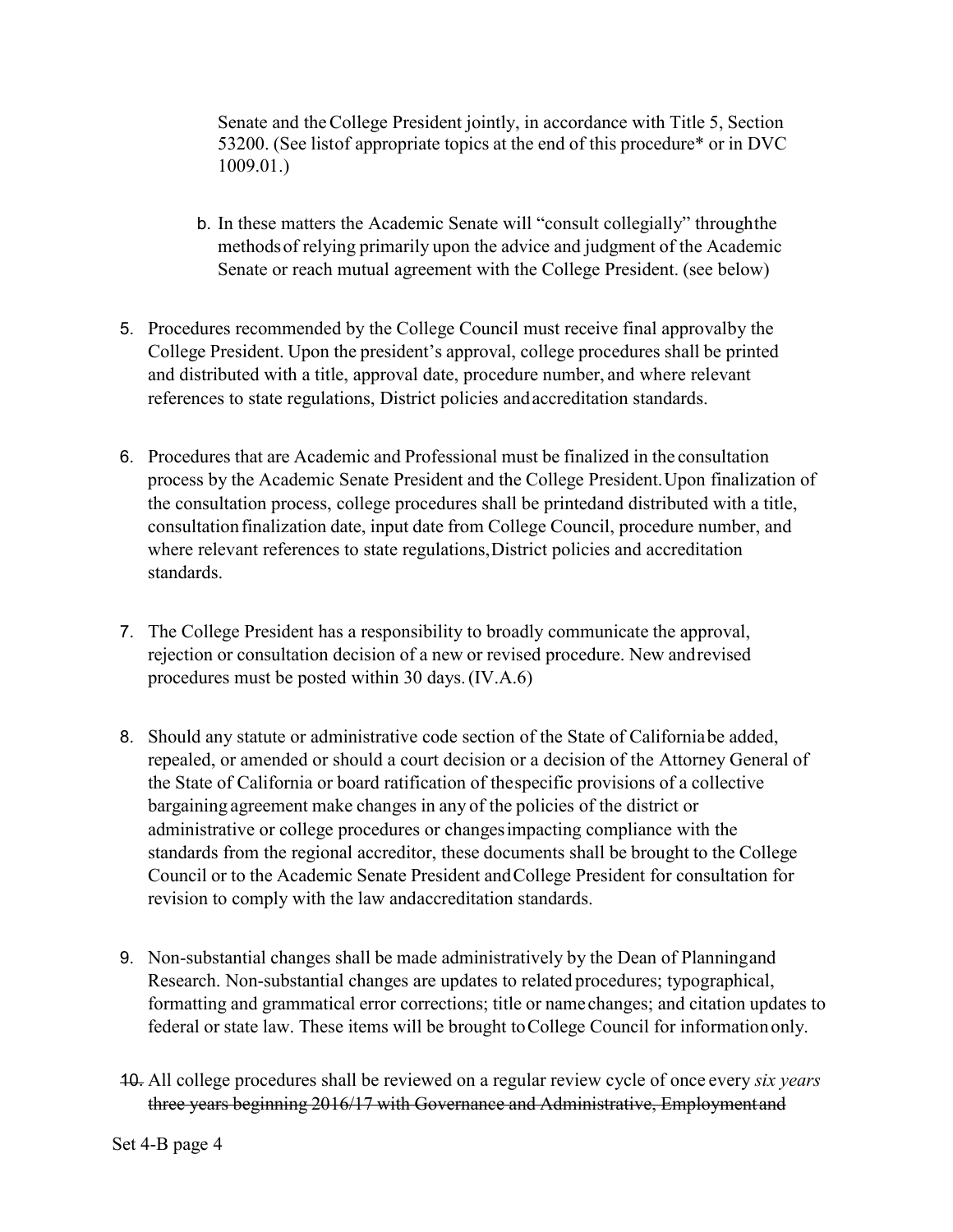Senate and the College President jointly, in accordance with Title 5, Section 53200. (See list of appropriate topics at the end of this procedure* or in DVC 1009.01.)

b. In these matters the Academic Senate will "consult collegially" through the methods of relying primarily upon the advice and judgment of the Academic Senate or reach mutual agreement with the College President. (see below)

5. Procedures recommended by the College Council must receive final approval by the College President. Upon the president's approval, college procedures shall be printed and distributed with a title, approval date, procedure number, and where relevant references to state regulations, District policies and accreditation standards.

6. Procedures that are Academic and Professional must be finalized in the consultation process by the Academic Senate President and the College President. Upon finalization of the consultation process, college procedures shall be printed and distributed with a title, consultation finalization date, input date from College Council, procedure number, and where relevant references to state regulations, District policies and accreditation standards.

7. The College President has a responsibility to broadly communicate the approval, rejection or consultation decision of a new or revised procedure. New and revised procedures must be posted within 30 days. (IV.A.6)

8. Should any statute or administrative code section of the State of California be added, repealed, or amended or should a court decision or a decision of the Attorney General of the State of California or board ratification of the specific provisions of a collective bargaining agreement make changes in any of the policies of the district or administrative or college procedures or changes impacting compliance with the standards from the regional accreditor, these documents shall be brought to the College Council or to the Academic Senate President and College President for consultation for revision to comply with the law and accreditation standards.

9. Non-substantial changes shall be made administratively by the Dean of Planning and Research. Non-substantial changes are updates to related procedures; typographical, formatting and grammatical error corrections; title or name changes; and citation updates to federal or state law. These items will be brought to College Council for information only.

~~10.~~ All college procedures shall be reviewed on a regular review cycle of once every *six years* ~~three years beginning 2016/17 with Governance and Administrative, Employment and~~

Set 4-B page 4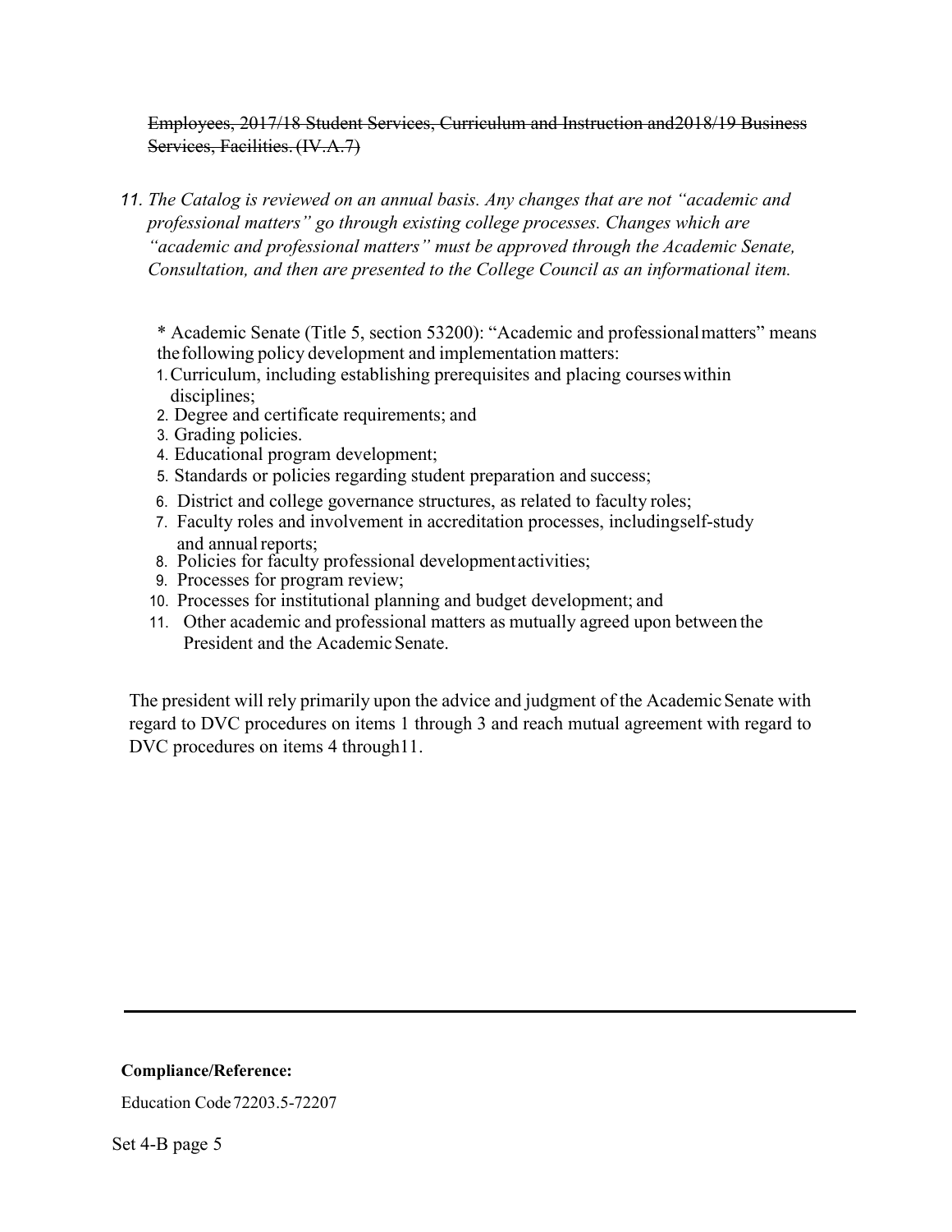~~Employees, 2017/18 Student Services, Curriculum and Instruction and2018/19 Business Services, Facilities. (IV.A.7)~~

11. *The Catalog is reviewed on an annual basis. Any changes that are not "academic and professional matters" go through existing college processes. Changes which are "academic and professional matters" must be approved through the Academic Senate, Consultation, and then are presented to the College Council as an informational item.*

* Academic Senate (Title 5, section 53200): "Academic and professional matters" means the following policy development and implementation matters:

1. Curriculum, including establishing prerequisites and placing courses within disciplines;
2. Degree and certificate requirements; and
3. Grading policies.
4. Educational program development;
5. Standards or policies regarding student preparation and success;
6. District and college governance structures, as related to faculty roles;
7. Faculty roles and involvement in accreditation processes, including self-study and annual reports;
8. Policies for faculty professional development activities;
9. Processes for program review;
10. Processes for institutional planning and budget development; and
11. Other academic and professional matters as mutually agreed upon between the President and the Academic Senate.

The president will rely primarily upon the advice and judgment of the Academic Senate with regard to DVC procedures on items 1 through 3 and reach mutual agreement with regard to DVC procedures on items 4 through 11.

---

**Compliance/Reference:**

Education Code 72203.5-72207

Set 4-B page 5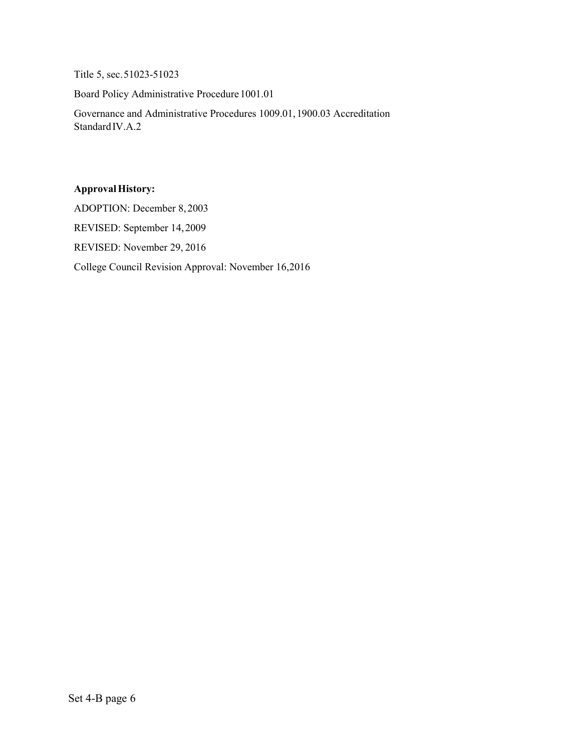Title 5, sec. 51023-51023

Board Policy Administrative Procedure 1001.01

Governance and Administrative Procedures 1009.01, 1900.03 Accreditation Standard IV.A.2

**Approval History:**

ADOPTION: December 8, 2003

REVISED: September 14, 2009

REVISED: November 29, 2016

College Council Revision Approval: November 16, 2016

Set 4-B page 6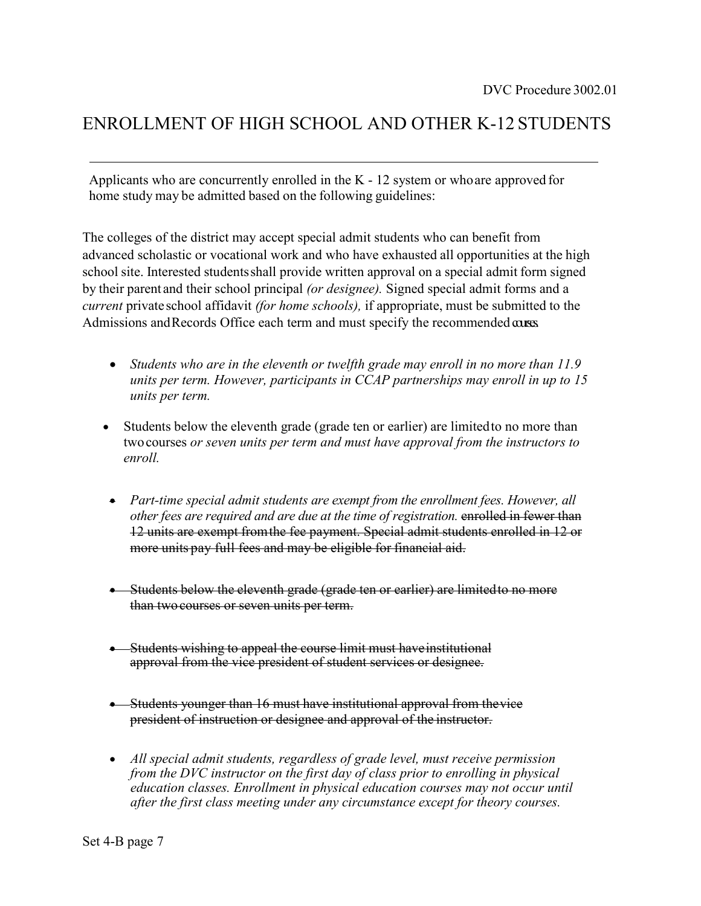DVC Procedure 3002.01

# ENROLLMENT OF HIGH SCHOOL AND OTHER K-12 STUDENTS

---

Applicants who are concurrently enrolled in the K - 12 system or who are approved for home study may be admitted based on the following guidelines:

The colleges of the district may accept special admit students who can benefit from advanced scholastic or vocational work and who have exhausted all opportunities at the high school site. Interested students shall provide written approval on a special admit form signed by their parent and their school principal *(or designee).* Signed special admit forms and a *current* private school affidavit *(for home schools),* if appropriate, must be submitted to the Admissions and Records Office each term and must specify the recommended courses.

- *Students who are in the eleventh or twelfth grade may enroll in no more than 11.9 units per term. However, participants in CCAP partnerships may enroll in up to 15 units per term.*

- Students below the eleventh grade (grade ten or earlier) are limited to no more than two courses *or seven units per term and must have approval from the instructors to enroll.*

- *Part-time special admit students are exempt from the enrollment fees. However, all other fees are required and are due at the time of registration.* ~~enrolled in fewer than 12 units are exempt from the fee payment. Special admit students enrolled in 12 or more units pay full fees and may be eligible for financial aid.~~

- ~~Students below the eleventh grade (grade ten or earlier) are limited to no more than two courses or seven units per term.~~

- ~~Students wishing to appeal the course limit must have institutional approval from the vice president of student services or designee.~~

- ~~Students younger than 16 must have institutional approval from the vice president of instruction or designee and approval of the instructor.~~

- *All special admit students, regardless of grade level, must receive permission from the DVC instructor on the first day of class prior to enrolling in physical education classes. Enrollment in physical education courses may not occur until after the first class meeting under any circumstance except for theory courses.*

Set 4-B page 7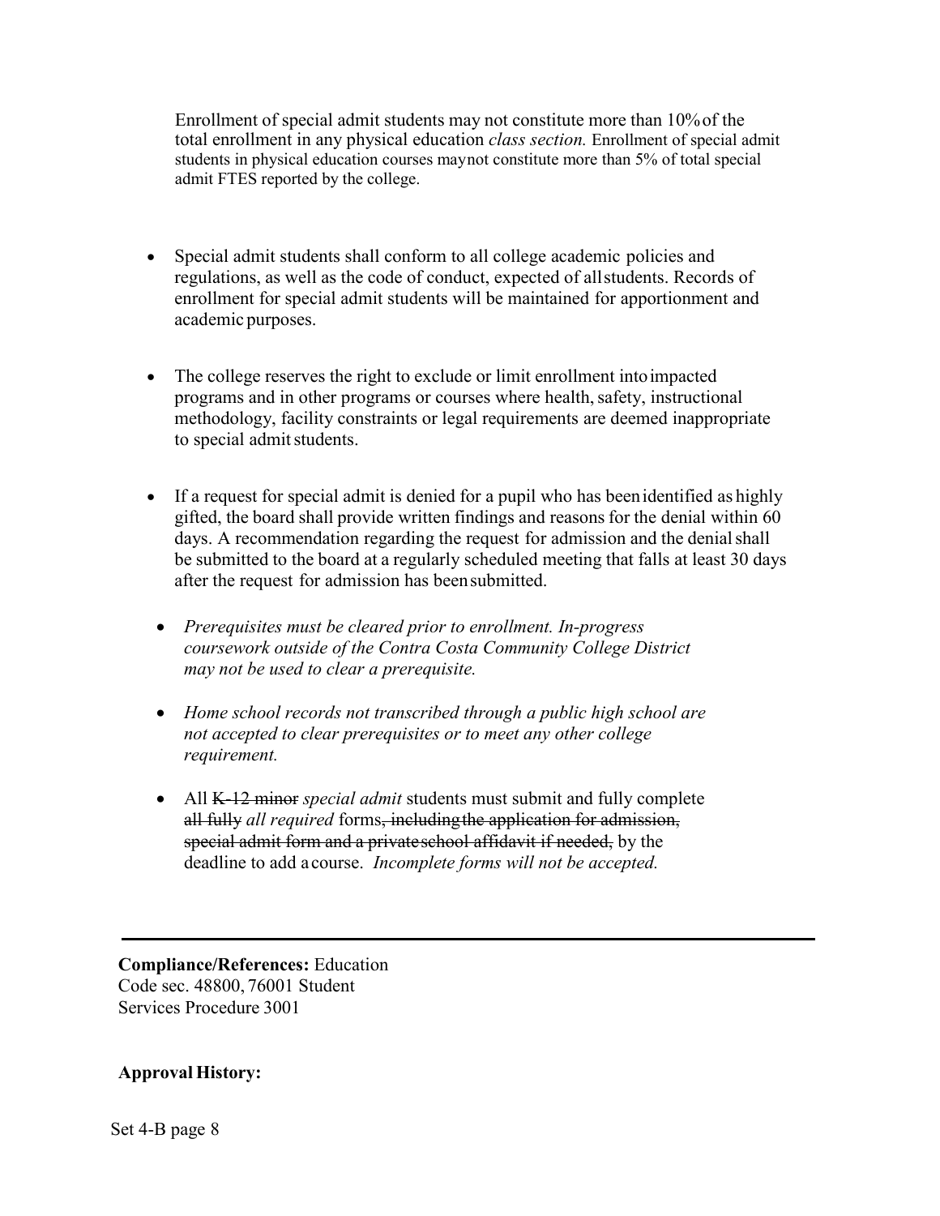Enrollment of special admit students may not constitute more than 10% of the total enrollment in any physical education *class section.* Enrollment of special admit students in physical education courses may not constitute more than 5% of total special admit FTES reported by the college.

- Special admit students shall conform to all college academic policies and regulations, as well as the code of conduct, expected of all students. Records of enrollment for special admit students will be maintained for apportionment and academic purposes.

- The college reserves the right to exclude or limit enrollment into impacted programs and in other programs or courses where health, safety, instructional methodology, facility constraints or legal requirements are deemed inappropriate to special admit students.

- If a request for special admit is denied for a pupil who has been identified as highly gifted, the board shall provide written findings and reasons for the denial within 60 days. A recommendation regarding the request for admission and the denial shall be submitted to the board at a regularly scheduled meeting that falls at least 30 days after the request for admission has been submitted.

- *Prerequisites must be cleared prior to enrollment. In-progress coursework outside of the Contra Costa Community College District may not be used to clear a prerequisite.*

- *Home school records not transcribed through a public high school are not accepted to clear prerequisites or to meet any other college requirement.*

- All ~~K-12 minor~~ *special admit* students must submit and fully complete ~~all fully~~ *all required* forms~~, including the application for admission, special admit form and a private school affidavit if needed,~~ by the deadline to add a course. *Incomplete forms will not be accepted.*

---

**Compliance/References:** Education Code sec. 48800, 76001 Student Services Procedure 3001

**Approval History:**

Set 4-B page 8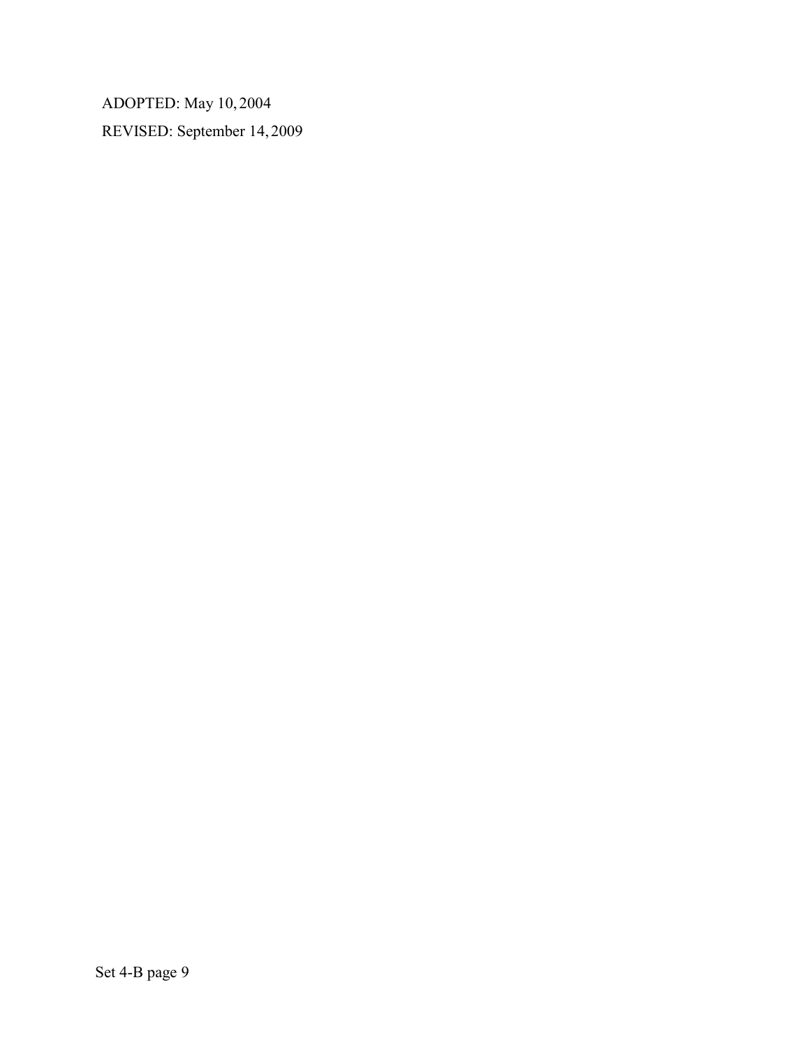ADOPTED: May 10, 2004

REVISED: September 14, 2009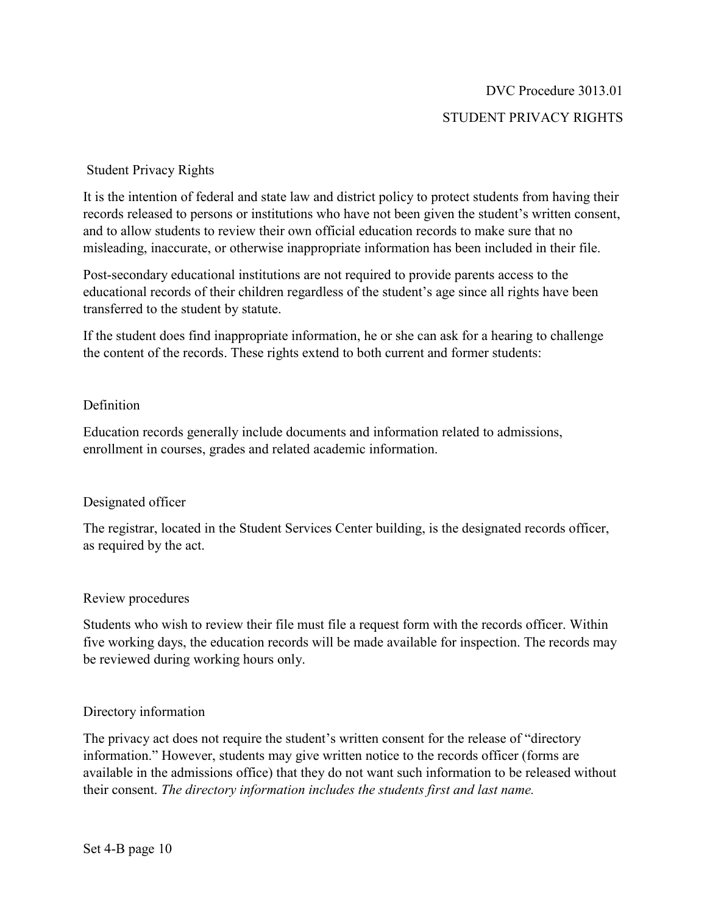DVC Procedure 3013.01

STUDENT PRIVACY RIGHTS

## Student Privacy Rights

It is the intention of federal and state law and district policy to protect students from having their records released to persons or institutions who have not been given the student's written consent, and to allow students to review their own official education records to make sure that no misleading, inaccurate, or otherwise inappropriate information has been included in their file.

Post-secondary educational institutions are not required to provide parents access to the educational records of their children regardless of the student's age since all rights have been transferred to the student by statute.

If the student does find inappropriate information, he or she can ask for a hearing to challenge the content of the records. These rights extend to both current and former students:

### Definition

Education records generally include documents and information related to admissions, enrollment in courses, grades and related academic information.

### Designated officer

The registrar, located in the Student Services Center building, is the designated records officer, as required by the act.

### Review procedures

Students who wish to review their file must file a request form with the records officer. Within five working days, the education records will be made available for inspection. The records may be reviewed during working hours only.

### Directory information

The privacy act does not require the student's written consent for the release of "directory information." However, students may give written notice to the records officer (forms are available in the admissions office) that they do not want such information to be released without their consent. *The directory information includes the students first and last name.*

Set 4-B page 10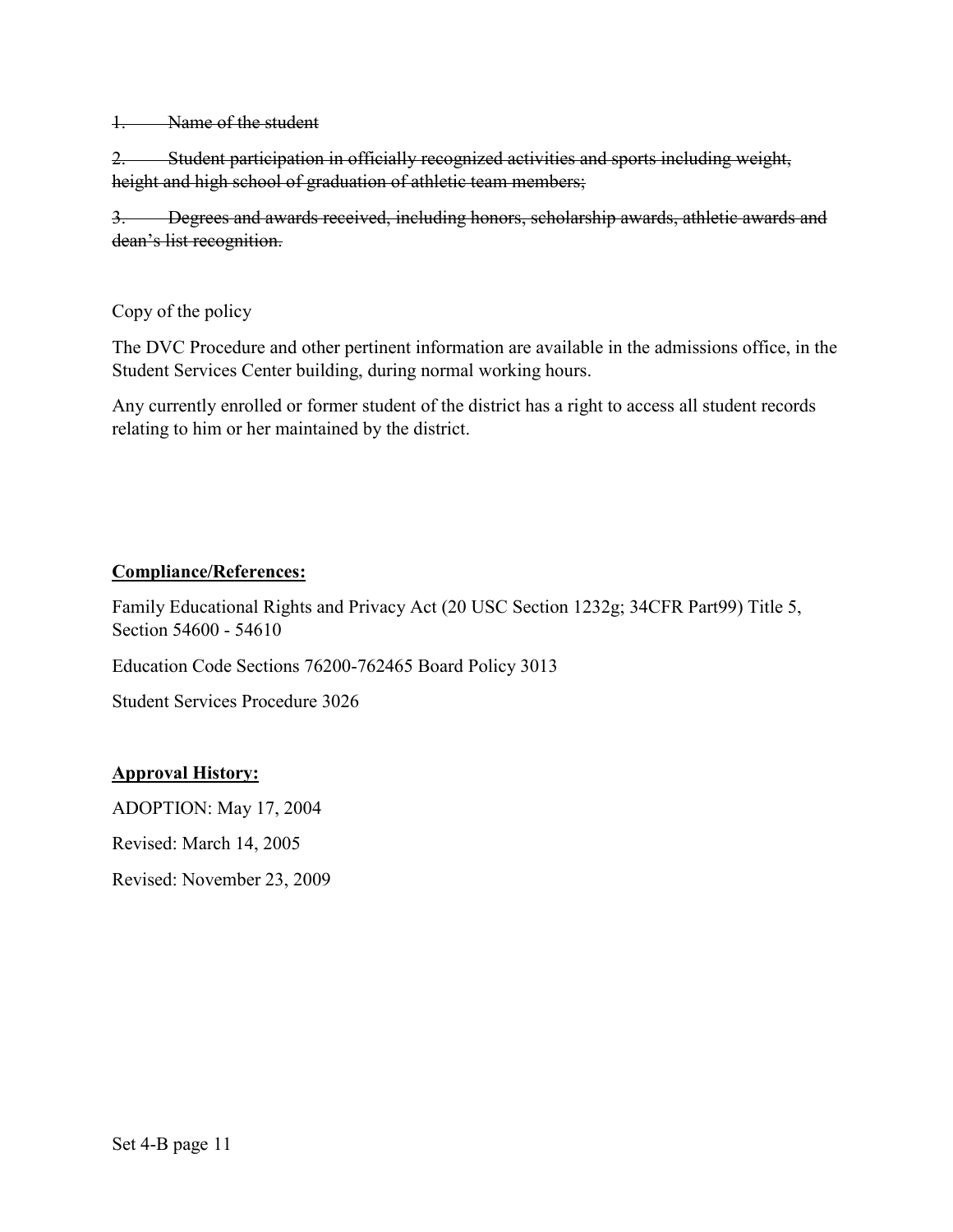~~1. Name of the student~~

~~2. Student participation in officially recognized activities and sports including weight, height and high school of graduation of athletic team members;~~

~~3. Degrees and awards received, including honors, scholarship awards, athletic awards and dean's list recognition.~~

Copy of the policy

The DVC Procedure and other pertinent information are available in the admissions office, in the Student Services Center building, during normal working hours.

Any currently enrolled or former student of the district has a right to access all student records relating to him or her maintained by the district.

**Compliance/References:**

Family Educational Rights and Privacy Act (20 USC Section 1232g; 34CFR Part99) Title 5, Section 54600 - 54610

Education Code Sections 76200-762465 Board Policy 3013

Student Services Procedure 3026

**Approval History:**

ADOPTION: May 17, 2004

Revised: March 14, 2005

Revised: November 23, 2009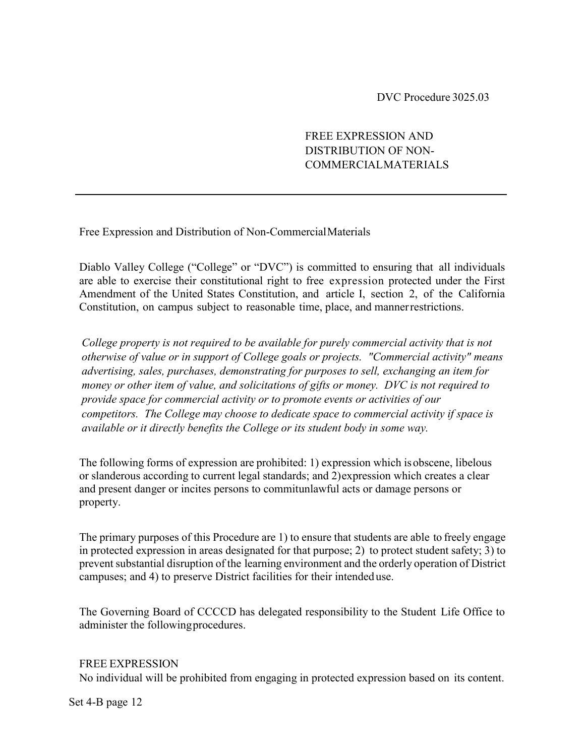DVC Procedure 3025.03

# FREE EXPRESSION AND DISTRIBUTION OF NON-COMMERCIAL MATERIALS

---

Free Expression and Distribution of Non-Commercial Materials

Diablo Valley College ("College" or "DVC") is committed to ensuring that all individuals are able to exercise their constitutional right to free expression protected under the First Amendment of the United States Constitution, and article I, section 2, of the California Constitution, on campus subject to reasonable time, place, and manner restrictions.

*College property is not required to be available for purely commercial activity that is not otherwise of value or in support of College goals or projects. "Commercial activity" means advertising, sales, purchases, demonstrating for purposes to sell, exchanging an item for money or other item of value, and solicitations of gifts or money. DVC is not required to provide space for commercial activity or to promote events or activities of our competitors. The College may choose to dedicate space to commercial activity if space is available or it directly benefits the College or its student body in some way.*

The following forms of expression are prohibited: 1) expression which is obscene, libelous or slanderous according to current legal standards; and 2) expression which creates a clear and present danger or incites persons to commit unlawful acts or damage persons or property.

The primary purposes of this Procedure are 1) to ensure that students are able to freely engage in protected expression in areas designated for that purpose; 2) to protect student safety; 3) to prevent substantial disruption of the learning environment and the orderly operation of District campuses; and 4) to preserve District facilities for their intended use.

The Governing Board of CCCCD has delegated responsibility to the Student Life Office to administer the following procedures.

## FREE EXPRESSION

No individual will be prohibited from engaging in protected expression based on its content.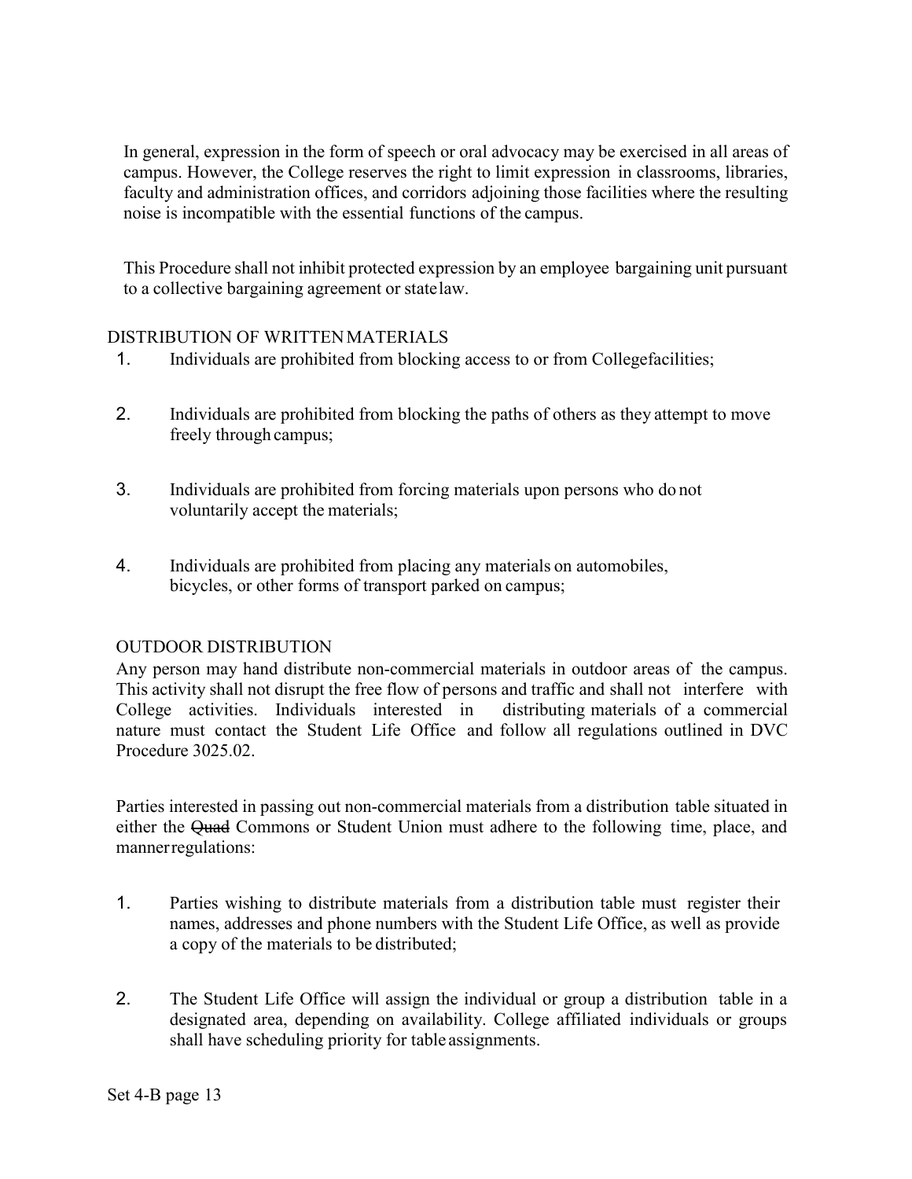In general, expression in the form of speech or oral advocacy may be exercised in all areas of campus. However, the College reserves the right to limit expression in classrooms, libraries, faculty and administration offices, and corridors adjoining those facilities where the resulting noise is incompatible with the essential functions of the campus.

This Procedure shall not inhibit protected expression by an employee bargaining unit pursuant to a collective bargaining agreement or state law.

DISTRIBUTION OF WRITTEN MATERIALS

1. Individuals are prohibited from blocking access to or from College facilities;

2. Individuals are prohibited from blocking the paths of others as they attempt to move freely through campus;

3. Individuals are prohibited from forcing materials upon persons who do not voluntarily accept the materials;

4. Individuals are prohibited from placing any materials on automobiles, bicycles, or other forms of transport parked on campus;

OUTDOOR DISTRIBUTION

Any person may hand distribute non-commercial materials in outdoor areas of the campus. This activity shall not disrupt the free flow of persons and traffic and shall not interfere with College activities. Individuals interested in distributing materials of a commercial nature must contact the Student Life Office and follow all regulations outlined in DVC Procedure 3025.02.

Parties interested in passing out non-commercial materials from a distribution table situated in either the ~~Quad~~ Commons or Student Union must adhere to the following time, place, and manner regulations:

1. Parties wishing to distribute materials from a distribution table must register their names, addresses and phone numbers with the Student Life Office, as well as provide a copy of the materials to be distributed;

2. The Student Life Office will assign the individual or group a distribution table in a designated area, depending on availability. College affiliated individuals or groups shall have scheduling priority for table assignments.

Set 4-B page 13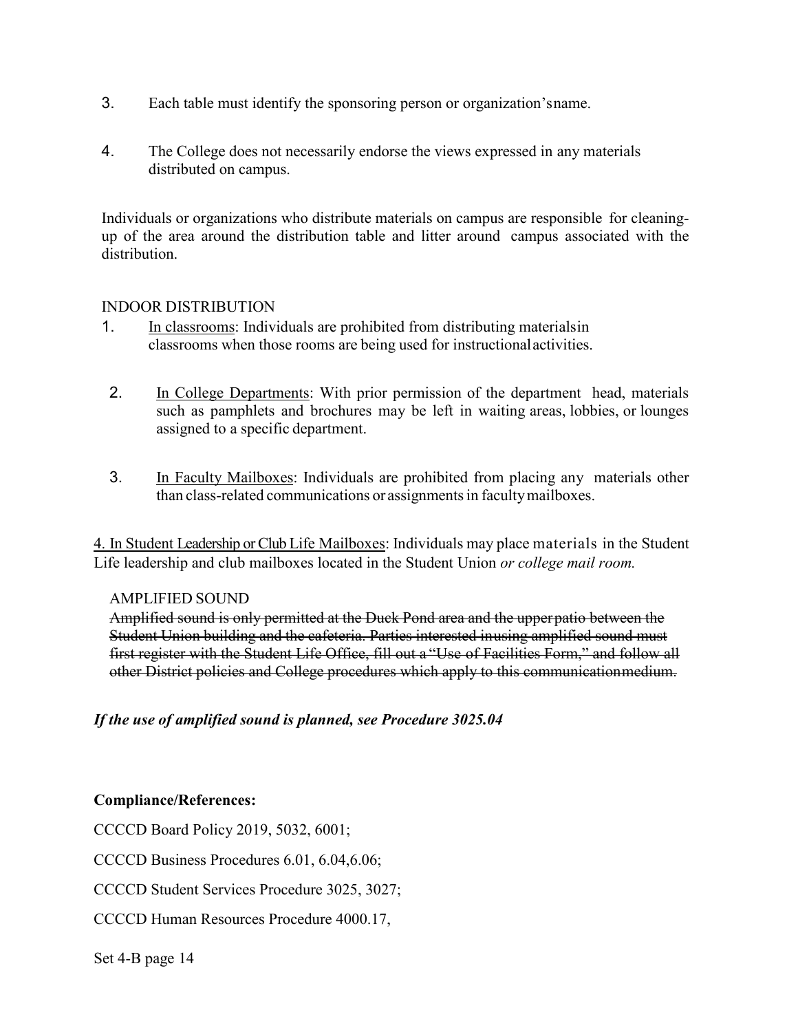3. Each table must identify the sponsoring person or organization's name.

4. The College does not necessarily endorse the views expressed in any materials distributed on campus.

Individuals or organizations who distribute materials on campus are responsible for cleaning-up of the area around the distribution table and litter around campus associated with the distribution.

INDOOR DISTRIBUTION

1. <u>In classrooms</u>: Individuals are prohibited from distributing materials in classrooms when those rooms are being used for instructional activities.

2. <u>In College Departments</u>: With prior permission of the department head, materials such as pamphlets and brochures may be left in waiting areas, lobbies, or lounges assigned to a specific department.

3. <u>In Faculty Mailboxes</u>: Individuals are prohibited from placing any materials other than class-related communications or assignments in faculty mailboxes.

4. <u>In Student Leadership or Club Life Mailboxes</u>: Individuals may place materials in the Student Life leadership and club mailboxes located in the Student Union *or college mail room.*

AMPLIFIED SOUND

~~Amplified sound is only permitted at the Duck Pond area and the upper patio between the Student Union building and the cafeteria. Parties interested in using amplified sound must first register with the Student Life Office, fill out a "Use of Facilities Form," and follow all other District policies and College procedures which apply to this communication medium.~~

***If the use of amplified sound is planned, see Procedure 3025.04***

**Compliance/References:**

CCCCD Board Policy 2019, 5032, 6001;

CCCCD Business Procedures 6.01, 6.04, 6.06;

CCCCD Student Services Procedure 3025, 3027;

CCCCD Human Resources Procedure 4000.17,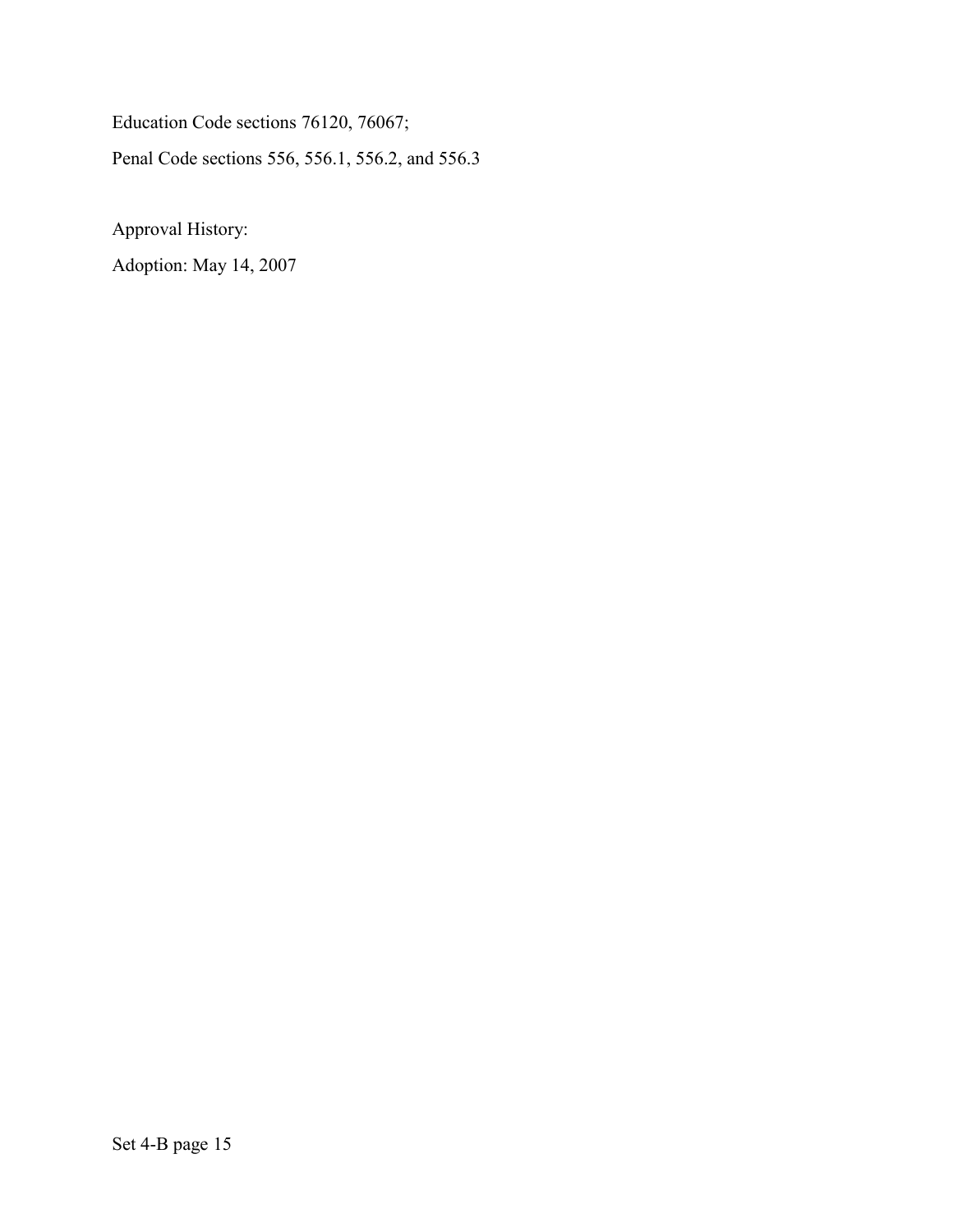Education Code sections 76120, 76067;

Penal Code sections 556, 556.1, 556.2, and 556.3

Approval History:

Adoption: May 14, 2007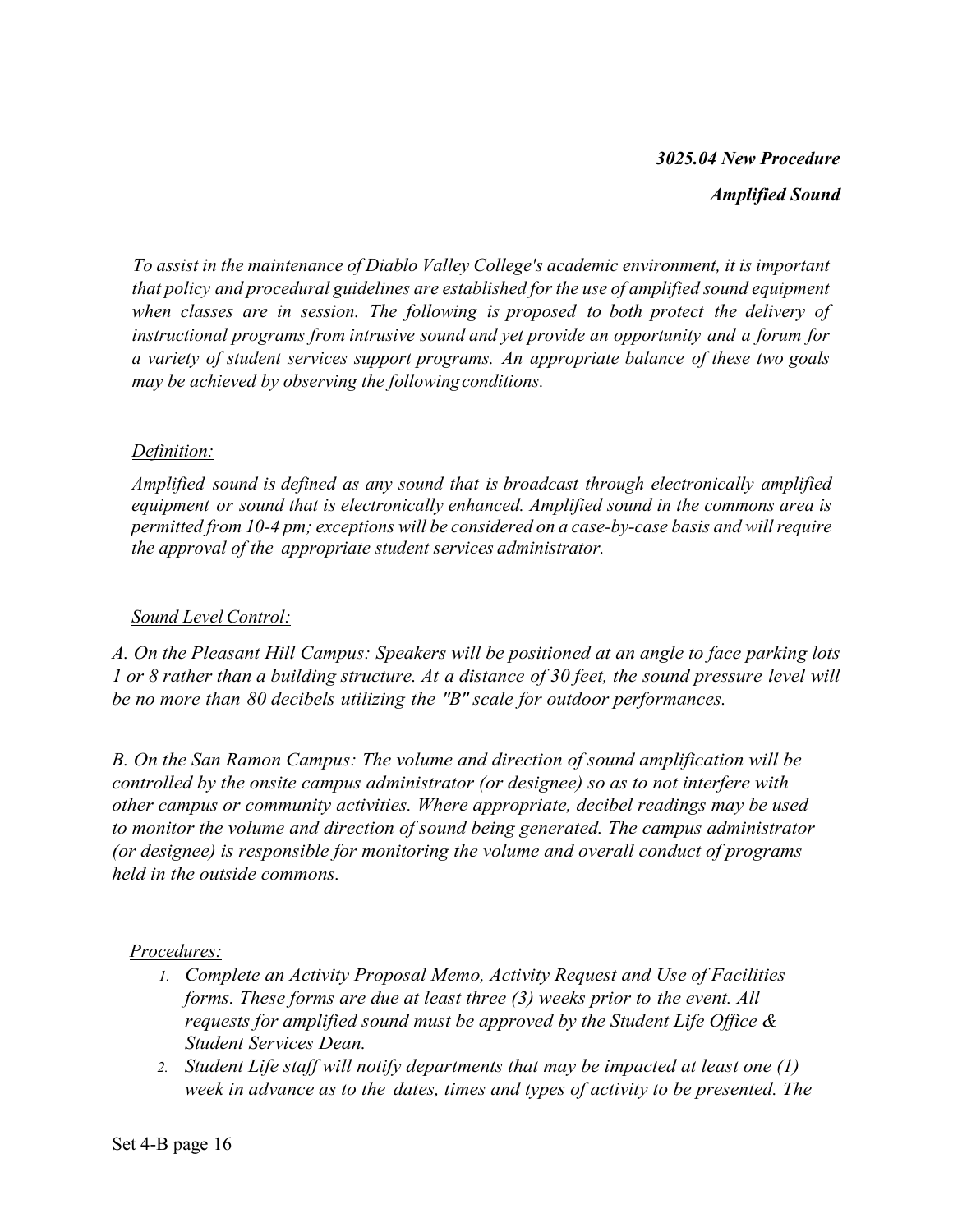***3025.04 New Procedure***

***Amplified Sound***

*To assist in the maintenance of Diablo Valley College's academic environment, it is important that policy and procedural guidelines are established for the use of amplified sound equipment when classes are in session. The following is proposed to both protect the delivery of instructional programs from intrusive sound and yet provide an opportunity and a forum for a variety of student services support programs. An appropriate balance of these two goals may be achieved by observing the following conditions.*

*Definition:*

*Amplified sound is defined as any sound that is broadcast through electronically amplified equipment or sound that is electronically enhanced. Amplified sound in the commons area is permitted from 10-4 pm; exceptions will be considered on a case-by-case basis and will require the approval of the appropriate student services administrator.*

*Sound Level Control:*

*A. On the Pleasant Hill Campus: Speakers will be positioned at an angle to face parking lots 1 or 8 rather than a building structure. At a distance of 30 feet, the sound pressure level will be no more than 80 decibels utilizing the "B" scale for outdoor performances.*

*B. On the San Ramon Campus: The volume and direction of sound amplification will be controlled by the onsite campus administrator (or designee) so as to not interfere with other campus or community activities. Where appropriate, decibel readings may be used to monitor the volume and direction of sound being generated. The campus administrator (or designee) is responsible for monitoring the volume and overall conduct of programs held in the outside commons.*

*Procedures:*

1. *Complete an Activity Proposal Memo, Activity Request and Use of Facilities forms. These forms are due at least three (3) weeks prior to the event. All requests for amplified sound must be approved by the Student Life Office & Student Services Dean.*
2. *Student Life staff will notify departments that may be impacted at least one (1) week in advance as to the dates, times and types of activity to be presented. The*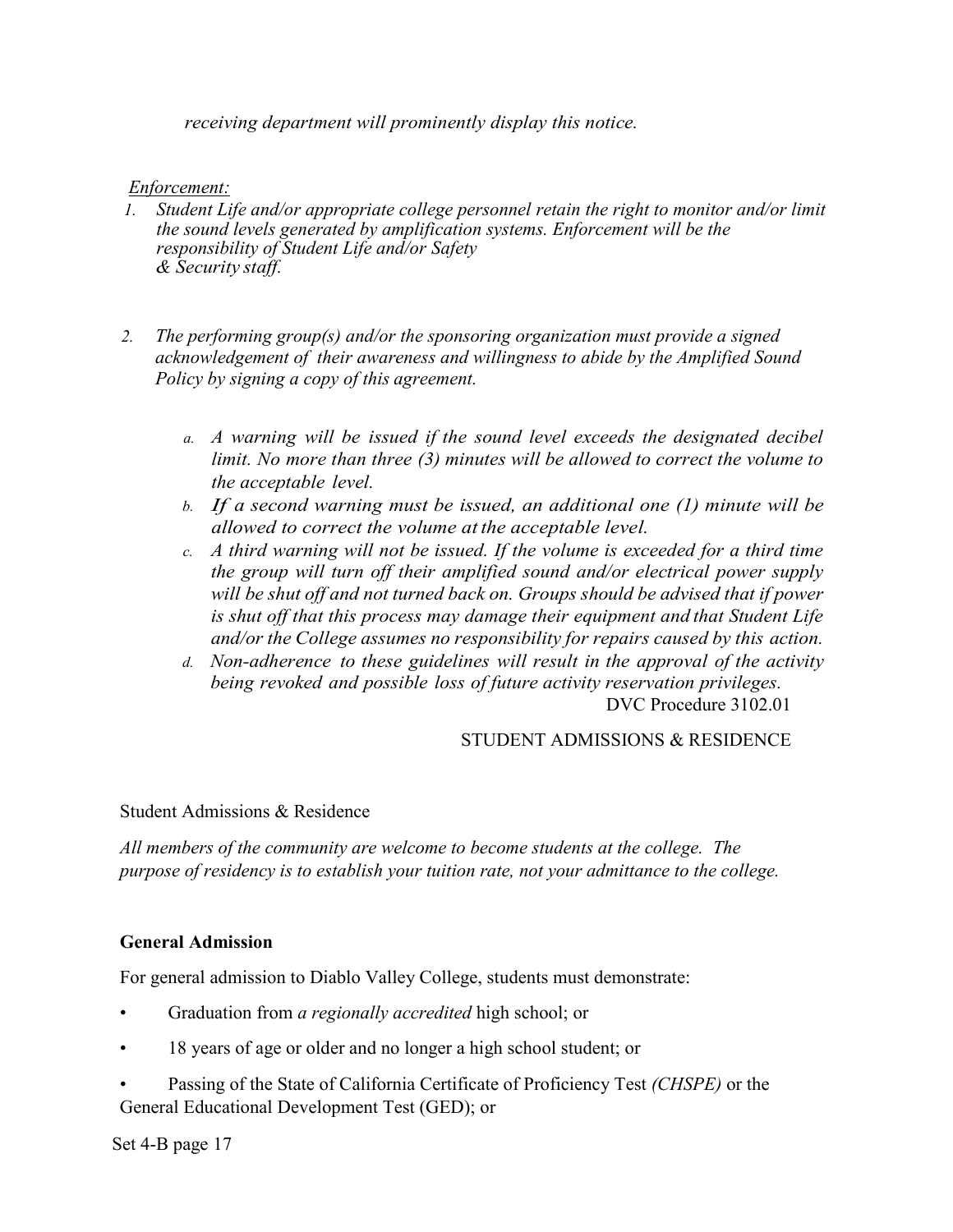*receiving department will prominently display this notice.*

*Enforcement:*

1. *Student Life and/or appropriate college personnel retain the right to monitor and/or limit the sound levels generated by amplification systems. Enforcement will be the responsibility of Student Life and/or Safety & Security staff.*

2. *The performing group(s) and/or the sponsoring organization must provide a signed acknowledgement of their awareness and willingness to abide by the Amplified Sound Policy by signing a copy of this agreement.*

   a. *A warning will be issued if the sound level exceeds the designated decibel limit. No more than three (3) minutes will be allowed to correct the volume to the acceptable level.*
   b. *If a second warning must be issued, an additional one (1) minute will be allowed to correct the volume at the acceptable level.*
   c. *A third warning will not be issued. If the volume is exceeded for a third time the group will turn off their amplified sound and/or electrical power supply will be shut off and not turned back on. Groups should be advised that if power is shut off that this process may damage their equipment and that Student Life and/or the College assumes no responsibility for repairs caused by this action.*
   d. *Non-adherence to these guidelines will result in the approval of the activity being revoked and possible loss of future activity reservation privileges.*

DVC Procedure 3102.01

STUDENT ADMISSIONS & RESIDENCE

Student Admissions & Residence

*All members of the community are welcome to become students at the college. The purpose of residency is to establish your tuition rate, not your admittance to the college.*

**General Admission**

For general admission to Diablo Valley College, students must demonstrate:

- Graduation from *a regionally accredited* high school; or
- 18 years of age or older and no longer a high school student; or
- Passing of the State of California Certificate of Proficiency Test *(CHSPE)* or the General Educational Development Test (GED); or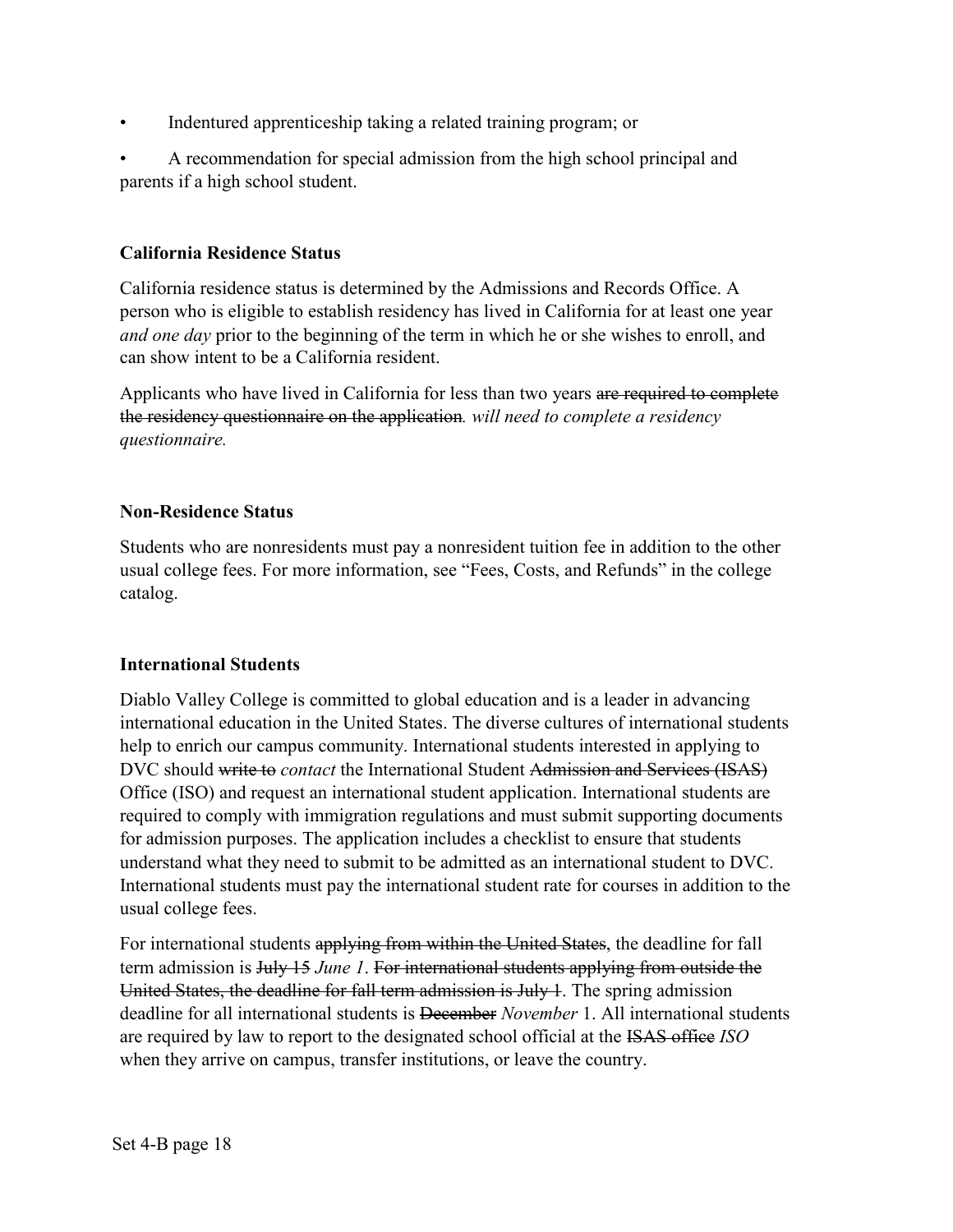- Indentured apprenticeship taking a related training program; or
- A recommendation for special admission from the high school principal and parents if a high school student.

**California Residence Status**

California residence status is determined by the Admissions and Records Office. A person who is eligible to establish residency has lived in California for at least one year *and one day* prior to the beginning of the term in which he or she wishes to enroll, and can show intent to be a California resident.

Applicants who have lived in California for less than two years ~~are required to complete the residency questionnaire on the application~~*. will need to complete a residency questionnaire.*

**Non-Residence Status**

Students who are nonresidents must pay a nonresident tuition fee in addition to the other usual college fees. For more information, see "Fees, Costs, and Refunds" in the college catalog.

**International Students**

Diablo Valley College is committed to global education and is a leader in advancing international education in the United States. The diverse cultures of international students help to enrich our campus community. International students interested in applying to DVC should ~~write to~~ *contact* the International Student ~~Admission and Services (ISAS)~~ Office (ISO) and request an international student application. International students are required to comply with immigration regulations and must submit supporting documents for admission purposes. The application includes a checklist to ensure that students understand what they need to submit to be admitted as an international student to DVC. International students must pay the international student rate for courses in addition to the usual college fees.

For international students ~~applying from within the United States~~, the deadline for fall term admission is ~~July 15~~ *June 1*. ~~For international students applying from outside the United States, the deadline for fall term admission is July 1~~. The spring admission deadline for all international students is ~~December~~ *November* 1. All international students are required by law to report to the designated school official at the ~~ISAS office~~ *ISO* when they arrive on campus, transfer institutions, or leave the country.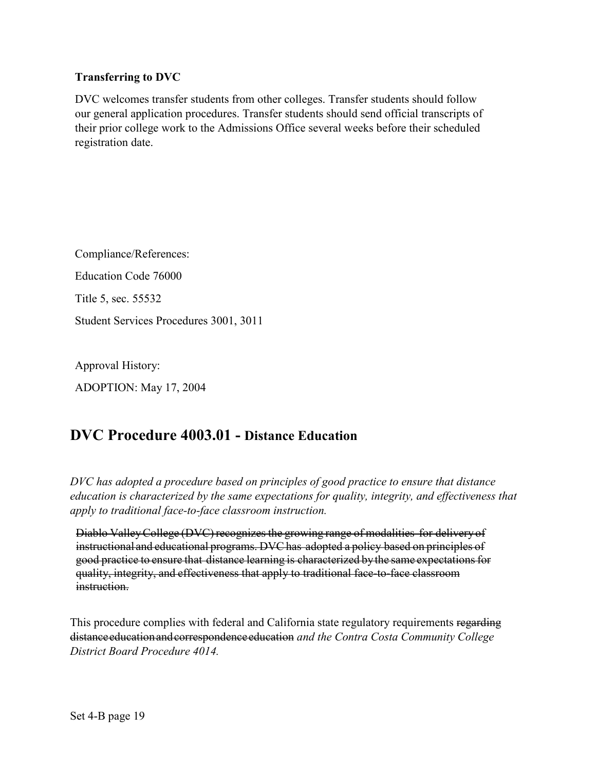**Transferring to DVC**

DVC welcomes transfer students from other colleges. Transfer students should follow our general application procedures. Transfer students should send official transcripts of their prior college work to the Admissions Office several weeks before their scheduled registration date.

Compliance/References:

Education Code 76000

Title 5, sec. 55532

Student Services Procedures 3001, 3011

Approval History:

ADOPTION: May 17, 2004

## DVC Procedure 4003.01 - Distance Education

*DVC has adopted a procedure based on principles of good practice to ensure that distance education is characterized by the same expectations for quality, integrity, and effectiveness that apply to traditional face-to-face classroom instruction.*

~~Diablo Valley College (DVC) recognizes the growing range of modalities for delivery of instructional and educational programs. DVC has adopted a policy based on principles of good practice to ensure that distance learning is characterized by the same expectations for quality, integrity, and effectiveness that apply to traditional face-to-face classroom instruction.~~

This procedure complies with federal and California state regulatory requirements ~~regarding distance education and correspondence education~~ *and the Contra Costa Community College District Board Procedure 4014.*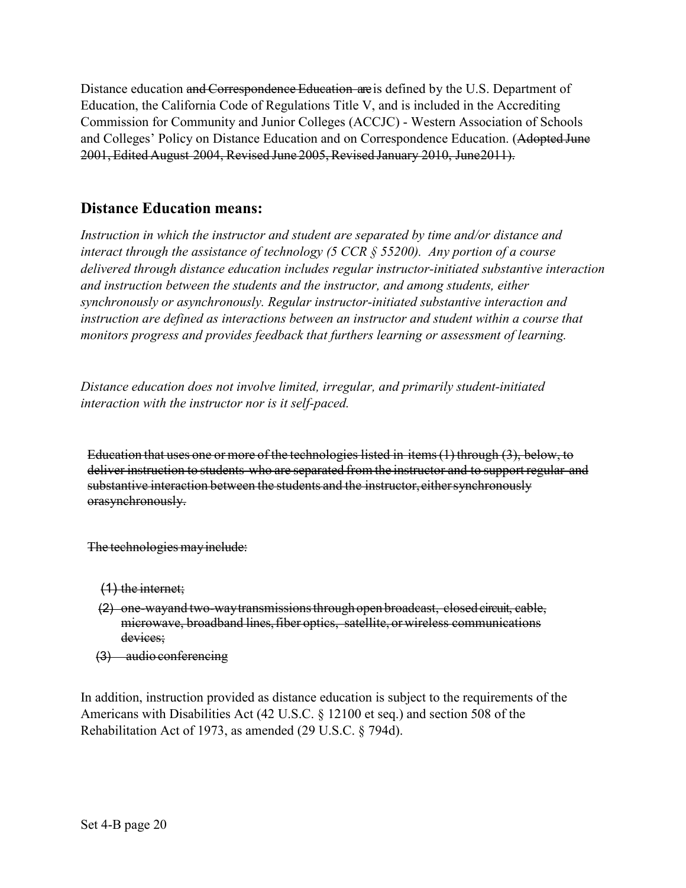Distance education ~~and Correspondence Education are~~ is defined by the U.S. Department of Education, the California Code of Regulations Title V, and is included in the Accrediting Commission for Community and Junior Colleges (ACCJC) - Western Association of Schools and Colleges' Policy on Distance Education and on Correspondence Education. (~~Adopted June 2001, Edited August 2004, Revised June 2005, Revised January 2010, June2011).~~

## Distance Education means:

*Instruction in which the instructor and student are separated by time and/or distance and interact through the assistance of technology (5 CCR § 55200). Any portion of a course delivered through distance education includes regular instructor-initiated substantive interaction and instruction between the students and the instructor, and among students, either synchronously or asynchronously. Regular instructor-initiated substantive interaction and instruction are defined as interactions between an instructor and student within a course that monitors progress and provides feedback that furthers learning or assessment of learning.*

*Distance education does not involve limited, irregular, and primarily student-initiated interaction with the instructor nor is it self-paced.*

~~Education that uses one or more of the technologies listed in items (1) through (3), below, to deliver instruction to students who are separated from the instructor and to support regular and substantive interaction between the students and the instructor, either synchronously orasynchronously.~~

~~The technologies may include:~~

~~(1) the internet;~~

~~(2) one-wayand two-waytransmissions through open broadcast, closed circuit, cable, microwave, broadband lines, fiber optics, satellite, or wireless communications devices;~~

~~(3) audio conferencing~~

In addition, instruction provided as distance education is subject to the requirements of the Americans with Disabilities Act (42 U.S.C. § 12100 et seq.) and section 508 of the Rehabilitation Act of 1973, as amended (29 U.S.C. § 794d).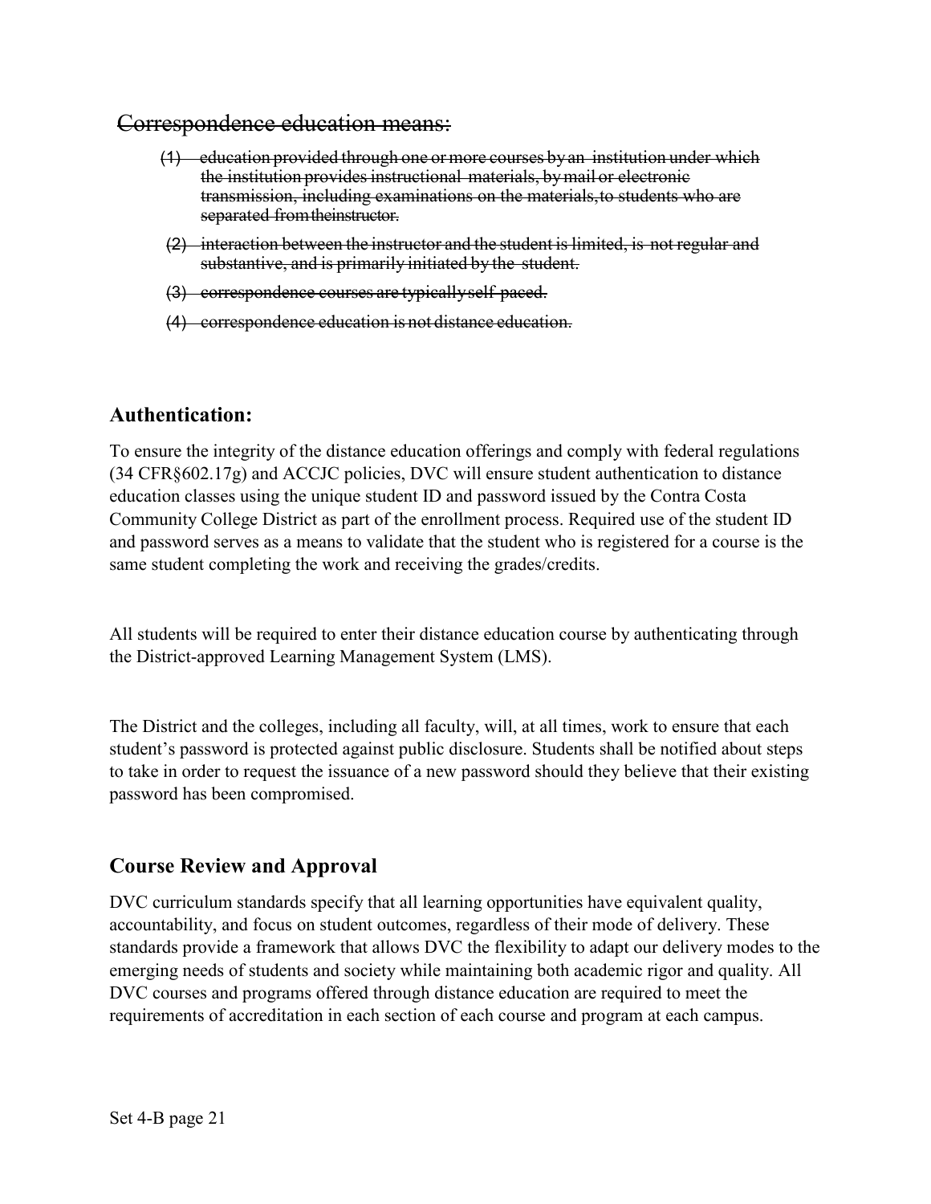~~Correspondence education means:~~

~~(1) education provided through one or more courses by an institution under which the institution provides instructional materials, by mail or electronic transmission, including examinations on the materials, to students who are separated from the instructor.~~

~~(2) interaction between the instructor and the student is limited, is not regular and substantive, and is primarily initiated by the student.~~

~~(3) correspondence courses are typically self-paced.~~

~~(4) correspondence education is not distance education.~~

## Authentication:

To ensure the integrity of the distance education offerings and comply with federal regulations (34 CFR§602.17g) and ACCJC policies, DVC will ensure student authentication to distance education classes using the unique student ID and password issued by the Contra Costa Community College District as part of the enrollment process. Required use of the student ID and password serves as a means to validate that the student who is registered for a course is the same student completing the work and receiving the grades/credits.

All students will be required to enter their distance education course by authenticating through the District-approved Learning Management System (LMS).

The District and the colleges, including all faculty, will, at all times, work to ensure that each student's password is protected against public disclosure. Students shall be notified about steps to take in order to request the issuance of a new password should they believe that their existing password has been compromised.

## Course Review and Approval

DVC curriculum standards specify that all learning opportunities have equivalent quality, accountability, and focus on student outcomes, regardless of their mode of delivery. These standards provide a framework that allows DVC the flexibility to adapt our delivery modes to the emerging needs of students and society while maintaining both academic rigor and quality. All DVC courses and programs offered through distance education are required to meet the requirements of accreditation in each section of each course and program at each campus.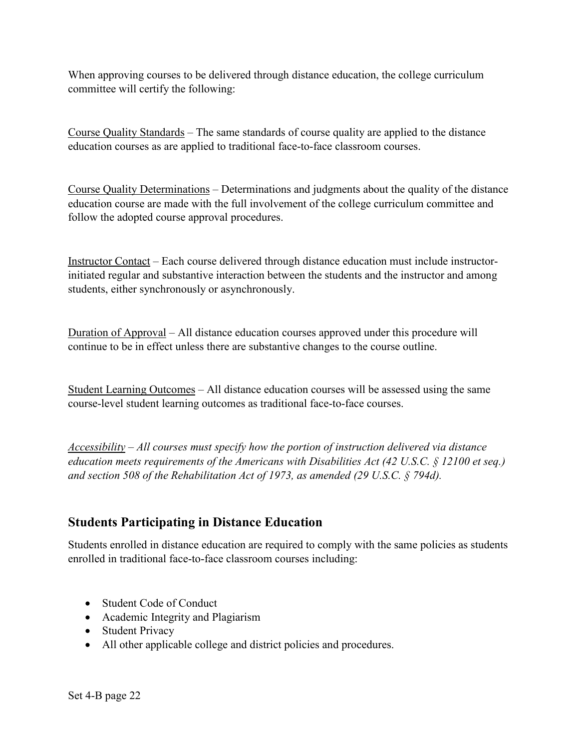When approving courses to be delivered through distance education, the college curriculum committee will certify the following:

Course Quality Standards – The same standards of course quality are applied to the distance education courses as are applied to traditional face-to-face classroom courses.

Course Quality Determinations – Determinations and judgments about the quality of the distance education course are made with the full involvement of the college curriculum committee and follow the adopted course approval procedures.

Instructor Contact – Each course delivered through distance education must include instructor-initiated regular and substantive interaction between the students and the instructor and among students, either synchronously or asynchronously.

Duration of Approval – All distance education courses approved under this procedure will continue to be in effect unless there are substantive changes to the course outline.

Student Learning Outcomes – All distance education courses will be assessed using the same course-level student learning outcomes as traditional face-to-face courses.

*Accessibility – All courses must specify how the portion of instruction delivered via distance education meets requirements of the Americans with Disabilities Act (42 U.S.C. § 12100 et seq.) and section 508 of the Rehabilitation Act of 1973, as amended (29 U.S.C. § 794d).*

## Students Participating in Distance Education

Students enrolled in distance education are required to comply with the same policies as students enrolled in traditional face-to-face classroom courses including:

- Student Code of Conduct
- Academic Integrity and Plagiarism
- Student Privacy
- All other applicable college and district policies and procedures.

Set 4-B page 22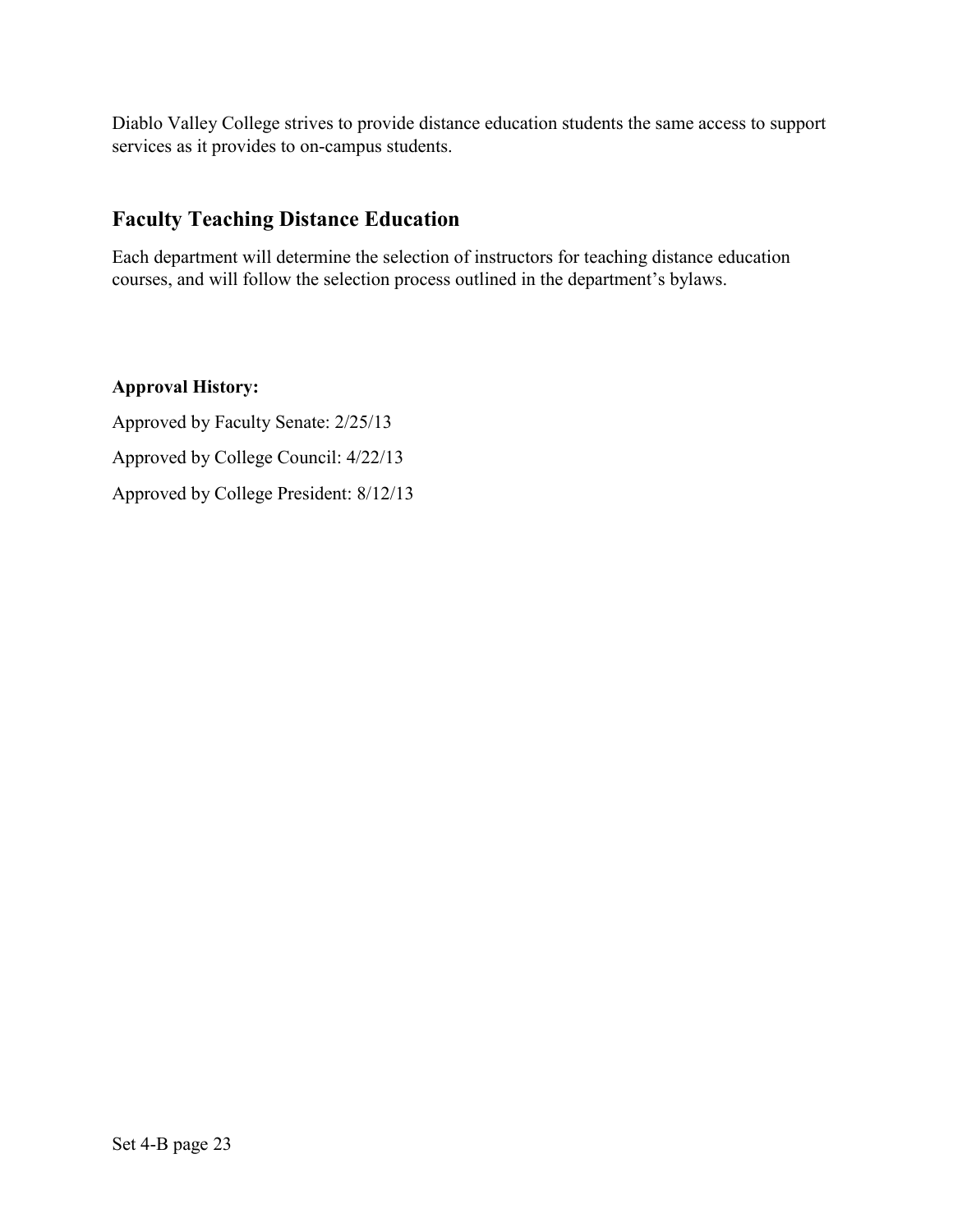Diablo Valley College strives to provide distance education students the same access to support services as it provides to on-campus students.

## Faculty Teaching Distance Education

Each department will determine the selection of instructors for teaching distance education courses, and will follow the selection process outlined in the department's bylaws.

**Approval History:**

Approved by Faculty Senate: 2/25/13

Approved by College Council: 4/22/13

Approved by College President: 8/12/13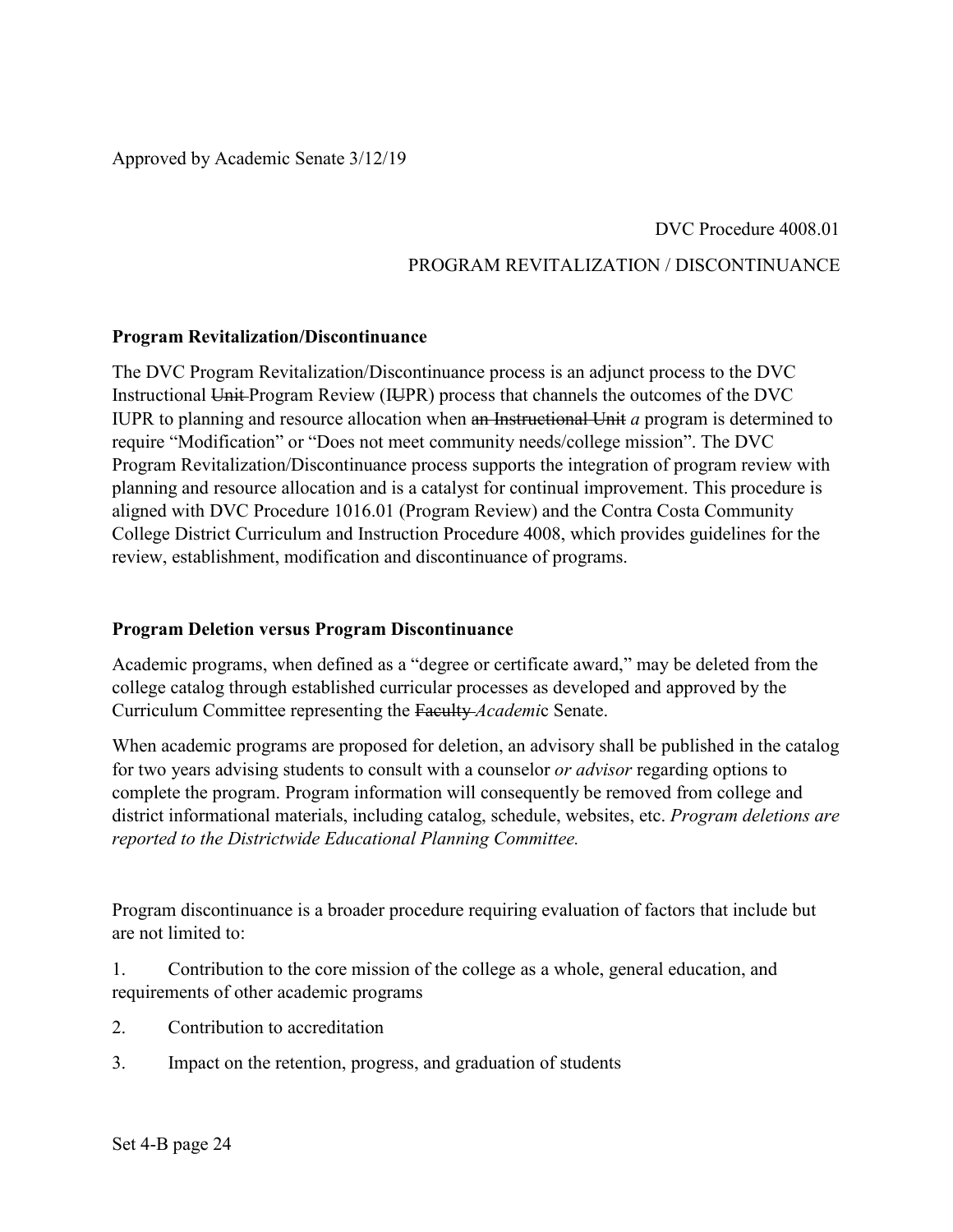Approved by Academic Senate 3/12/19

DVC Procedure 4008.01

PROGRAM REVITALIZATION / DISCONTINUANCE

**Program Revitalization/Discontinuance**

The DVC Program Revitalization/Discontinuance process is an adjunct process to the DVC Instructional ~~Unit~~ Program Review (I~~U~~PR) process that channels the outcomes of the DVC IUPR to planning and resource allocation when ~~an Instructional Unit~~ *a* program is determined to require "Modification" or "Does not meet community needs/college mission". The DVC Program Revitalization/Discontinuance process supports the integration of program review with planning and resource allocation and is a catalyst for continual improvement. This procedure is aligned with DVC Procedure 1016.01 (Program Review) and the Contra Costa Community College District Curriculum and Instruction Procedure 4008, which provides guidelines for the review, establishment, modification and discontinuance of programs.

**Program Deletion versus Program Discontinuance**

Academic programs, when defined as a "degree or certificate award," may be deleted from the college catalog through established curricular processes as developed and approved by the Curriculum Committee representing the ~~Faculty~~ *Academi*c Senate.

When academic programs are proposed for deletion, an advisory shall be published in the catalog for two years advising students to consult with a counselor *or advisor* regarding options to complete the program. Program information will consequently be removed from college and district informational materials, including catalog, schedule, websites, etc. *Program deletions are reported to the Districtwide Educational Planning Committee.*

Program discontinuance is a broader procedure requiring evaluation of factors that include but are not limited to:

1. Contribution to the core mission of the college as a whole, general education, and requirements of other academic programs
2. Contribution to accreditation
3. Impact on the retention, progress, and graduation of students

Set 4-B page 24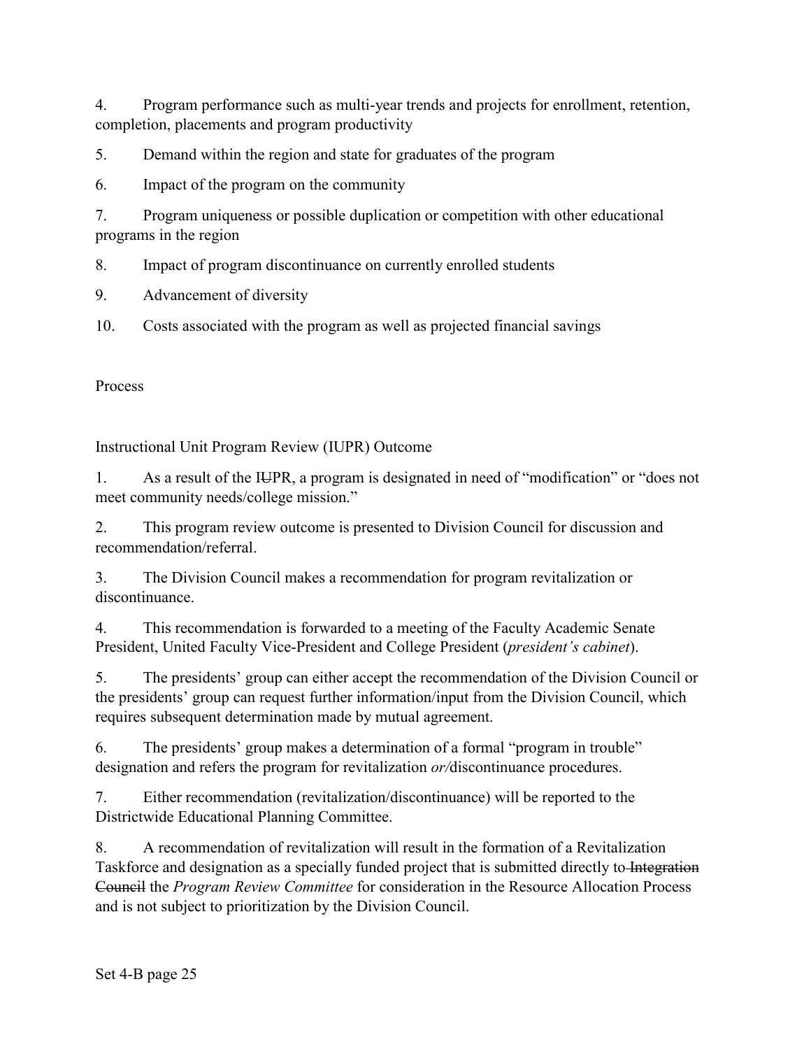4. Program performance such as multi-year trends and projects for enrollment, retention, completion, placements and program productivity

5. Demand within the region and state for graduates of the program

6. Impact of the program on the community

7. Program uniqueness or possible duplication or competition with other educational programs in the region

8. Impact of program discontinuance on currently enrolled students

9. Advancement of diversity

10. Costs associated with the program as well as projected financial savings

Process

Instructional Unit Program Review (IUPR) Outcome

1. As a result of the I~~U~~PR, a program is designated in need of "modification" or "does not meet community needs/college mission."

2. This program review outcome is presented to Division Council for discussion and recommendation/referral.

3. The Division Council makes a recommendation for program revitalization or discontinuance.

4. This recommendation is forwarded to a meeting of the Faculty Academic Senate President, United Faculty Vice-President and College President (*president's cabinet*).

5. The presidents' group can either accept the recommendation of the Division Council or the presidents' group can request further information/input from the Division Council, which requires subsequent determination made by mutual agreement.

6. The presidents' group makes a determination of a formal "program in trouble" designation and refers the program for revitalization *or/*discontinuance procedures.

7. Either recommendation (revitalization/discontinuance) will be reported to the Districtwide Educational Planning Committee.

8. A recommendation of revitalization will result in the formation of a Revitalization Taskforce and designation as a specially funded project that is submitted directly to ~~Integration Council~~ the *Program Review Committee* for consideration in the Resource Allocation Process and is not subject to prioritization by the Division Council.

Set 4-B page 25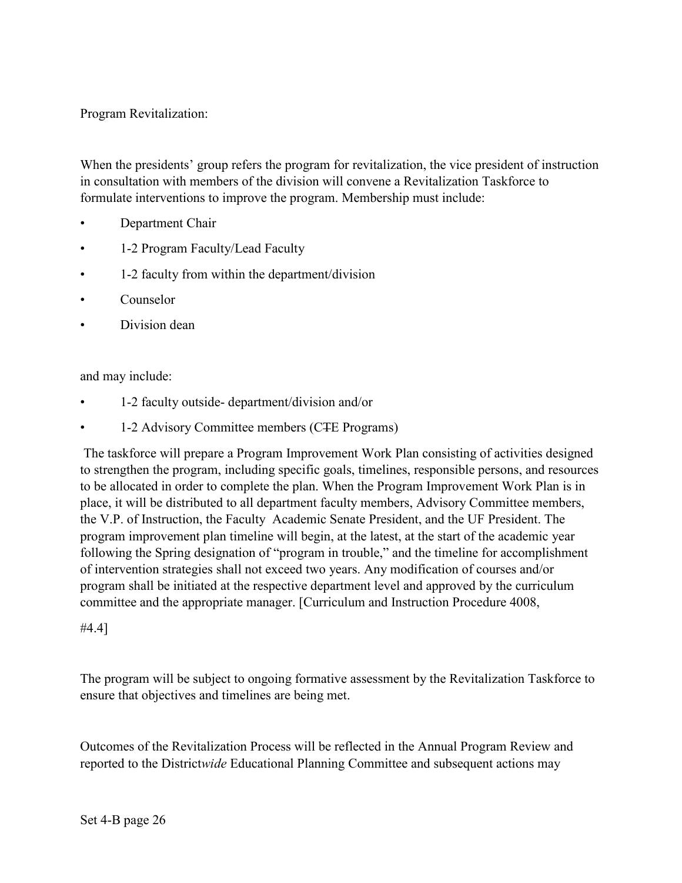Program Revitalization:

When the presidents' group refers the program for revitalization, the vice president of instruction in consultation with members of the division will convene a Revitalization Taskforce to formulate interventions to improve the program. Membership must include:

- Department Chair
- 1-2 Program Faculty/Lead Faculty
- 1-2 faculty from within the department/division
- Counselor
- Division dean

and may include:

- 1-2 faculty outside- department/division and/or
- 1-2 Advisory Committee members (CTE Programs)

The taskforce will prepare a Program Improvement Work Plan consisting of activities designed to strengthen the program, including specific goals, timelines, responsible persons, and resources to be allocated in order to complete the plan. When the Program Improvement Work Plan is in place, it will be distributed to all department faculty members, Advisory Committee members, the V.P. of Instruction, the Faculty Academic Senate President, and the UF President. The program improvement plan timeline will begin, at the latest, at the start of the academic year following the Spring designation of "program in trouble," and the timeline for accomplishment of intervention strategies shall not exceed two years. Any modification of courses and/or program shall be initiated at the respective department level and approved by the curriculum committee and the appropriate manager. [Curriculum and Instruction Procedure 4008, #4.4]

The program will be subject to ongoing formative assessment by the Revitalization Taskforce to ensure that objectives and timelines are being met.

Outcomes of the Revitalization Process will be reflected in the Annual Program Review and reported to the District*wide* Educational Planning Committee and subsequent actions may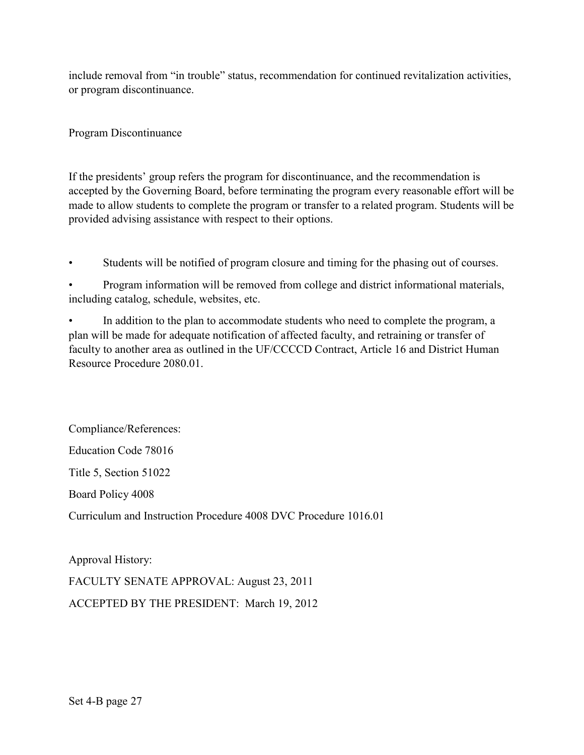include removal from “in trouble” status, recommendation for continued revitalization activities, or program discontinuance.

## Program Discontinuance

If the presidents’ group refers the program for discontinuance, and the recommendation is accepted by the Governing Board, before terminating the program every reasonable effort will be made to allow students to complete the program or transfer to a related program. Students will be provided advising assistance with respect to their options.

- Students will be notified of program closure and timing for the phasing out of courses.
- Program information will be removed from college and district informational materials, including catalog, schedule, websites, etc.
- In addition to the plan to accommodate students who need to complete the program, a plan will be made for adequate notification of affected faculty, and retraining or transfer of faculty to another area as outlined in the UF/CCCCD Contract, Article 16 and District Human Resource Procedure 2080.01.

Compliance/References:

Education Code 78016

Title 5, Section 51022

Board Policy 4008

Curriculum and Instruction Procedure 4008 DVC Procedure 1016.01

Approval History:

FACULTY SENATE APPROVAL: August 23, 2011

ACCEPTED BY THE PRESIDENT: March 19, 2012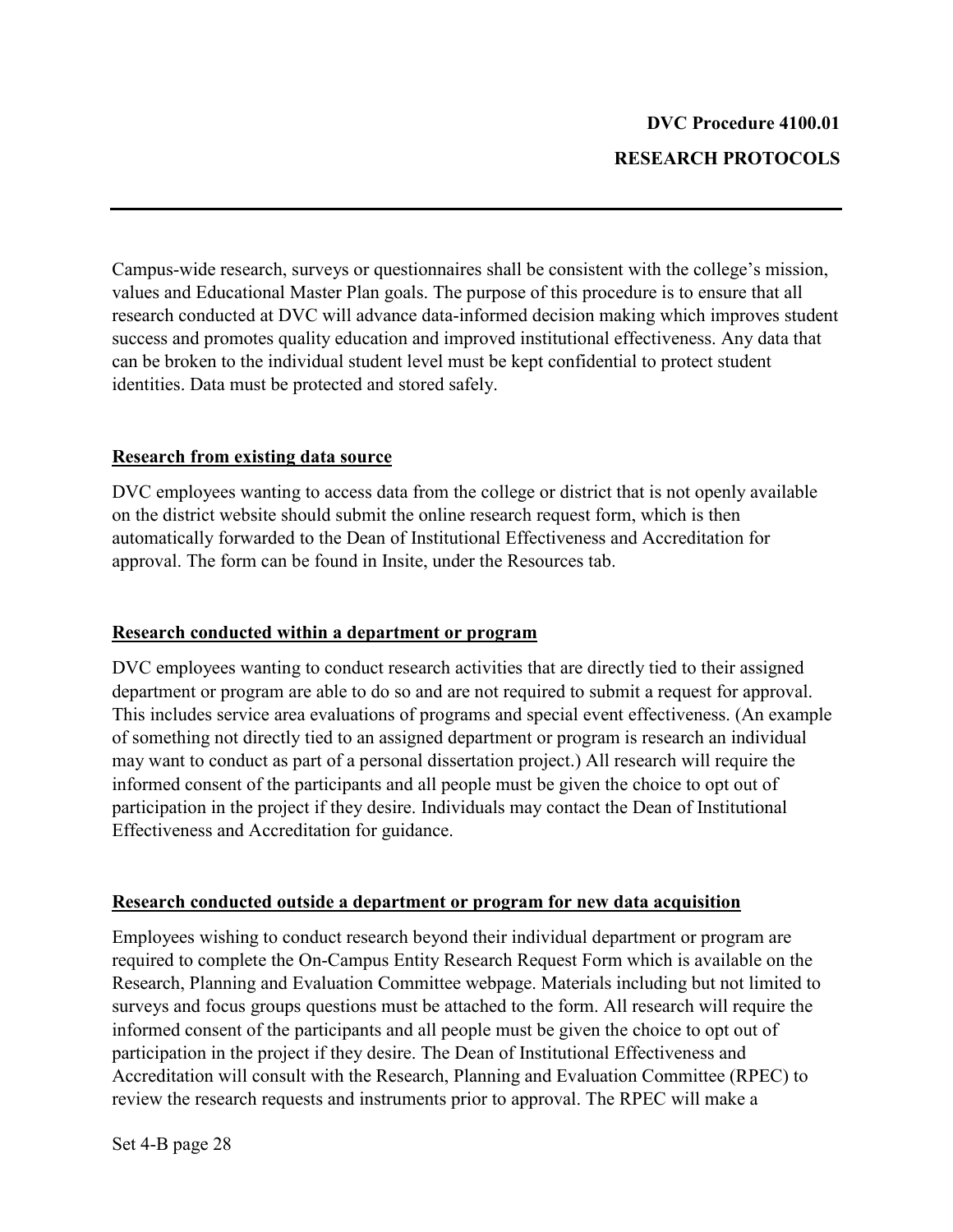**DVC Procedure 4100.01**

**RESEARCH PROTOCOLS**

---

Campus-wide research, surveys or questionnaires shall be consistent with the college's mission, values and Educational Master Plan goals. The purpose of this procedure is to ensure that all research conducted at DVC will advance data-informed decision making which improves student success and promotes quality education and improved institutional effectiveness. Any data that can be broken to the individual student level must be kept confidential to protect student identities. Data must be protected and stored safely.

## Research from existing data source

DVC employees wanting to access data from the college or district that is not openly available on the district website should submit the online research request form, which is then automatically forwarded to the Dean of Institutional Effectiveness and Accreditation for approval. The form can be found in Insite, under the Resources tab.

## Research conducted within a department or program

DVC employees wanting to conduct research activities that are directly tied to their assigned department or program are able to do so and are not required to submit a request for approval. This includes service area evaluations of programs and special event effectiveness. (An example of something not directly tied to an assigned department or program is research an individual may want to conduct as part of a personal dissertation project.) All research will require the informed consent of the participants and all people must be given the choice to opt out of participation in the project if they desire. Individuals may contact the Dean of Institutional Effectiveness and Accreditation for guidance.

## Research conducted outside a department or program for new data acquisition

Employees wishing to conduct research beyond their individual department or program are required to complete the On-Campus Entity Research Request Form which is available on the Research, Planning and Evaluation Committee webpage. Materials including but not limited to surveys and focus groups questions must be attached to the form. All research will require the informed consent of the participants and all people must be given the choice to opt out of participation in the project if they desire. The Dean of Institutional Effectiveness and Accreditation will consult with the Research, Planning and Evaluation Committee (RPEC) to review the research requests and instruments prior to approval. The RPEC will make a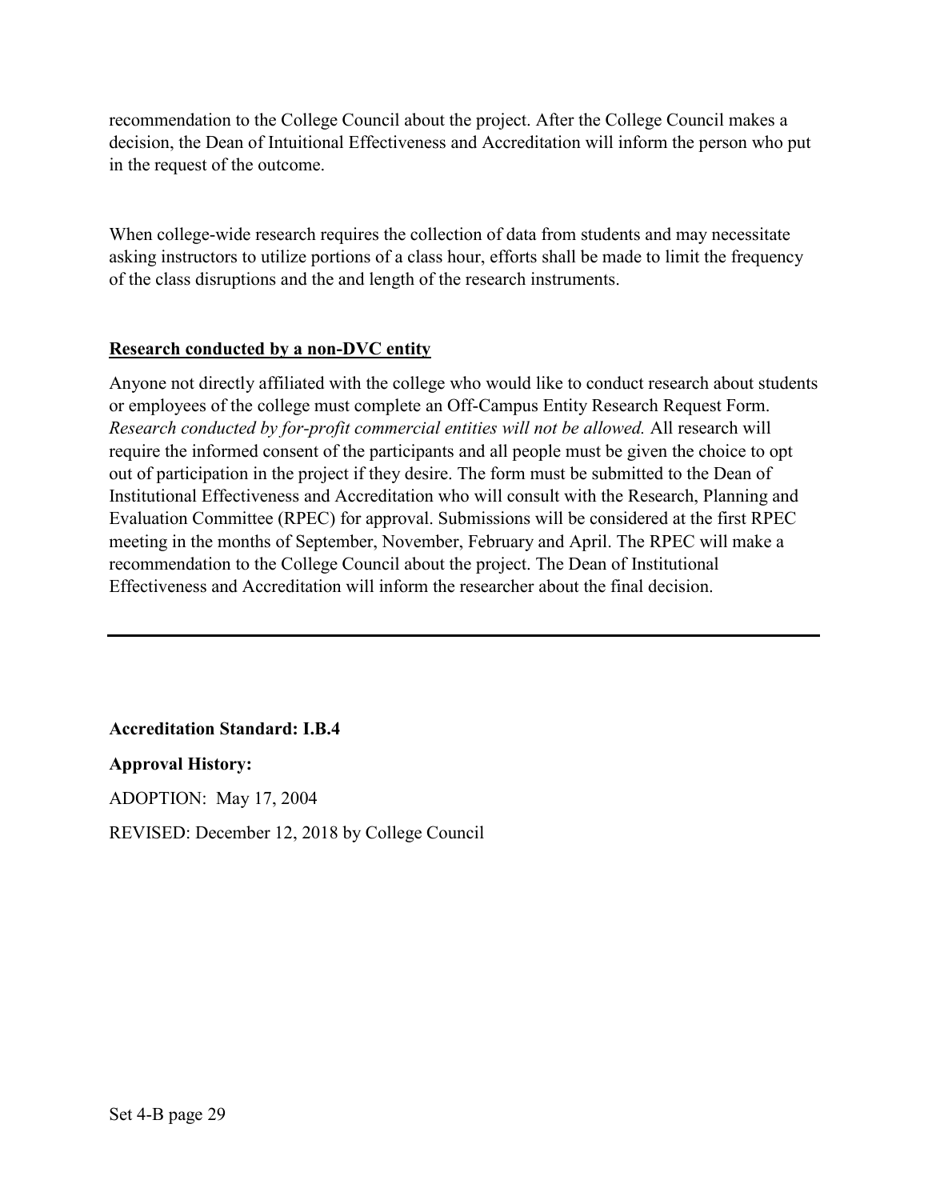recommendation to the College Council about the project. After the College Council makes a decision, the Dean of Intuitional Effectiveness and Accreditation will inform the person who put in the request of the outcome.

When college-wide research requires the collection of data from students and may necessitate asking instructors to utilize portions of a class hour, efforts shall be made to limit the frequency of the class disruptions and the and length of the research instruments.

**Research conducted by a non-DVC entity**

Anyone not directly affiliated with the college who would like to conduct research about students or employees of the college must complete an Off-Campus Entity Research Request Form. *Research conducted by for-profit commercial entities will not be allowed.* All research will require the informed consent of the participants and all people must be given the choice to opt out of participation in the project if they desire. The form must be submitted to the Dean of Institutional Effectiveness and Accreditation who will consult with the Research, Planning and Evaluation Committee (RPEC) for approval. Submissions will be considered at the first RPEC meeting in the months of September, November, February and April. The RPEC will make a recommendation to the College Council about the project. The Dean of Institutional Effectiveness and Accreditation will inform the researcher about the final decision.

---

**Accreditation Standard: I.B.4**

**Approval History:**

ADOPTION: May 17, 2004

REVISED: December 12, 2018 by College Council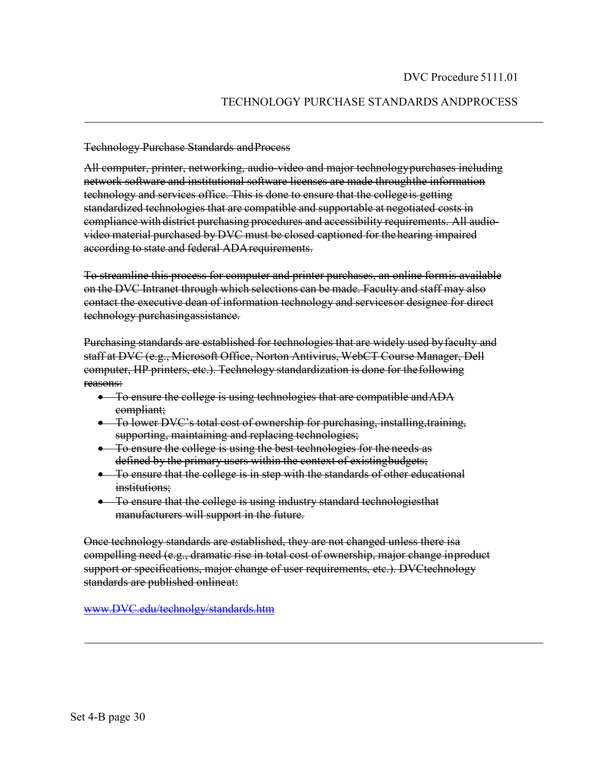DVC Procedure 5111.01

TECHNOLOGY PURCHASE STANDARDS ANDPROCESS

---

~~Technology Purchase Standards and Process~~

~~All computer, printer, networking, audio-video and major technology purchases including network software and institutional software licenses are made through the information technology and services office. This is done to ensure that the college is getting standardized technologies that are compatible and supportable at negotiated costs in compliance with district purchasing procedures and accessibility requirements. All audio-video material purchased by DVC must be closed captioned for the hearing impaired according to state and federal ADA requirements.~~

~~To streamline this process for computer and printer purchases, an online form is available on the DVC Intranet through which selections can be made. Faculty and staff may also contact the executive dean of information technology and services or designee for direct technology purchasing assistance.~~

~~Purchasing standards are established for technologies that are widely used by faculty and staff at DVC (e.g., Microsoft Office, Norton Antivirus, WebCT Course Manager, Dell computer, HP printers, etc.). Technology standardization is done for the following reasons:~~

- ~~To ensure the college is using technologies that are compatible and ADA compliant;~~
- ~~To lower DVC's total cost of ownership for purchasing, installing, training, supporting, maintaining and replacing technologies;~~
- ~~To ensure the college is using the best technologies for the needs as defined by the primary users within the context of existing budgets;~~
- ~~To ensure that the college is in step with the standards of other educational institutions;~~
- ~~To ensure that the college is using industry standard technologies that manufacturers will support in the future.~~

~~Once technology standards are established, they are not changed unless there is a compelling need (e.g., dramatic rise in total cost of ownership, major change in product support or specifications, major change of user requirements, etc.). DVC technology standards are published online at:~~

~~www.DVC.edu/technolgy/standards.htm~~

---

Set 4-B page 30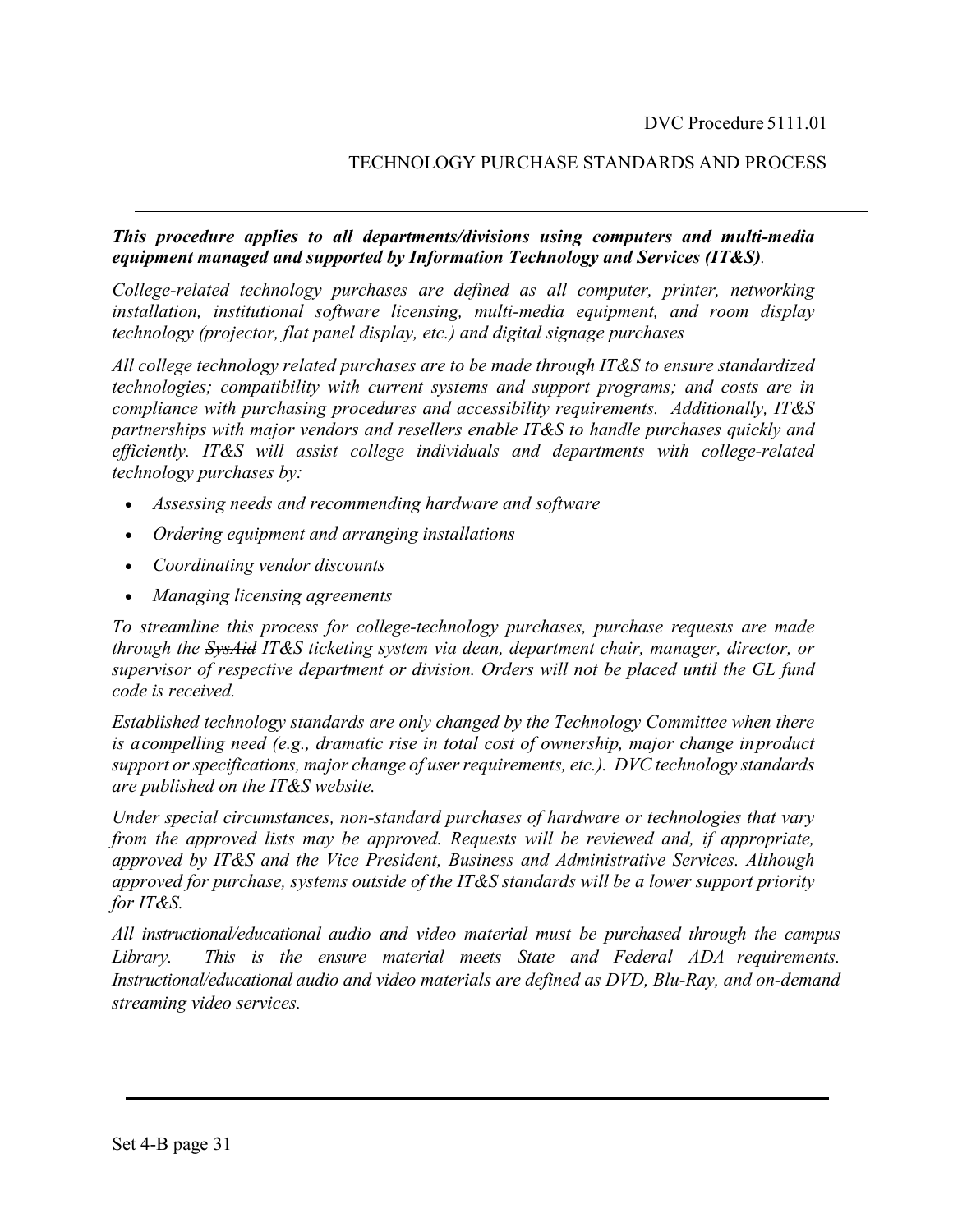DVC Procedure 5111.01

# TECHNOLOGY PURCHASE STANDARDS AND PROCESS

***This procedure applies to all departments/divisions using computers and multi-media equipment managed and supported by Information Technology and Services (IT&S).***

*College-related technology purchases are defined as all computer, printer, networking installation, institutional software licensing, multi-media equipment, and room display technology (projector, flat panel display, etc.) and digital signage purchases*

*All college technology related purchases are to be made through IT&S to ensure standardized technologies; compatibility with current systems and support programs; and costs are in compliance with purchasing procedures and accessibility requirements. Additionally, IT&S partnerships with major vendors and resellers enable IT&S to handle purchases quickly and efficiently. IT&S will assist college individuals and departments with college-related technology purchases by:*

- *Assessing needs and recommending hardware and software*
- *Ordering equipment and arranging installations*
- *Coordinating vendor discounts*
- *Managing licensing agreements*

*To streamline this process for college-technology purchases, purchase requests are made through the ~~SysAid~~ IT&S ticketing system via dean, department chair, manager, director, or supervisor of respective department or division. Orders will not be placed until the GL fund code is received.*

*Established technology standards are only changed by the Technology Committee when there is a compelling need (e.g., dramatic rise in total cost of ownership, major change in product support or specifications, major change of user requirements, etc.). DVC technology standards are published on the IT&S website.*

*Under special circumstances, non-standard purchases of hardware or technologies that vary from the approved lists may be approved. Requests will be reviewed and, if appropriate, approved by IT&S and the Vice President, Business and Administrative Services. Although approved for purchase, systems outside of the IT&S standards will be a lower support priority for IT&S.*

*All instructional/educational audio and video material must be purchased through the campus Library. This is the ensure material meets State and Federal ADA requirements. Instructional/educational audio and video materials are defined as DVD, Blu-Ray, and on-demand streaming video services.*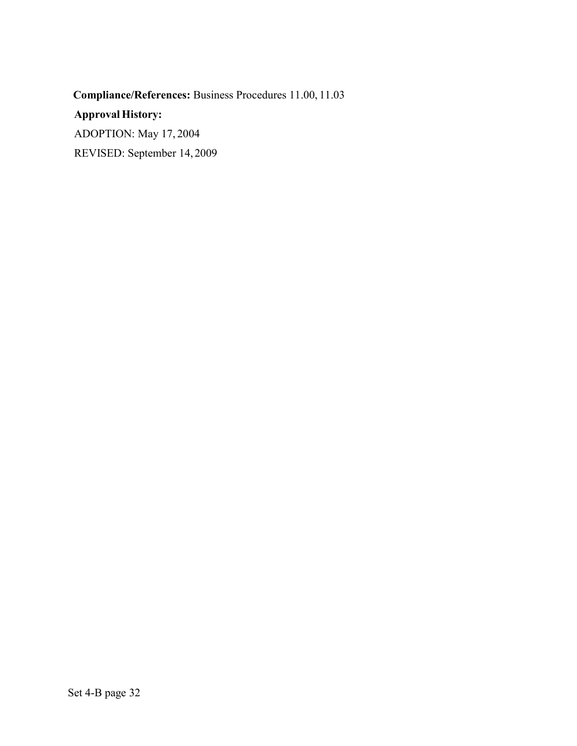**Compliance/References:** Business Procedures 11.00, 11.03

**Approval History:**

ADOPTION: May 17, 2004

REVISED: September 14, 2009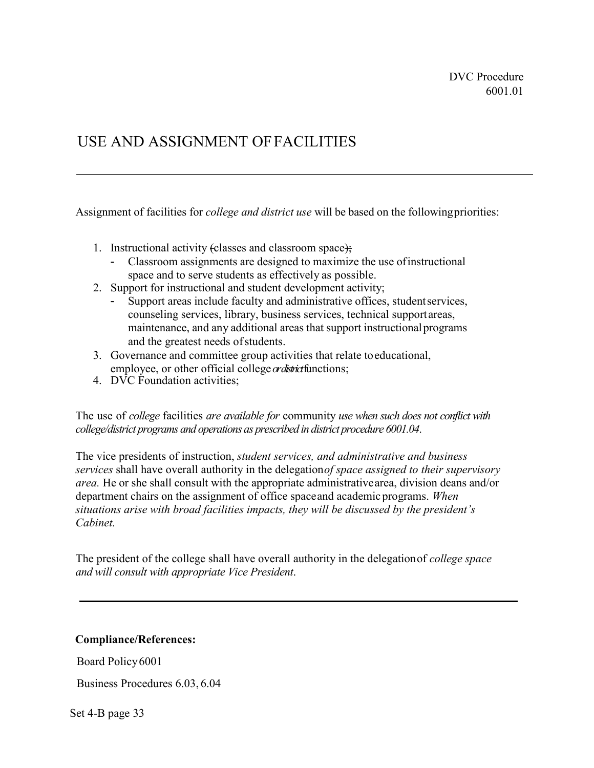DVC Procedure
6001.01

# USE AND ASSIGNMENT OF FACILITIES

---

Assignment of facilities for *college and district use* will be based on the following priorities:

1. Instructional activity ~~(~~classes and classroom space~~);~~
   - Classroom assignments are designed to maximize the use of instructional space and to serve students as effectively as possible.
2. Support for instructional and student development activity;
   - Support areas include faculty and administrative offices, student services, counseling services, library, business services, technical support areas, maintenance, and any additional areas that support instructional programs and the greatest needs of students.
3. Governance and committee group activities that relate to educational, employee, or other official college *or district* functions;
4. DVC Foundation activities;

The use of *college* facilities *are available for* community *use when such does not conflict with college/district programs and operations as prescribed in district procedure 6001.04*.

The vice presidents of instruction, *student services, and administrative and business services* shall have overall authority in the delegation *of space assigned to their supervisory area.* He or she shall consult with the appropriate administrative area, division deans and/or department chairs on the assignment of office space and academic programs. *When situations arise with broad facilities impacts, they will be discussed by the president's Cabinet.*

The president of the college shall have overall authority in the delegation of *college space and will consult with appropriate Vice President*.

---

**Compliance/References:**

Board Policy 6001

Business Procedures 6.03, 6.04

Set 4-B page 33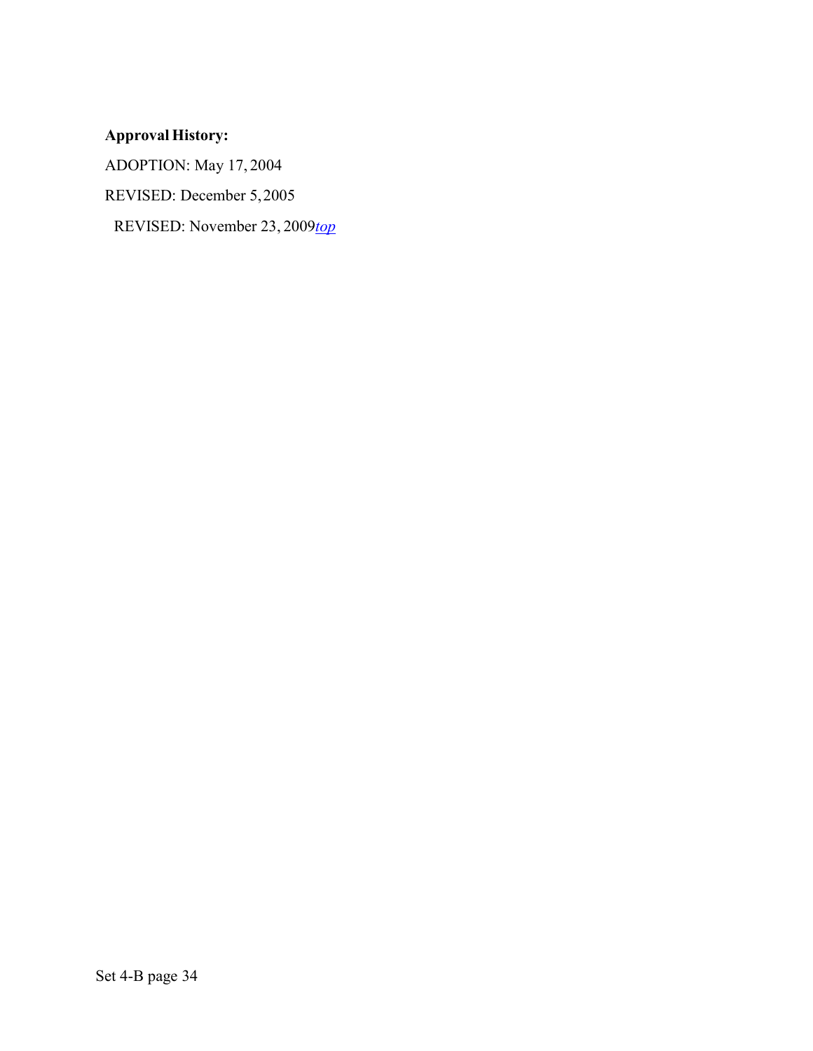**Approval History:**

ADOPTION: May 17, 2004

REVISED: December 5, 2005

REVISED: November 23, 2009*top*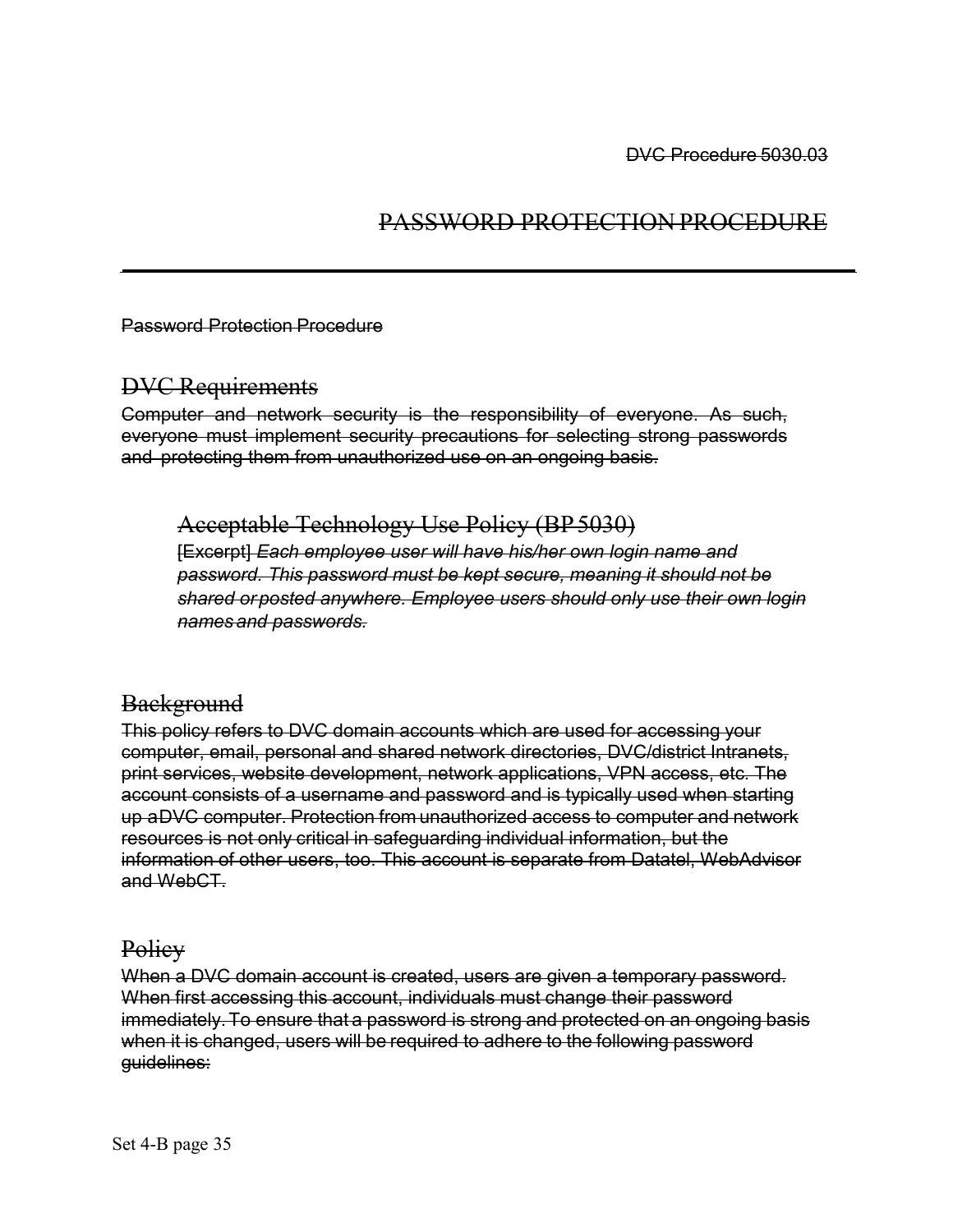~~DVC Procedure 5030.03~~

# ~~PASSWORD PROTECTION PROCEDURE~~

---

~~Password Protection Procedure~~

## ~~DVC Requirements~~

~~Computer and network security is the responsibility of everyone. As such, everyone must implement security precautions for selecting strong passwords and protecting them from unauthorized use on an ongoing basis.~~

### ~~Acceptable Technology Use Policy (BP 5030)~~

~~[Excerpt] *Each employee user will have his/her own login name and password. This password must be kept secure, meaning it should not be shared or posted anywhere. Employee users should only use their own login names and passwords.*~~

## ~~Background~~

~~This policy refers to DVC domain accounts which are used for accessing your computer, email, personal and shared network directories, DVC/district Intranets, print services, website development, network applications, VPN access, etc. The account consists of a username and password and is typically used when starting up a DVC computer. Protection from unauthorized access to computer and network resources is not only critical in safeguarding individual information, but the information of other users, too. This account is separate from Datatel, WebAdvisor and WebCT.~~

## ~~Policy~~

~~When a DVC domain account is created, users are given a temporary password. When first accessing this account, individuals must change their password immediately. To ensure that a password is strong and protected on an ongoing basis when it is changed, users will be required to adhere to the following password guidelines:~~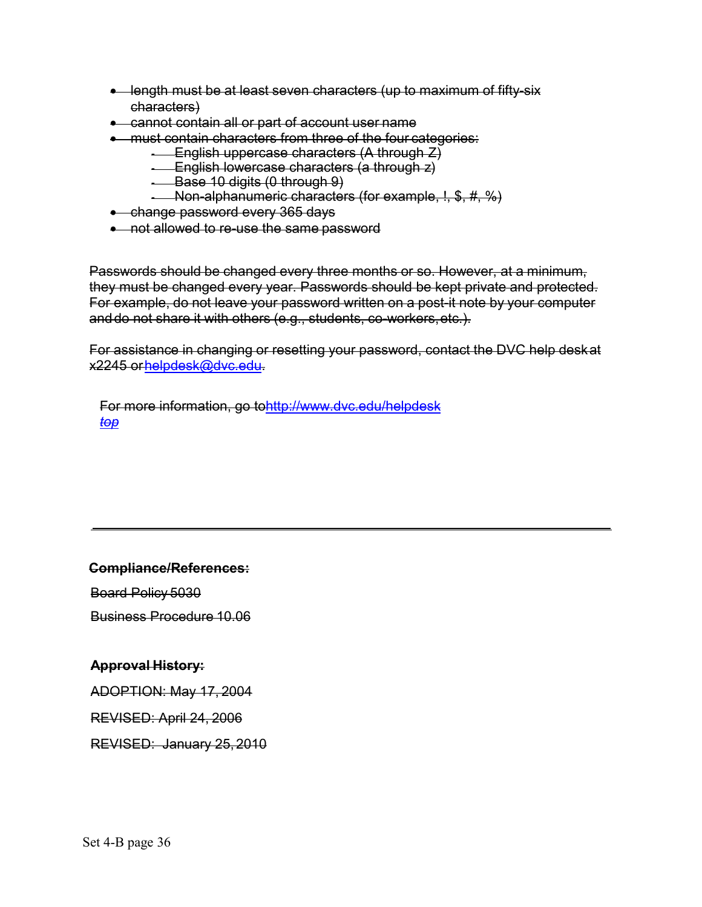- ~~length must be at least seven characters (up to maximum of fifty-six characters)~~
- ~~cannot contain all or part of account user name~~
- ~~must contain characters from three of the four categories:~~
  - ~~English uppercase characters (A through Z)~~
  - ~~English lowercase characters (a through z)~~
  - ~~Base 10 digits (0 through 9)~~
  - ~~Non-alphanumeric characters (for example, !, $, #, %)~~
- ~~change password every 365 days~~
- ~~not allowed to re-use the same password~~

~~Passwords should be changed every three months or so. However, at a minimum, they must be changed every year. Passwords should be kept private and protected. For example, do not leave your password written on a post-it note by your computer and do not share it with others (e.g., students, co-workers, etc.).~~

~~For assistance in changing or resetting your password, contact the DVC help desk at x2245 or helpdesk@dvc.edu.~~

~~For more information, go to http://www.dvc.edu/helpdesk~~
~~*top*~~

---

~~**Compliance/References:**~~

~~Board Policy 5030~~

~~Business Procedure 10.06~~

~~**Approval History:**~~

~~ADOPTION: May 17, 2004~~

~~REVISED: April 24, 2006~~

~~REVISED: January 25, 2010~~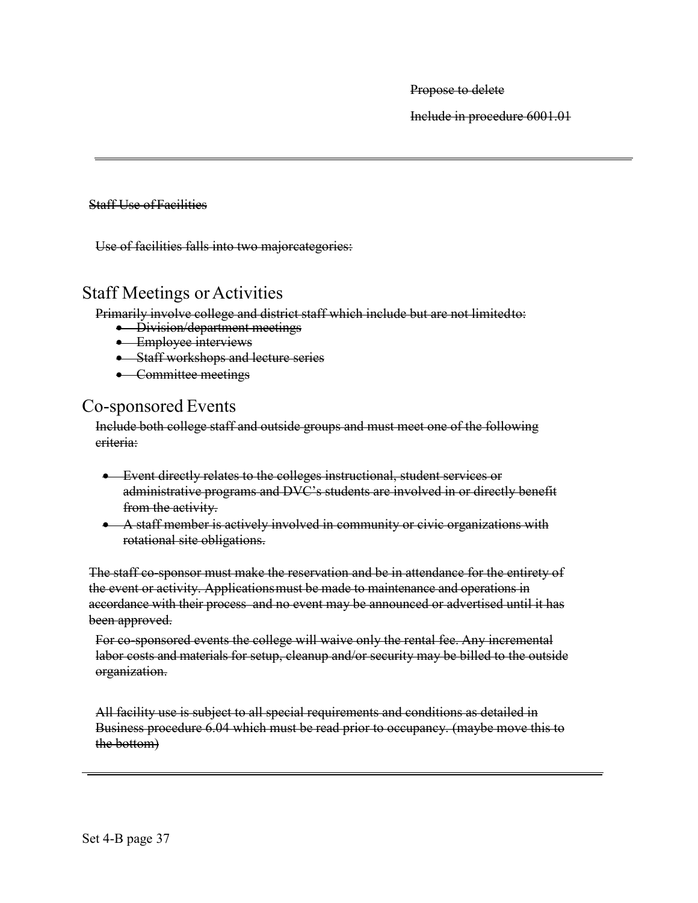~~Propose to delete~~

~~Include in procedure 6001.01~~

---

~~Staff Use of Facilities~~

~~Use of facilities falls into two major categories:~~

## Staff Meetings or Activities

~~Primarily involve college and district staff which include but are not limited to:~~

- ~~Division/department meetings~~
- ~~Employee interviews~~
- ~~Staff workshops and lecture series~~
- ~~Committee meetings~~

## Co-sponsored Events

~~Include both college staff and outside groups and must meet one of the following criteria:~~

- ~~Event directly relates to the colleges instructional, student services or administrative programs and DVC's students are involved in or directly benefit from the activity.~~
- ~~A staff member is actively involved in community or civic organizations with rotational site obligations.~~

~~The staff co-sponsor must make the reservation and be in attendance for the entirety of the event or activity. Applications must be made to maintenance and operations in accordance with their process and no event may be announced or advertised until it has been approved.~~

~~For co-sponsored events the college will waive only the rental fee. Any incremental labor costs and materials for setup, cleanup and/or security may be billed to the outside organization.~~

~~All facility use is subject to all special requirements and conditions as detailed in Business procedure 6.04 which must be read prior to occupancy. (maybe move this to the bottom)~~

---

Set 4-B page 37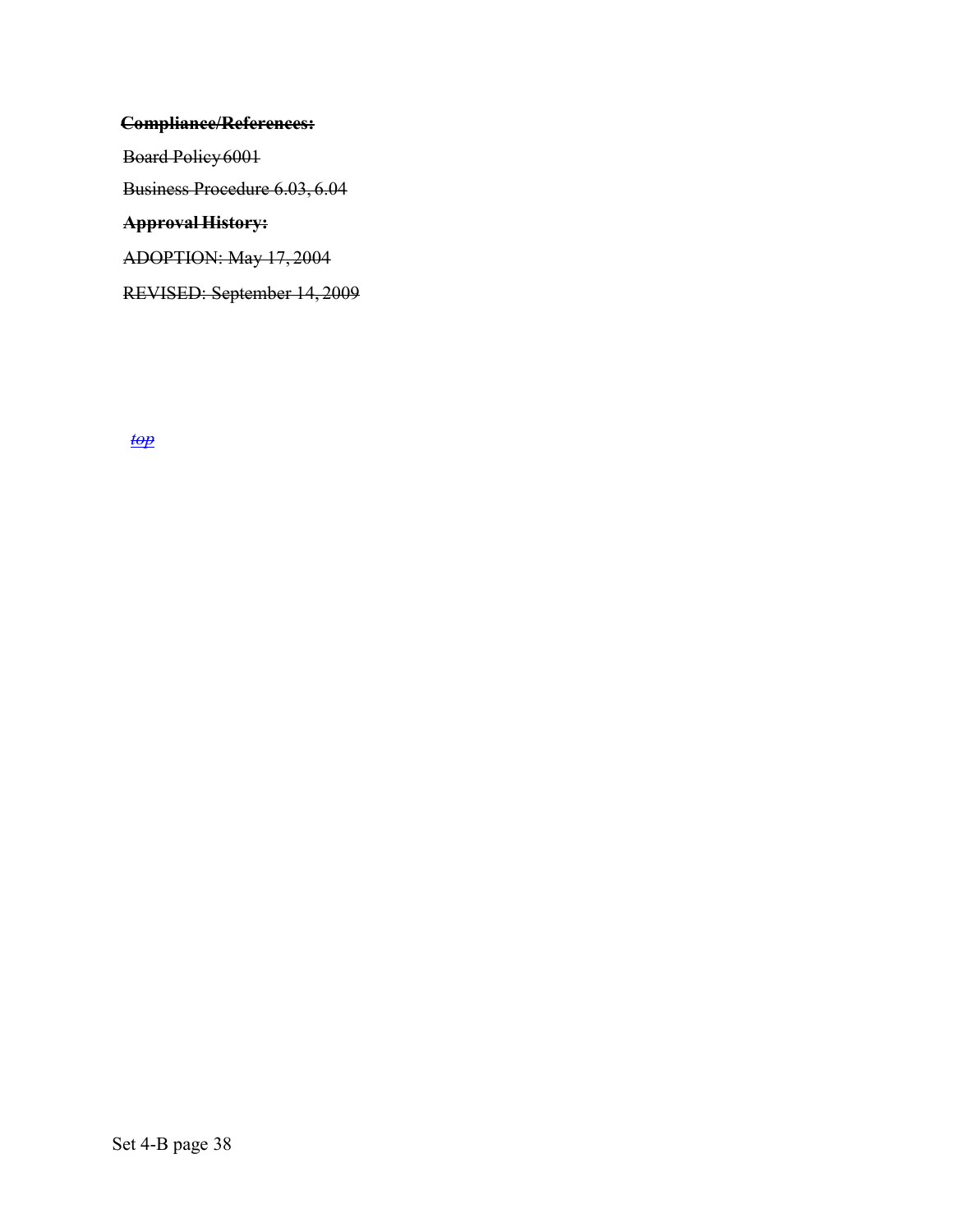~~**Compliance/References:**~~

~~Board Policy 6001~~

~~Business Procedure 6.03, 6.04~~

~~**Approval History:**~~

~~ADOPTION: May 17, 2004~~

~~REVISED: September 14, 2009~~

~~*top*~~

Set 4-B page 38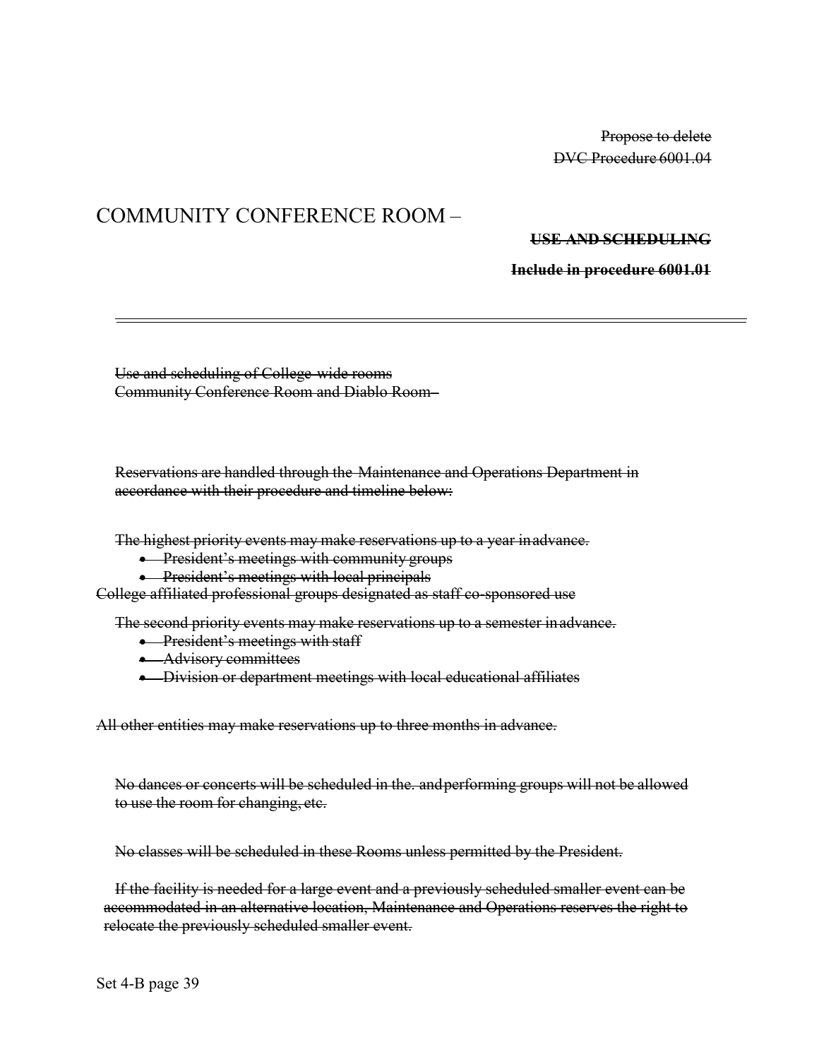~~Propose to delete~~
~~DVC Procedure 6001.04~~

# COMMUNITY CONFERENCE ROOM –

**~~USE AND SCHEDULING~~**

**~~Include in procedure 6001.01~~**

---

~~Use and scheduling of College-wide rooms~~
~~Community Conference Room and Diablo Room–~~

~~Reservations are handled through the Maintenance and Operations Department in accordance with their procedure and timeline below:~~

~~The highest priority events may make reservations up to a year in advance.~~

- ~~President's meetings with community groups~~
- ~~President's meetings with local principals~~

~~College affiliated professional groups designated as staff co-sponsored use~~

~~The second priority events may make reservations up to a semester in advance.~~

- ~~President's meetings with staff~~
- ~~Advisory committees~~
- ~~Division or department meetings with local educational affiliates~~

~~All other entities may make reservations up to three months in advance.~~

~~No dances or concerts will be scheduled in the. and performing groups will not be allowed to use the room for changing, etc.~~

~~No classes will be scheduled in these Rooms unless permitted by the President.~~

~~If the facility is needed for a large event and a previously scheduled smaller event can be accommodated in an alternative location, Maintenance and Operations reserves the right to relocate the previously scheduled smaller event.~~

Set 4-B page 39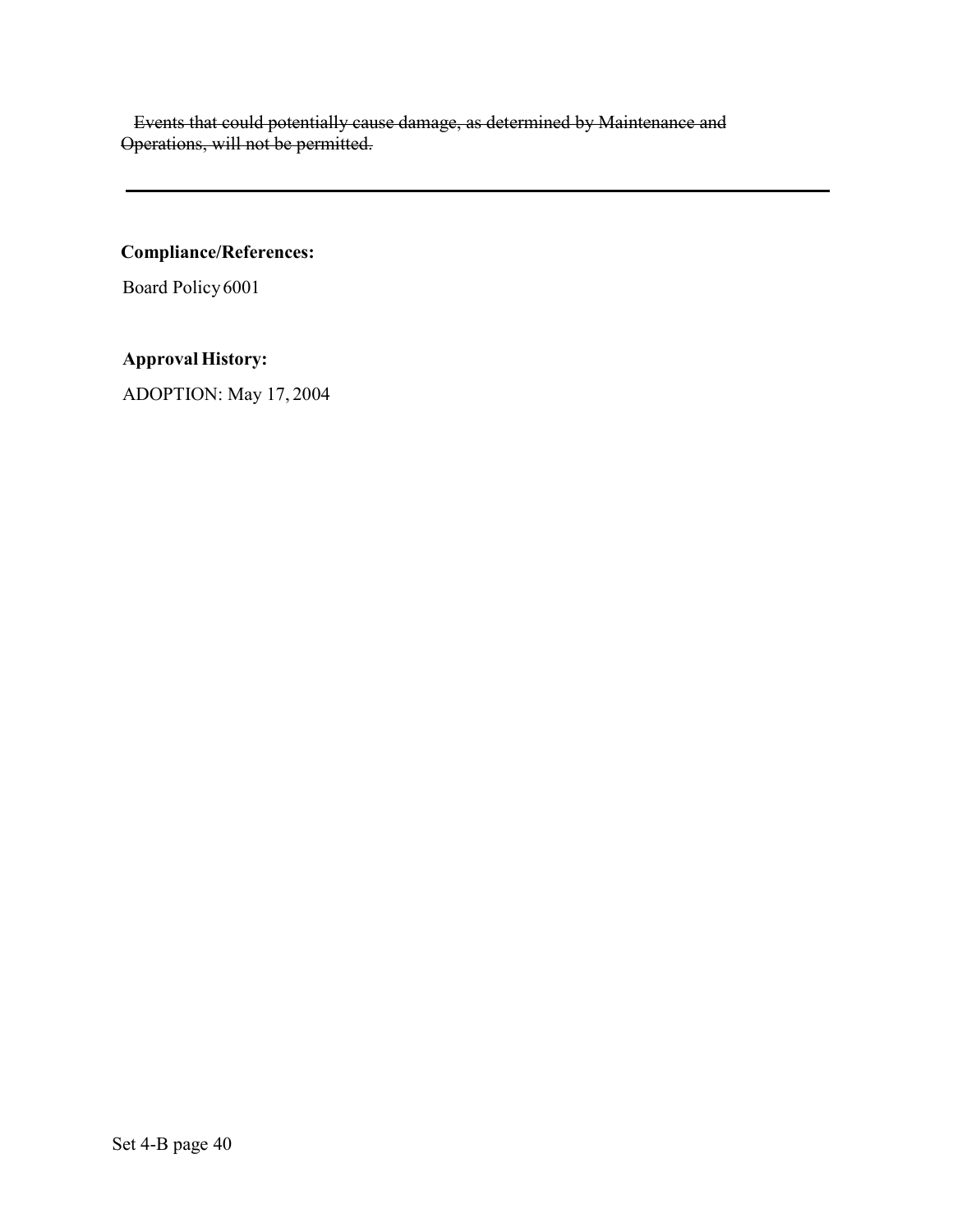~~Events that could potentially cause damage, as determined by Maintenance and Operations, will not be permitted.~~

---

**Compliance/References:**

Board Policy 6001

**Approval History:**

ADOPTION: May 17, 2004

Set 4-B page 40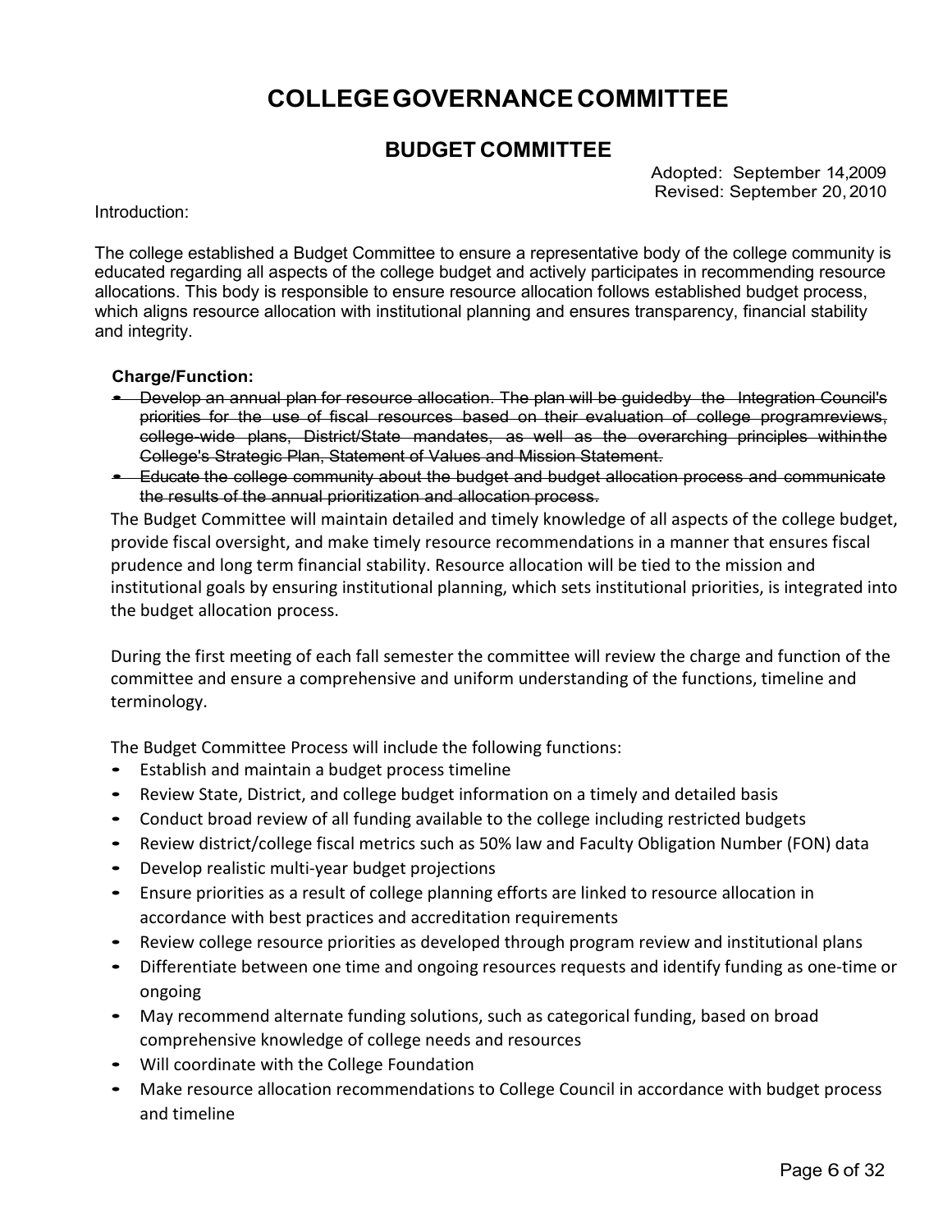# COLLEGE GOVERNANCE COMMITTEE

## BUDGET COMMITTEE

Adopted: September 14,2009
Revised: September 20, 2010

Introduction:

The college established a Budget Committee to ensure a representative body of the college community is educated regarding all aspects of the college budget and actively participates in recommending resource allocations. This body is responsible to ensure resource allocation follows established budget process, which aligns resource allocation with institutional planning and ensures transparency, financial stability and integrity.

**Charge/Function:**

- ~~Develop an annual plan for resource allocation. The plan will be guidedby the Integration Council's priorities for the use of fiscal resources based on their evaluation of college programreviews, college-wide plans, District/State mandates, as well as the overarching principles withinthe College's Strategic Plan, Statement of Values and Mission Statement.~~
- ~~Educate the college community about the budget and budget allocation process and communicate the results of the annual prioritization and allocation process.~~

The Budget Committee will maintain detailed and timely knowledge of all aspects of the college budget, provide fiscal oversight, and make timely resource recommendations in a manner that ensures fiscal prudence and long term financial stability. Resource allocation will be tied to the mission and institutional goals by ensuring institutional planning, which sets institutional priorities, is integrated into the budget allocation process.

During the first meeting of each fall semester the committee will review the charge and function of the committee and ensure a comprehensive and uniform understanding of the functions, timeline and terminology.

The Budget Committee Process will include the following functions:

- Establish and maintain a budget process timeline
- Review State, District, and college budget information on a timely and detailed basis
- Conduct broad review of all funding available to the college including restricted budgets
- Review district/college fiscal metrics such as 50% law and Faculty Obligation Number (FON) data
- Develop realistic multi-year budget projections
- Ensure priorities as a result of college planning efforts are linked to resource allocation in accordance with best practices and accreditation requirements
- Review college resource priorities as developed through program review and institutional plans
- Differentiate between one time and ongoing resources requests and identify funding as one-time or ongoing
- May recommend alternate funding solutions, such as categorical funding, based on broad comprehensive knowledge of college needs and resources
- Will coordinate with the College Foundation
- Make resource allocation recommendations to College Council in accordance with budget process and timeline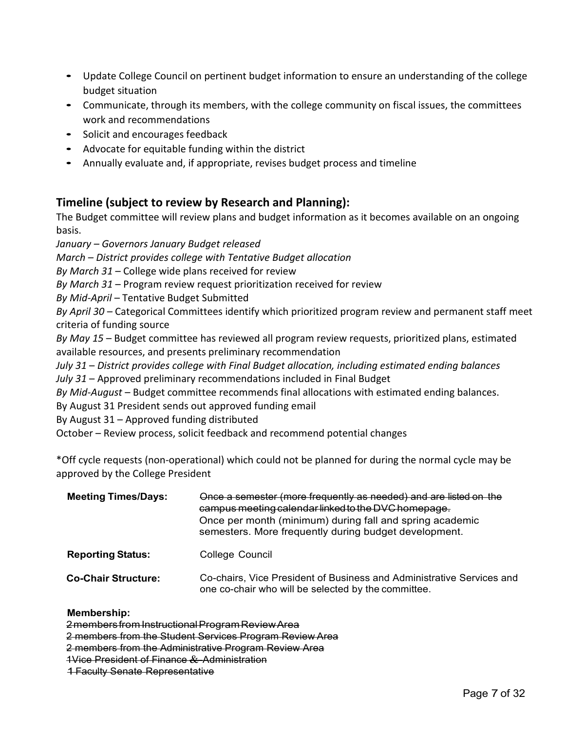- Update College Council on pertinent budget information to ensure an understanding of the college budget situation
- Communicate, through its members, with the college community on fiscal issues, the committees work and recommendations
- Solicit and encourages feedback
- Advocate for equitable funding within the district
- Annually evaluate and, if appropriate, revises budget process and timeline

## Timeline (subject to review by Research and Planning):

The Budget committee will review plans and budget information as it becomes available on an ongoing basis.

*January – Governors January Budget released*

*March – District provides college with Tentative Budget allocation*

*By March 31* – College wide plans received for review

*By March 31* – Program review request prioritization received for review

*By Mid-April* – Tentative Budget Submitted

*By April 30* – Categorical Committees identify which prioritized program review and permanent staff meet criteria of funding source

*By May 15* – Budget committee has reviewed all program review requests, prioritized plans, estimated available resources, and presents preliminary recommendation

*July 31 – District provides college with Final Budget allocation, including estimated ending balances*

*July 31* – Approved preliminary recommendations included in Final Budget

*By Mid-August* – Budget committee recommends final allocations with estimated ending balances.

By August 31 President sends out approved funding email

By August 31 – Approved funding distributed

October – Review process, solicit feedback and recommend potential changes

*Off cycle requests (non-operational) which could not be planned for during the normal cycle may be approved by the College President

| | |
|---|---|
| **Meeting Times/Days:** | ~~Once a semester (more frequently as needed) and are listed on the campus meeting calendar linked to the DVC homepage.~~ Once per month (minimum) during fall and spring academic semesters. More frequently during budget development. |
| **Reporting Status:** | College Council |
| **Co-Chair Structure:** | Co-chairs, Vice President of Business and Administrative Services and one co-chair who will be selected by the committee. |

**Membership:**

~~2 members from Instructional Program Review Area~~

~~2 members from the Student Services Program Review Area~~

~~2 members from the Administrative Program Review Area~~

~~1Vice President of Finance & Administration~~

~~1 Faculty Senate Representative~~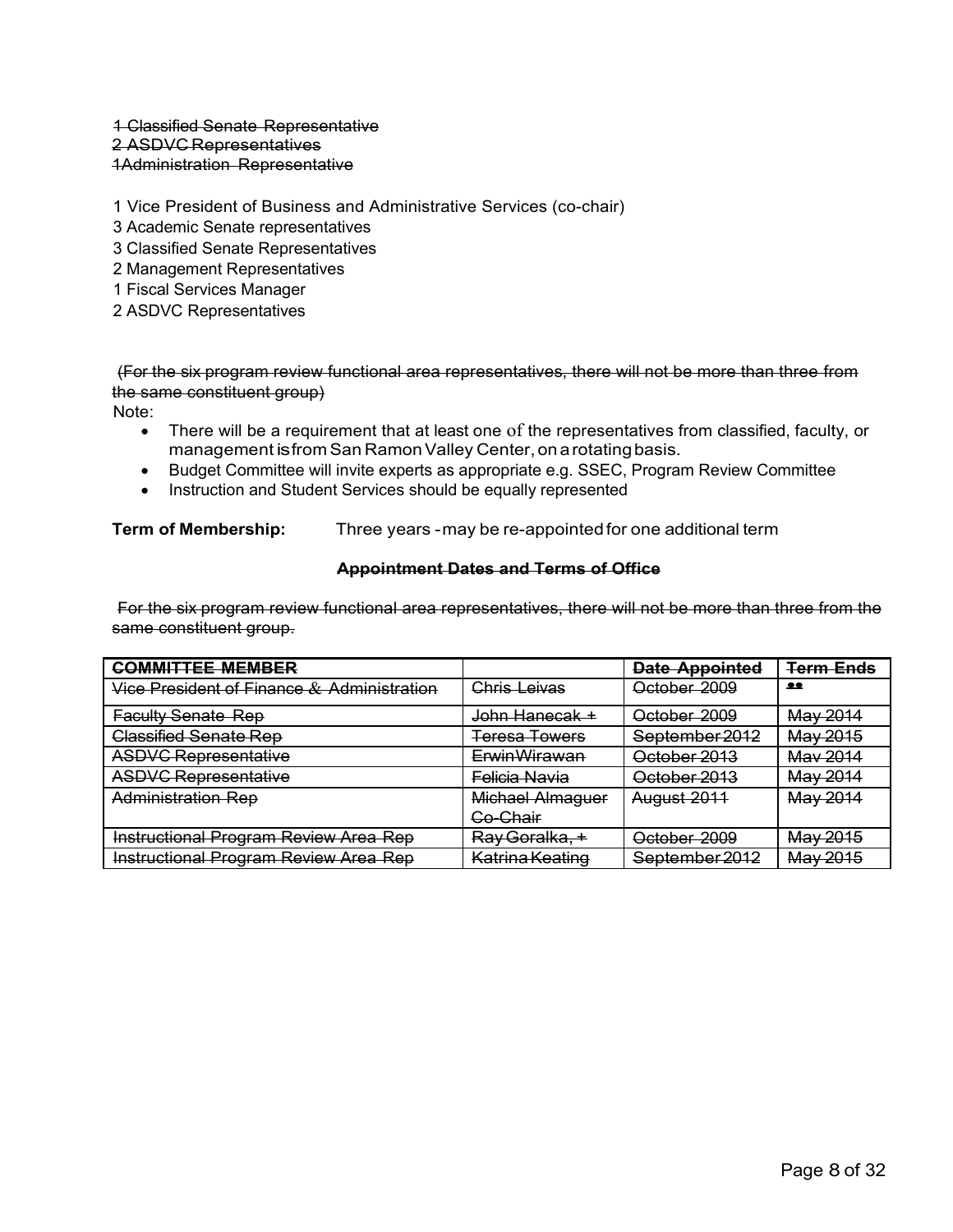~~1 Classified Senate Representative~~
~~2 ASDVC Representatives~~
~~1Administration Representative~~

1 Vice President of Business and Administrative Services (co-chair)
3 Academic Senate representatives
3 Classified Senate Representatives
2 Management Representatives
1 Fiscal Services Manager
2 ASDVC Representatives

~~(For the six program review functional area representatives, there will not be more than three from the same constituent group)~~

Note:

- There will be a requirement that at least one of the representatives from classified, faculty, or management is from San Ramon Valley Center, on a rotating basis.
- Budget Committee will invite experts as appropriate e.g. SSEC, Program Review Committee
- Instruction and Student Services should be equally represented

**Term of Membership:** Three years - may be re-appointed for one additional term

**~~Appointment Dates and Terms of Office~~**

~~For the six program review functional area representatives, there will not be more than three from the same constituent group.~~

| ~~**COMMITTEE MEMBER**~~ | | ~~**Date Appointed**~~ | ~~**Term Ends**~~ |
|---|---|---|---|
| ~~Vice President of Finance & Administration~~ | ~~Chris Leivas~~ | ~~October 2009~~ | ~~\*\*~~ |
| ~~Faculty Senate Rep~~ | ~~John Hanecak +~~ | ~~October 2009~~ | ~~May 2014~~ |
| ~~Classified Senate Rep~~ | ~~Teresa Towers~~ | ~~September 2012~~ | ~~May 2015~~ |
| ~~ASDVC Representative~~ | ~~Erwin Wirawan~~ | ~~October 2013~~ | ~~May 2014~~ |
| ~~ASDVC Representative~~ | ~~Felicia Navia~~ | ~~October 2013~~ | ~~May 2014~~ |
| ~~Administration Rep~~ | ~~Michael Almaguer Co-Chair~~ | ~~August 2011~~ | ~~May 2014~~ |
| ~~Instructional Program Review Area Rep~~ | ~~Ray Goralka, +~~ | ~~October 2009~~ | ~~May 2015~~ |
| ~~Instructional Program Review Area Rep~~ | ~~Katrina Keating~~ | ~~September 2012~~ | ~~May 2015~~ |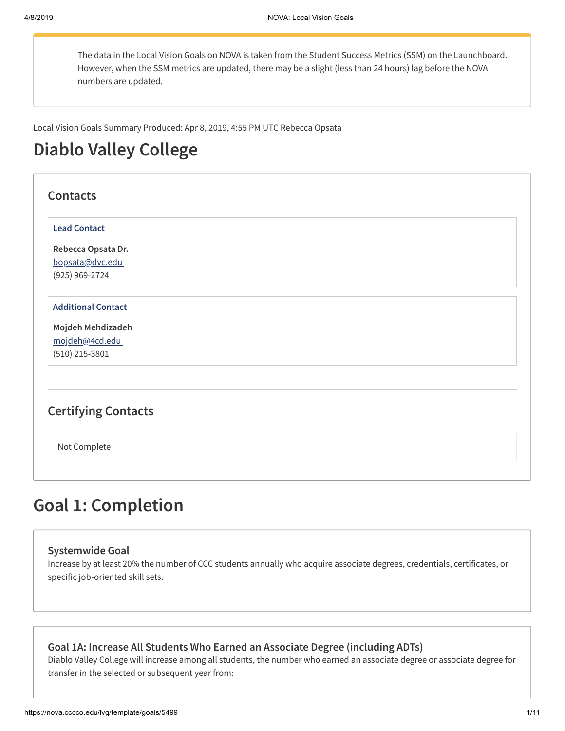The data in the Local Vision Goals on NOVA is taken from the Student Success Metrics (SSM) on the Launchboard. However, when the SSM metrics are updated, there may be a slight (less than 24 hours) lag before the NOVA numbers are updated.

Local Vision Goals Summary Produced: Apr 8, 2019, 4:55 PM UTC Rebecca Opsata

# Diablo Valley College

## Contacts

### Lead Contact

**Rebecca Opsata Dr.**
bopsata@dvc.edu
(925) 969-2724

### Additional Contact

**Mojdeh Mehdizadeh**
mojdeh@4cd.edu
(510) 215-3801

## Certifying Contacts

Not Complete

# Goal 1: Completion

### Systemwide Goal

Increase by at least 20% the number of CCC students annually who acquire associate degrees, credentials, certificates, or specific job-oriented skill sets.

### Goal 1A: Increase All Students Who Earned an Associate Degree (including ADTs)

Diablo Valley College will increase among all students, the number who earned an associate degree or associate degree for transfer in the selected or subsequent year from: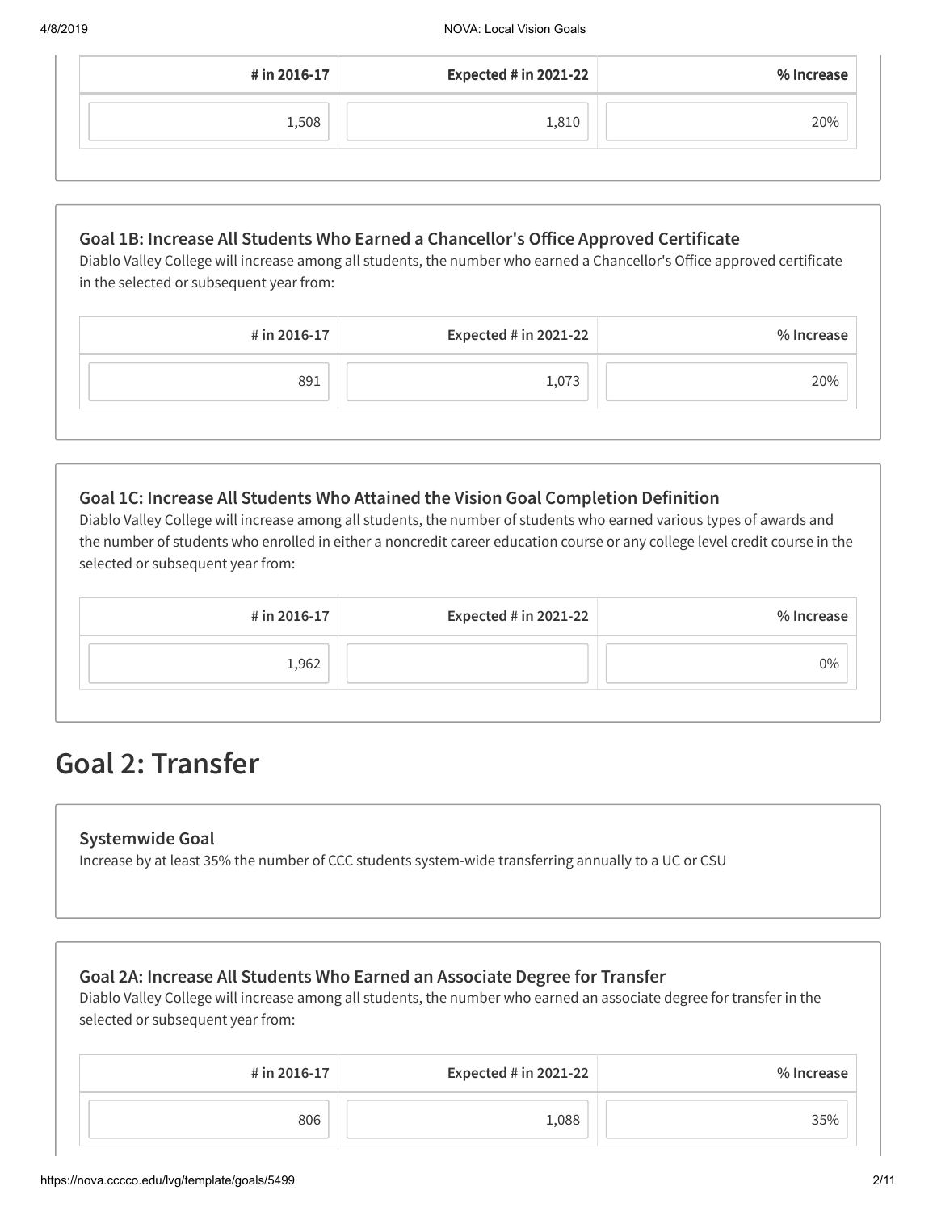| # in 2016-17 | Expected # in 2021-22 | % Increase |
|---|---|---|
| 1,508 | 1,810 | 20% |

### Goal 1B: Increase All Students Who Earned a Chancellor's Office Approved Certificate

Diablo Valley College will increase among all students, the number who earned a Chancellor's Office approved certificate in the selected or subsequent year from:

| # in 2016-17 | Expected # in 2021-22 | % Increase |
|---|---|---|
| 891 | 1,073 | 20% |

### Goal 1C: Increase All Students Who Attained the Vision Goal Completion Definition

Diablo Valley College will increase among all students, the number of students who earned various types of awards and the number of students who enrolled in either a noncredit career education course or any college level credit course in the selected or subsequent year from:

| # in 2016-17 | Expected # in 2021-22 | % Increase |
|---|---|---|
| 1,962 | | 0% |

## Goal 2: Transfer

### Systemwide Goal

Increase by at least 35% the number of CCC students system-wide transferring annually to a UC or CSU

### Goal 2A: Increase All Students Who Earned an Associate Degree for Transfer

Diablo Valley College will increase among all students, the number who earned an associate degree for transfer in the selected or subsequent year from:

| # in 2016-17 | Expected # in 2021-22 | % Increase |
|---|---|---|
| 806 | 1,088 | 35% |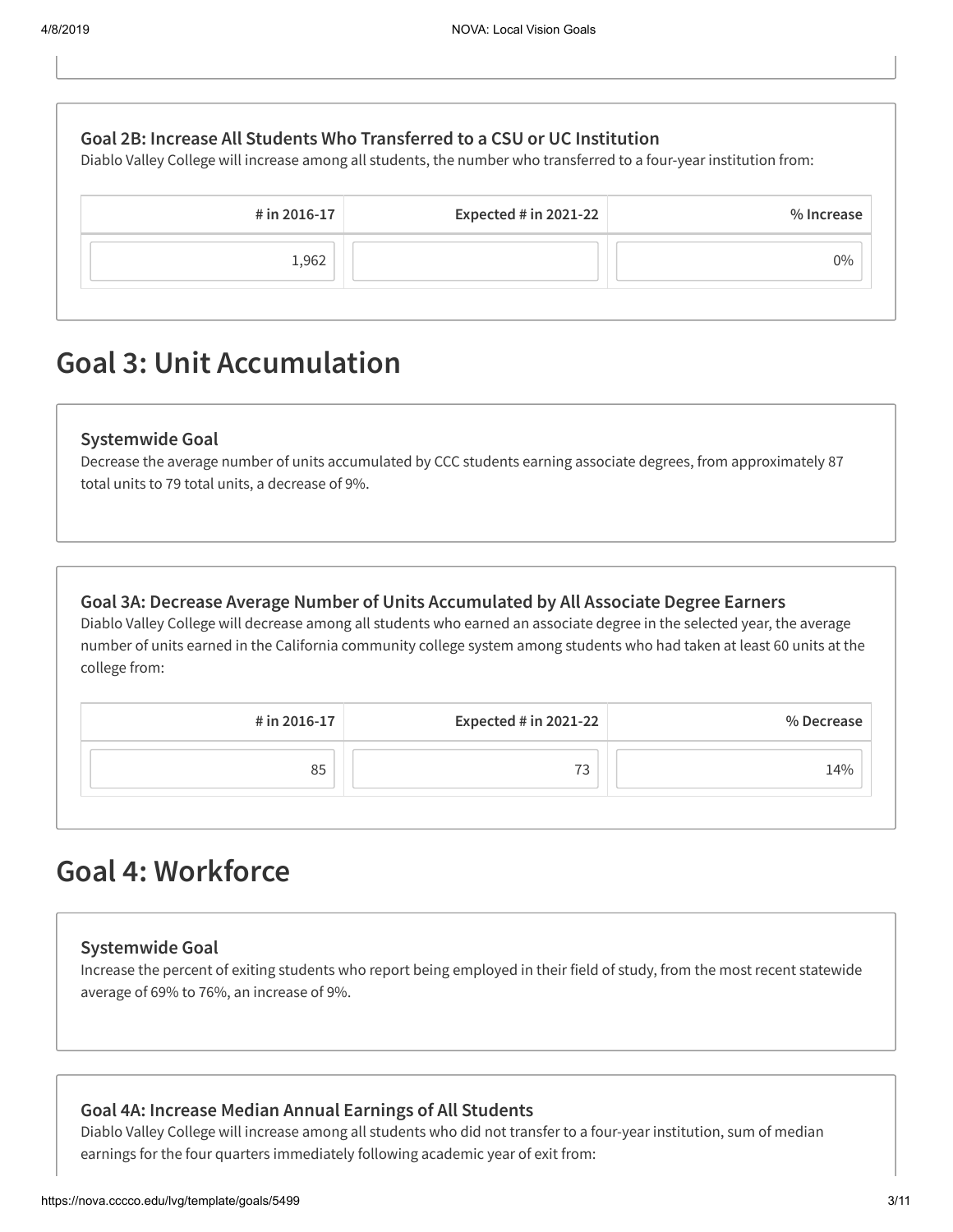### Goal 2B: Increase All Students Who Transferred to a CSU or UC Institution

Diablo Valley College will increase among all students, the number who transferred to a four-year institution from:

| # in 2016-17 | Expected # in 2021-22 | % Increase |
|---|---|---|
| 1,962 | | 0% |

## Goal 3: Unit Accumulation

### Systemwide Goal

Decrease the average number of units accumulated by CCC students earning associate degrees, from approximately 87 total units to 79 total units, a decrease of 9%.

### Goal 3A: Decrease Average Number of Units Accumulated by All Associate Degree Earners

Diablo Valley College will decrease among all students who earned an associate degree in the selected year, the average number of units earned in the California community college system among students who had taken at least 60 units at the college from:

| # in 2016-17 | Expected # in 2021-22 | % Decrease |
|---|---|---|
| 85 | 73 | 14% |

## Goal 4: Workforce

### Systemwide Goal

Increase the percent of exiting students who report being employed in their field of study, from the most recent statewide average of 69% to 76%, an increase of 9%.

### Goal 4A: Increase Median Annual Earnings of All Students

Diablo Valley College will increase among all students who did not transfer to a four-year institution, sum of median earnings for the four quarters immediately following academic year of exit from: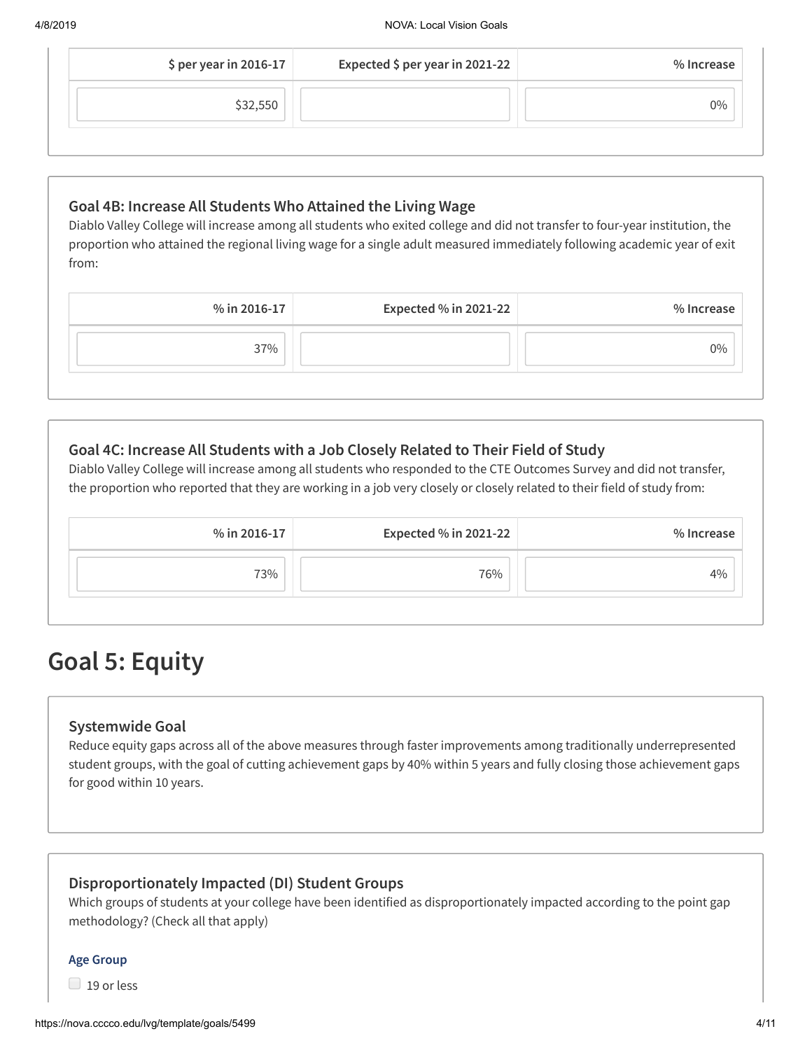| $ per year in 2016-17 | Expected $ per year in 2021-22 | % Increase |
|---|---|---|
| $32,550 | | 0% |

### Goal 4B: Increase All Students Who Attained the Living Wage

Diablo Valley College will increase among all students who exited college and did not transfer to four-year institution, the proportion who attained the regional living wage for a single adult measured immediately following academic year of exit from:

| % in 2016-17 | Expected % in 2021-22 | % Increase |
|---|---|---|
| 37% | | 0% |

### Goal 4C: Increase All Students with a Job Closely Related to Their Field of Study

Diablo Valley College will increase among all students who responded to the CTE Outcomes Survey and did not transfer, the proportion who reported that they are working in a job very closely or closely related to their field of study from:

| % in 2016-17 | Expected % in 2021-22 | % Increase |
|---|---|---|
| 73% | 76% | 4% |

# Goal 5: Equity

### Systemwide Goal

Reduce equity gaps across all of the above measures through faster improvements among traditionally underrepresented student groups, with the goal of cutting achievement gaps by 40% within 5 years and fully closing those achievement gaps for good within 10 years.

### Disproportionately Impacted (DI) Student Groups

Which groups of students at your college have been identified as disproportionately impacted according to the point gap methodology? (Check all that apply)

**Age Group**

- [ ] 19 or less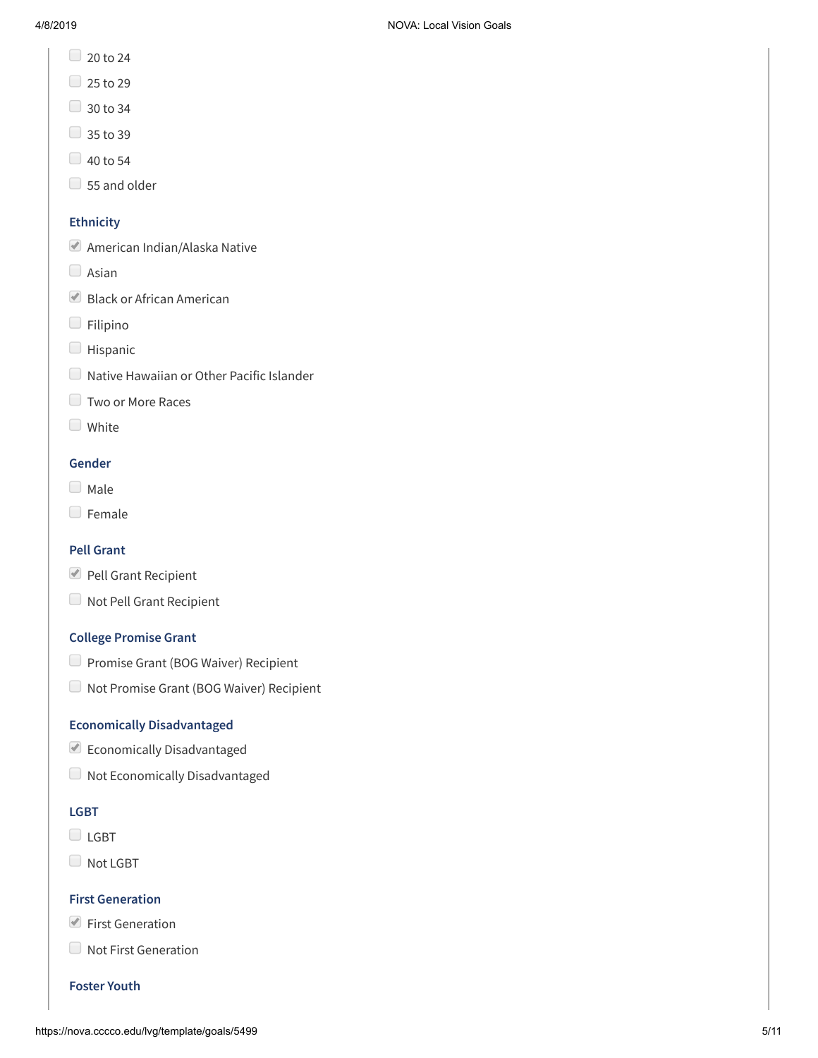- [ ] 20 to 24
- [ ] 25 to 29
- [ ] 30 to 34
- [ ] 35 to 39
- [ ] 40 to 54
- [ ] 55 and older

### Ethnicity

- [x] American Indian/Alaska Native
- [ ] Asian
- [x] Black or African American
- [ ] Filipino
- [ ] Hispanic
- [ ] Native Hawaiian or Other Pacific Islander
- [ ] Two or More Races
- [ ] White

### Gender

- [ ] Male
- [ ] Female

### Pell Grant

- [x] Pell Grant Recipient
- [ ] Not Pell Grant Recipient

### College Promise Grant

- [ ] Promise Grant (BOG Waiver) Recipient
- [ ] Not Promise Grant (BOG Waiver) Recipient

### Economically Disadvantaged

- [x] Economically Disadvantaged
- [ ] Not Economically Disadvantaged

### LGBT

- [ ] LGBT
- [ ] Not LGBT

### First Generation

- [x] First Generation
- [ ] Not First Generation

### Foster Youth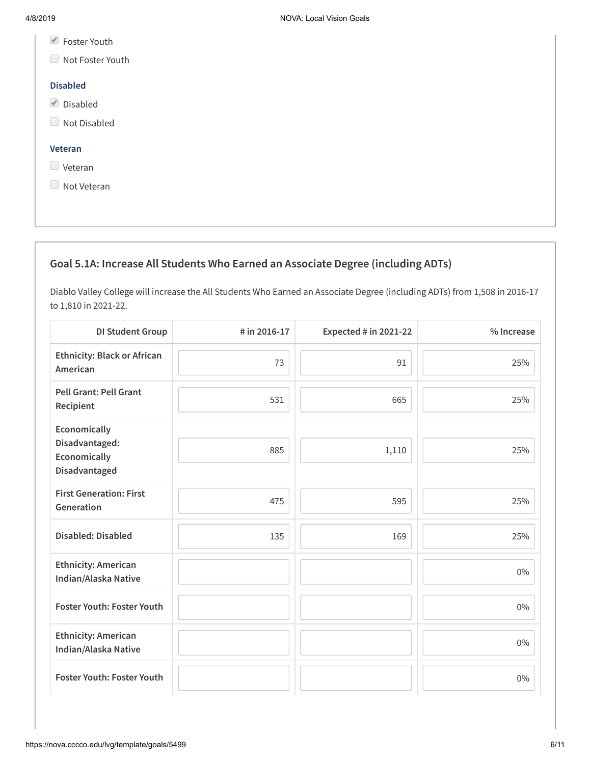- [x] Foster Youth
- [ ] Not Foster Youth

**Disabled**

- [x] Disabled
- [ ] Not Disabled

**Veteran**

- [ ] Veteran
- [ ] Not Veteran

### Goal 5.1A: Increase All Students Who Earned an Associate Degree (including ADTs)

Diablo Valley College will increase the All Students Who Earned an Associate Degree (including ADTs) from 1,508 in 2016-17 to 1,810 in 2021-22.

| DI Student Group | # in 2016-17 | Expected # in 2021-22 | % Increase |
|---|---|---|---|
| Ethnicity: Black or African American | 73 | 91 | 25% |
| Pell Grant: Pell Grant Recipient | 531 | 665 | 25% |
| Economically Disadvantaged: Economically Disadvantaged | 885 | 1,110 | 25% |
| First Generation: First Generation | 475 | 595 | 25% |
| Disabled: Disabled | 135 | 169 | 25% |
| Ethnicity: American Indian/Alaska Native | | | 0% |
| Foster Youth: Foster Youth | | | 0% |
| Ethnicity: American Indian/Alaska Native | | | 0% |
| Foster Youth: Foster Youth | | | 0% |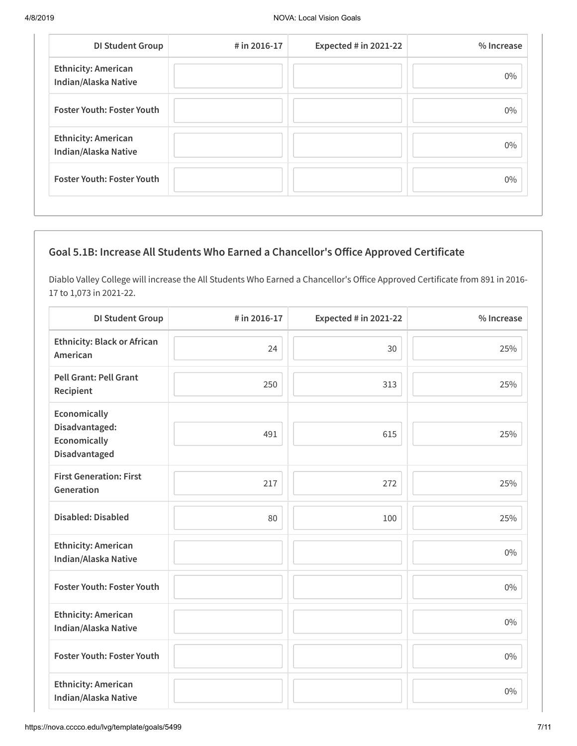| DI Student Group | # in 2016-17 | Expected # in 2021-22 | % Increase |
|---|---|---|---|
| Ethnicity: American Indian/Alaska Native | | | 0% |
| Foster Youth: Foster Youth | | | 0% |
| Ethnicity: American Indian/Alaska Native | | | 0% |
| Foster Youth: Foster Youth | | | 0% |

## Goal 5.1B: Increase All Students Who Earned a Chancellor's Office Approved Certificate

Diablo Valley College will increase the All Students Who Earned a Chancellor's Office Approved Certificate from 891 in 2016-17 to 1,073 in 2021-22.

| DI Student Group | # in 2016-17 | Expected # in 2021-22 | % Increase |
|---|---|---|---|
| Ethnicity: Black or African American | 24 | 30 | 25% |
| Pell Grant: Pell Grant Recipient | 250 | 313 | 25% |
| Economically Disadvantaged: Economically Disadvantaged | 491 | 615 | 25% |
| First Generation: First Generation | 217 | 272 | 25% |
| Disabled: Disabled | 80 | 100 | 25% |
| Ethnicity: American Indian/Alaska Native | | | 0% |
| Foster Youth: Foster Youth | | | 0% |
| Ethnicity: American Indian/Alaska Native | | | 0% |
| Foster Youth: Foster Youth | | | 0% |
| Ethnicity: American Indian/Alaska Native | | | 0% |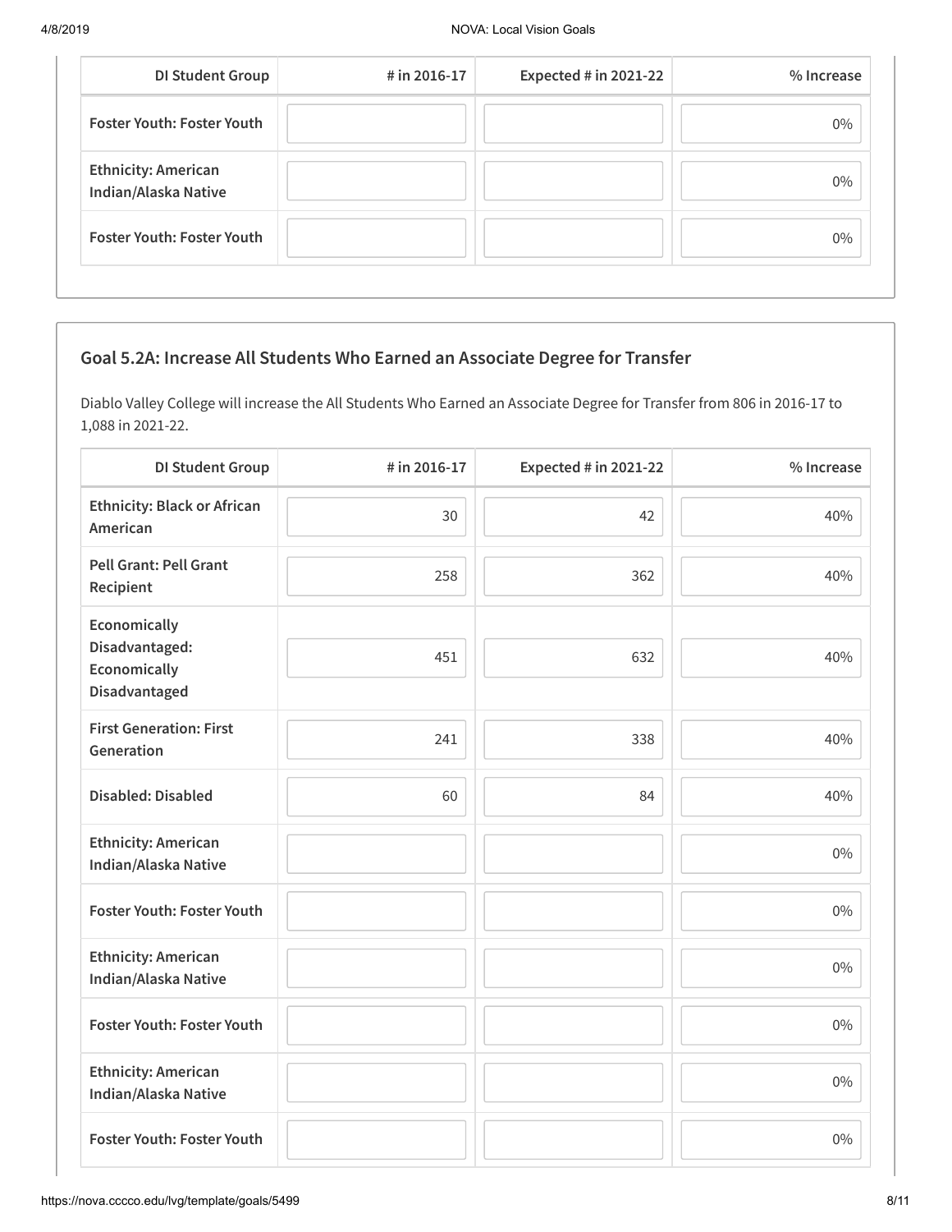| DI Student Group | # in 2016-17 | Expected # in 2021-22 | % Increase |
|---|---|---|---|
| Foster Youth: Foster Youth | | | 0% |
| Ethnicity: American Indian/Alaska Native | | | 0% |
| Foster Youth: Foster Youth | | | 0% |

### Goal 5.2A: Increase All Students Who Earned an Associate Degree for Transfer

Diablo Valley College will increase the All Students Who Earned an Associate Degree for Transfer from 806 in 2016-17 to 1,088 in 2021-22.

| DI Student Group | # in 2016-17 | Expected # in 2021-22 | % Increase |
|---|---|---|---|
| Ethnicity: Black or African American | 30 | 42 | 40% |
| Pell Grant: Pell Grant Recipient | 258 | 362 | 40% |
| Economically Disadvantaged: Economically Disadvantaged | 451 | 632 | 40% |
| First Generation: First Generation | 241 | 338 | 40% |
| Disabled: Disabled | 60 | 84 | 40% |
| Ethnicity: American Indian/Alaska Native | | | 0% |
| Foster Youth: Foster Youth | | | 0% |
| Ethnicity: American Indian/Alaska Native | | | 0% |
| Foster Youth: Foster Youth | | | 0% |
| Ethnicity: American Indian/Alaska Native | | | 0% |
| Foster Youth: Foster Youth | | | 0% |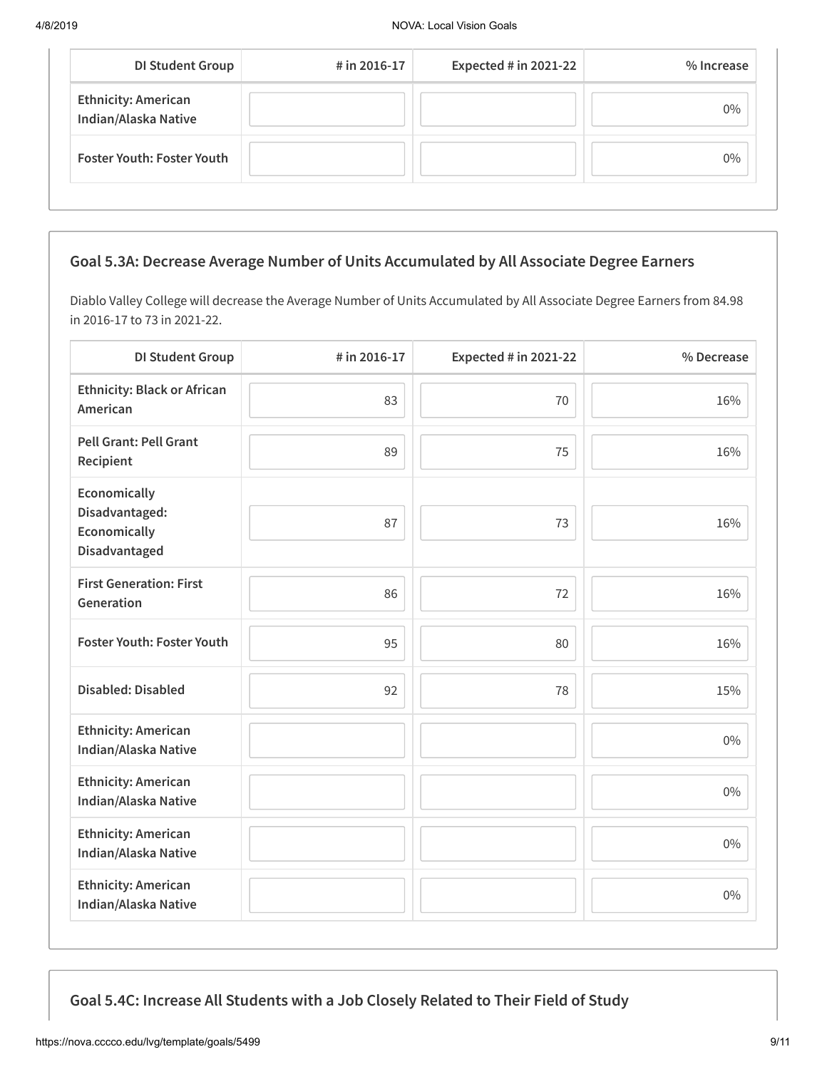| DI Student Group | # in 2016-17 | Expected # in 2021-22 | % Increase |
| --- | --- | --- | --- |
| Ethnicity: American Indian/Alaska Native | | | 0% |
| Foster Youth: Foster Youth | | | 0% |

## Goal 5.3A: Decrease Average Number of Units Accumulated by All Associate Degree Earners

Diablo Valley College will decrease the Average Number of Units Accumulated by All Associate Degree Earners from 84.98 in 2016-17 to 73 in 2021-22.

| DI Student Group | # in 2016-17 | Expected # in 2021-22 | % Decrease |
| --- | --- | --- | --- |
| Ethnicity: Black or African American | 83 | 70 | 16% |
| Pell Grant: Pell Grant Recipient | 89 | 75 | 16% |
| Economically Disadvantaged: Economically Disadvantaged | 87 | 73 | 16% |
| First Generation: First Generation | 86 | 72 | 16% |
| Foster Youth: Foster Youth | 95 | 80 | 16% |
| Disabled: Disabled | 92 | 78 | 15% |
| Ethnicity: American Indian/Alaska Native | | | 0% |
| Ethnicity: American Indian/Alaska Native | | | 0% |
| Ethnicity: American Indian/Alaska Native | | | 0% |
| Ethnicity: American Indian/Alaska Native | | | 0% |

## Goal 5.4C: Increase All Students with a Job Closely Related to Their Field of Study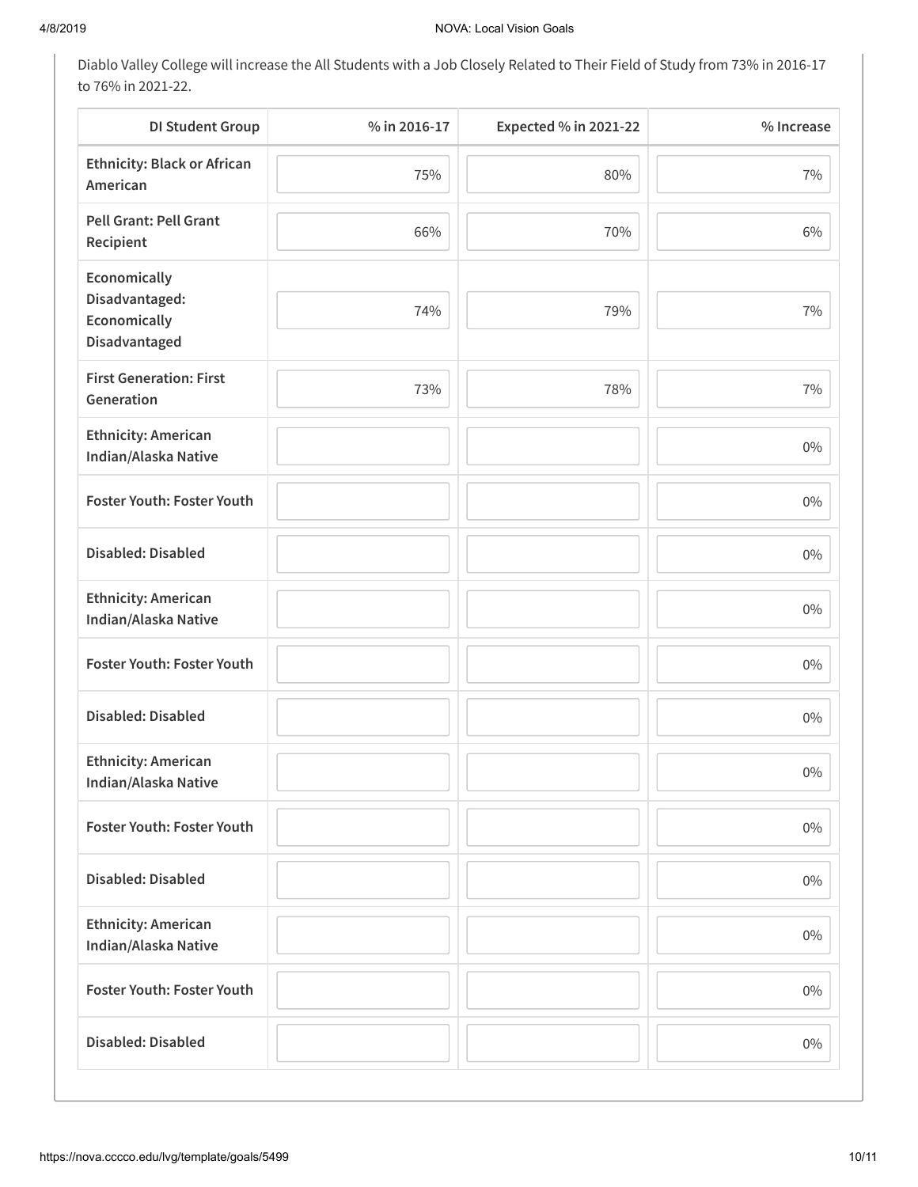Diablo Valley College will increase the All Students with a Job Closely Related to Their Field of Study from 73% in 2016-17 to 76% in 2021-22.

| DI Student Group | % in 2016-17 | Expected % in 2021-22 | % Increase |
|---|---|---|---|
| Ethnicity: Black or African American | 75% | 80% | 7% |
| Pell Grant: Pell Grant Recipient | 66% | 70% | 6% |
| Economically Disadvantaged: Economically Disadvantaged | 74% | 79% | 7% |
| First Generation: First Generation | 73% | 78% | 7% |
| Ethnicity: American Indian/Alaska Native | | | 0% |
| Foster Youth: Foster Youth | | | 0% |
| Disabled: Disabled | | | 0% |
| Ethnicity: American Indian/Alaska Native | | | 0% |
| Foster Youth: Foster Youth | | | 0% |
| Disabled: Disabled | | | 0% |
| Ethnicity: American Indian/Alaska Native | | | 0% |
| Foster Youth: Foster Youth | | | 0% |
| Disabled: Disabled | | | 0% |
| Ethnicity: American Indian/Alaska Native | | | 0% |
| Foster Youth: Foster Youth | | | 0% |
| Disabled: Disabled | | | 0% |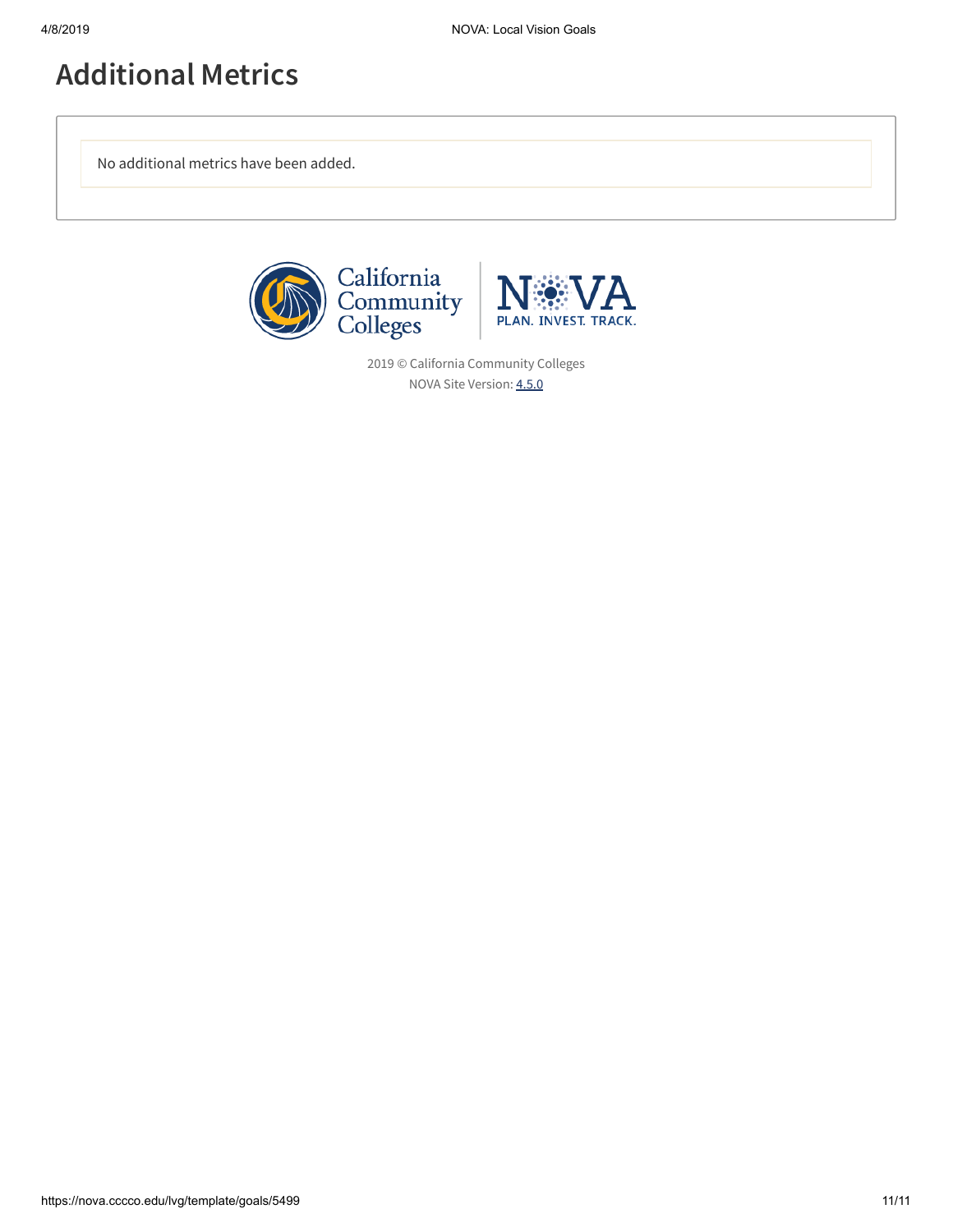# Additional Metrics

No additional metrics have been added.

2019 © California Community Colleges
NOVA Site Version: 4.5.0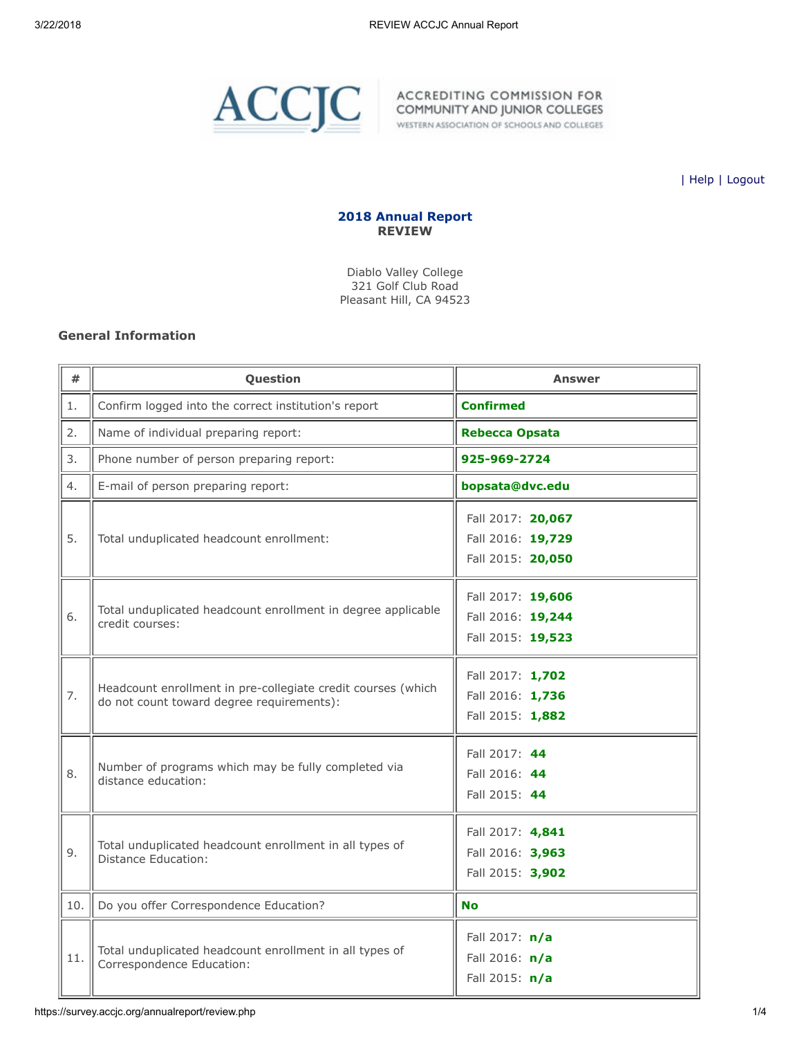ACCJC ACCREDITING COMMISSION FOR COMMUNITY AND JUNIOR COLLEGES WESTERN ASSOCIATION OF SCHOOLS AND COLLEGES

| Help | Logout

**2018 Annual Report**
**REVIEW**

Diablo Valley College
321 Golf Club Road
Pleasant Hill, CA 94523

### General Information

| # | Question | Answer |
|---|---|---|
| 1. | Confirm logged into the correct institution's report | **Confirmed** |
| 2. | Name of individual preparing report: | **Rebecca Opsata** |
| 3. | Phone number of person preparing report: | **925-969-2724** |
| 4. | E-mail of person preparing report: | **bopsata@dvc.edu** |
| 5. | Total unduplicated headcount enrollment: | Fall 2017: **20,067**<br>Fall 2016: **19,729**<br>Fall 2015: **20,050** |
| 6. | Total unduplicated headcount enrollment in degree applicable credit courses: | Fall 2017: **19,606**<br>Fall 2016: **19,244**<br>Fall 2015: **19,523** |
| 7. | Headcount enrollment in pre-collegiate credit courses (which do not count toward degree requirements): | Fall 2017: **1,702**<br>Fall 2016: **1,736**<br>Fall 2015: **1,882** |
| 8. | Number of programs which may be fully completed via distance education: | Fall 2017: **44**<br>Fall 2016: **44**<br>Fall 2015: **44** |
| 9. | Total unduplicated headcount enrollment in all types of Distance Education: | Fall 2017: **4,841**<br>Fall 2016: **3,963**<br>Fall 2015: **3,902** |
| 10. | Do you offer Correspondence Education? | **No** |
| 11. | Total unduplicated headcount enrollment in all types of Correspondence Education: | Fall 2017: **n/a**<br>Fall 2016: **n/a**<br>Fall 2015: **n/a** |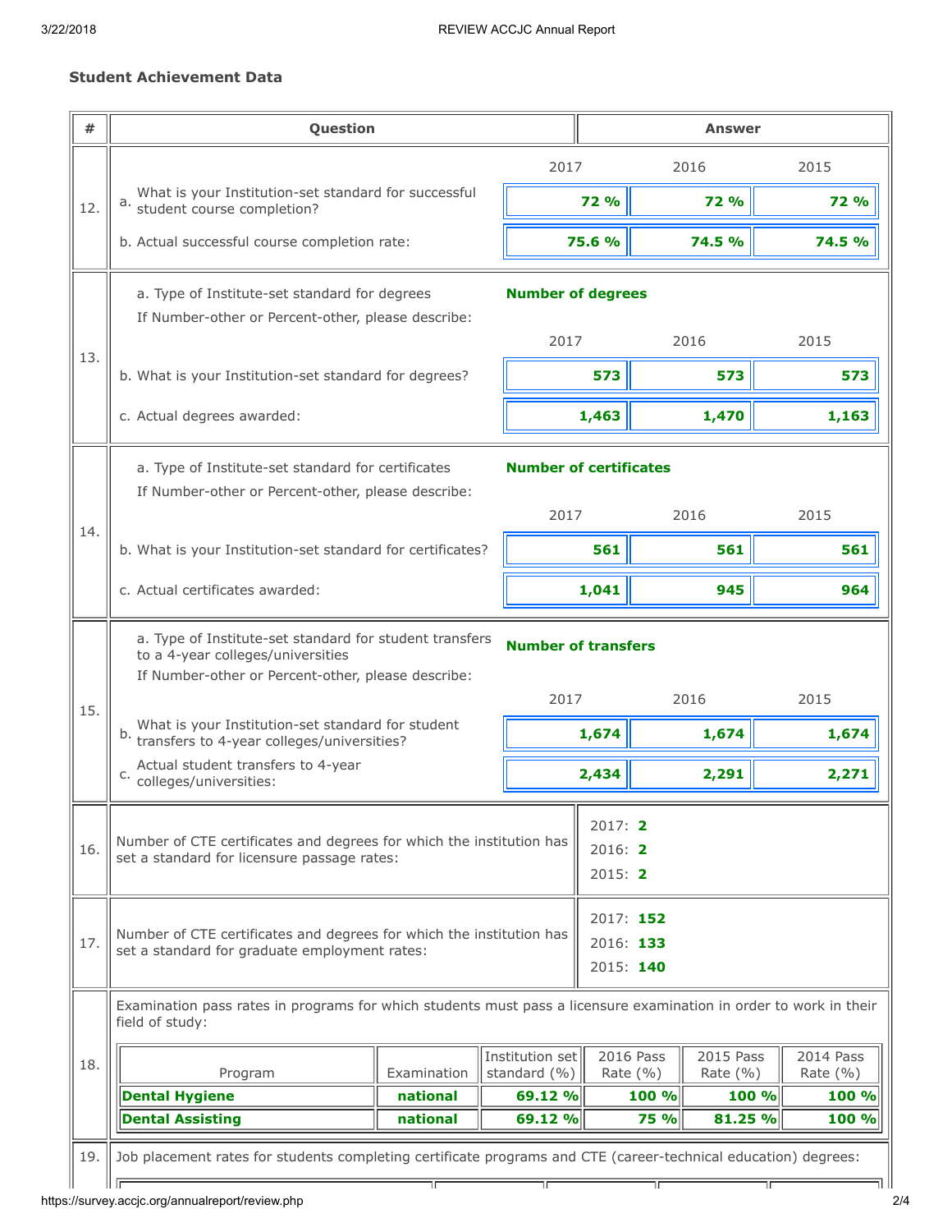## Student Achievement Data

| # | Question | Answer | | |
|---|---|---|---|---|
| | | 2017 | 2016 | 2015 |
| 12. | a. What is your Institution-set standard for successful student course completion? | **72 %** | **72 %** | **72 %** |
| | b. Actual successful course completion rate: | **75.6 %** | **74.5 %** | **74.5 %** |
| 13. | a. Type of Institute-set standard for degrees | **Number of degrees** | | |
| | If Number-other or Percent-other, please describe: | | | |
| | | 2017 | 2016 | 2015 |
| | b. What is your Institution-set standard for degrees? | **573** | **573** | **573** |
| | c. Actual degrees awarded: | **1,463** | **1,470** | **1,163** |
| 14. | a. Type of Institute-set standard for certificates | **Number of certificates** | | |
| | If Number-other or Percent-other, please describe: | | | |
| | | 2017 | 2016 | 2015 |
| | b. What is your Institution-set standard for certificates? | **561** | **561** | **561** |
| | c. Actual certificates awarded: | **1,041** | **945** | **964** |
| 15. | a. Type of Institute-set standard for student transfers to a 4-year colleges/universities | **Number of transfers** | | |
| | If Number-other or Percent-other, please describe: | | | |
| | | 2017 | 2016 | 2015 |
| | b. What is your Institution-set standard for student transfers to 4-year colleges/universities? | **1,674** | **1,674** | **1,674** |
| | c. Actual student transfers to 4-year colleges/universities: | **2,434** | **2,291** | **2,271** |
| 16. | Number of CTE certificates and degrees for which the institution has set a standard for licensure passage rates: | 2017: **2**<br>2016: **2**<br>2015: **2** | | |
| 17. | Number of CTE certificates and degrees for which the institution has set a standard for graduate employment rates: | 2017: **152**<br>2016: **133**<br>2015: **140** | | |

**18.** Examination pass rates in programs for which students must pass a licensure examination in order to work in their field of study:

| Program | Examination | Institution set standard (%) | 2016 Pass Rate (%) | 2015 Pass Rate (%) | 2014 Pass Rate (%) |
|---|---|---|---|---|---|
| **Dental Hygiene** | **national** | **69.12 %** | **100 %** | **100 %** | **100 %** |
| **Dental Assisting** | **national** | **69.12 %** | **75 %** | **81.25 %** | **100 %** |

**19.** Job placement rates for students completing certificate programs and CTE (career-technical education) degrees: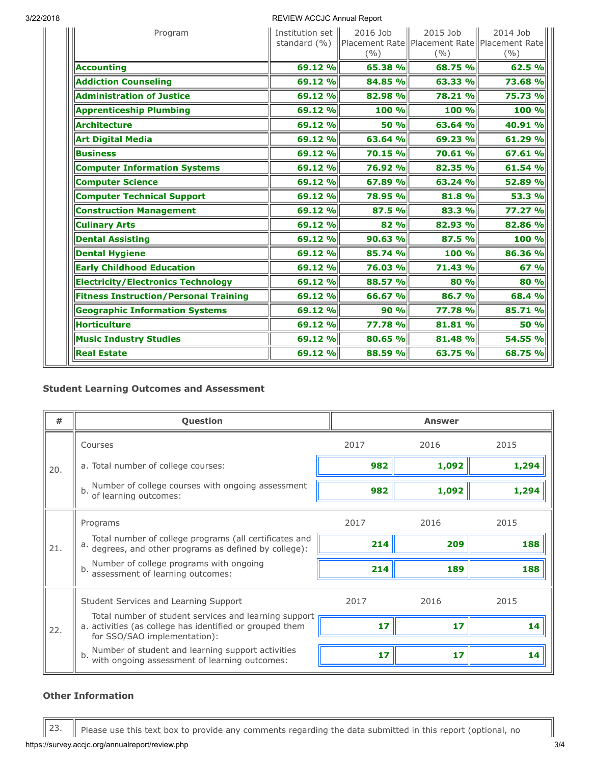| Program | Institution set standard (%) | 2016 Job Placement Rate (%) | 2015 Job Placement Rate (%) | 2014 Job Placement Rate (%) |
|---|---|---|---|---|
| **Accounting** | **69.12 %** | **65.38 %** | **68.75 %** | **62.5 %** |
| **Addiction Counseling** | **69.12 %** | **84.85 %** | **63.33 %** | **73.68 %** |
| **Administration of Justice** | **69.12 %** | **82.98 %** | **78.21 %** | **75.73 %** |
| **Apprenticeship Plumbing** | **69.12 %** | **100 %** | **100 %** | **100 %** |
| **Architecture** | **69.12 %** | **50 %** | **63.64 %** | **40.91 %** |
| **Art Digital Media** | **69.12 %** | **63.64 %** | **69.23 %** | **61.29 %** |
| **Business** | **69.12 %** | **70.15 %** | **70.61 %** | **67.61 %** |
| **Computer Information Systems** | **69.12 %** | **76.92 %** | **82.35 %** | **61.54 %** |
| **Computer Science** | **69.12 %** | **67.89 %** | **63.24 %** | **52.89 %** |
| **Computer Technical Support** | **69.12 %** | **78.95 %** | **81.8 %** | **53.3 %** |
| **Construction Management** | **69.12 %** | **87.5 %** | **83.3 %** | **77.27 %** |
| **Culinary Arts** | **69.12 %** | **82 %** | **82.93 %** | **82.86 %** |
| **Dental Assisting** | **69.12 %** | **90.63 %** | **87.5 %** | **100 %** |
| **Dental Hygiene** | **69.12 %** | **85.74 %** | **100 %** | **86.36 %** |
| **Early Childhood Education** | **69.12 %** | **76.03 %** | **71.43 %** | **67 %** |
| **Electricity/Electronics Technology** | **69.12 %** | **88.57 %** | **80 %** | **80 %** |
| **Fitness Instruction/Personal Training** | **69.12 %** | **66.67 %** | **86.7 %** | **68.4 %** |
| **Geographic Information Systems** | **69.12 %** | **90 %** | **77.78 %** | **85.71 %** |
| **Horticulture** | **69.12 %** | **77.78 %** | **81.81 %** | **50 %** |
| **Music Industry Studies** | **69.12 %** | **80.65 %** | **81.48 %** | **54.55 %** |
| **Real Estate** | **69.12 %** | **88.59 %** | **63.75 %** | **68.75 %** |

### Student Learning Outcomes and Assessment

| # | Question | Answer | | |
|---|---|---|---|---|
| 20. | Courses | 2017 | 2016 | 2015 |
| | a. Total number of college courses: | **982** | **1,092** | **1,294** |
| | b. Number of college courses with ongoing assessment of learning outcomes: | **982** | **1,092** | **1,294** |
| 21. | Programs | 2017 | 2016 | 2015 |
| | a. Total number of college programs (all certificates and degrees, and other programs as defined by college): | **214** | **209** | **188** |
| | b. Number of college programs with ongoing assessment of learning outcomes: | **214** | **189** | **188** |
| 22. | Student Services and Learning Support | 2017 | 2016 | 2015 |
| | a. Total number of student services and learning support activities (as college has identified or grouped them for SSO/SAO implementation): | **17** | **17** | **14** |
| | b. Number of student and learning support activities with ongoing assessment of learning outcomes: | **17** | **17** | **14** |

### Other Information

| | |
|---|---|
| 23. | Please use this text box to provide any comments regarding the data submitted in this report (optional, no |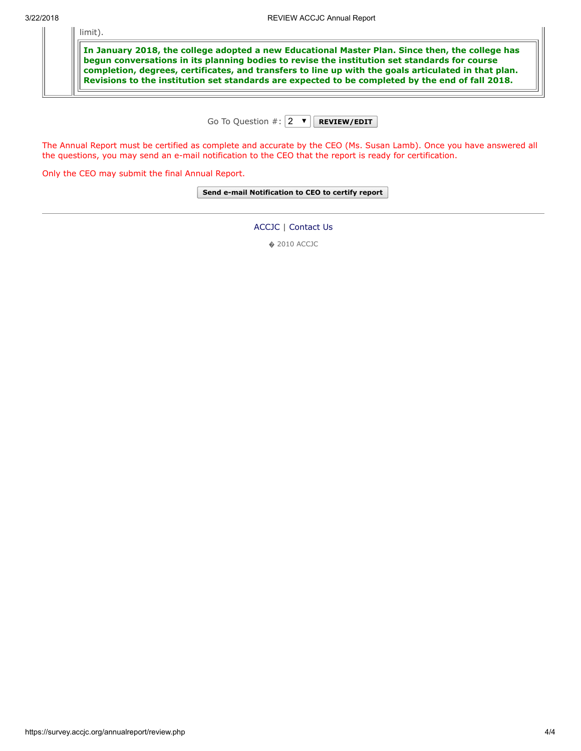limit).

**In January 2018, the college adopted a new Educational Master Plan. Since then, the college has begun conversations in its planning bodies to revise the institution set standards for course completion, degrees, certificates, and transfers to line up with the goals articulated in that plan. Revisions to the institution set standards are expected to be completed by the end of fall 2018.**

Go To Question #: 2 **REVIEW/EDIT**

The Annual Report must be certified as complete and accurate by the CEO (Ms. Susan Lamb). Once you have answered all the questions, you may send an e-mail notification to the CEO that the report is ready for certification.

Only the CEO may submit the final Annual Report.

**Send e-mail Notification to CEO to certify report**

---

ACCJC | Contact Us

� 2010 ACCJC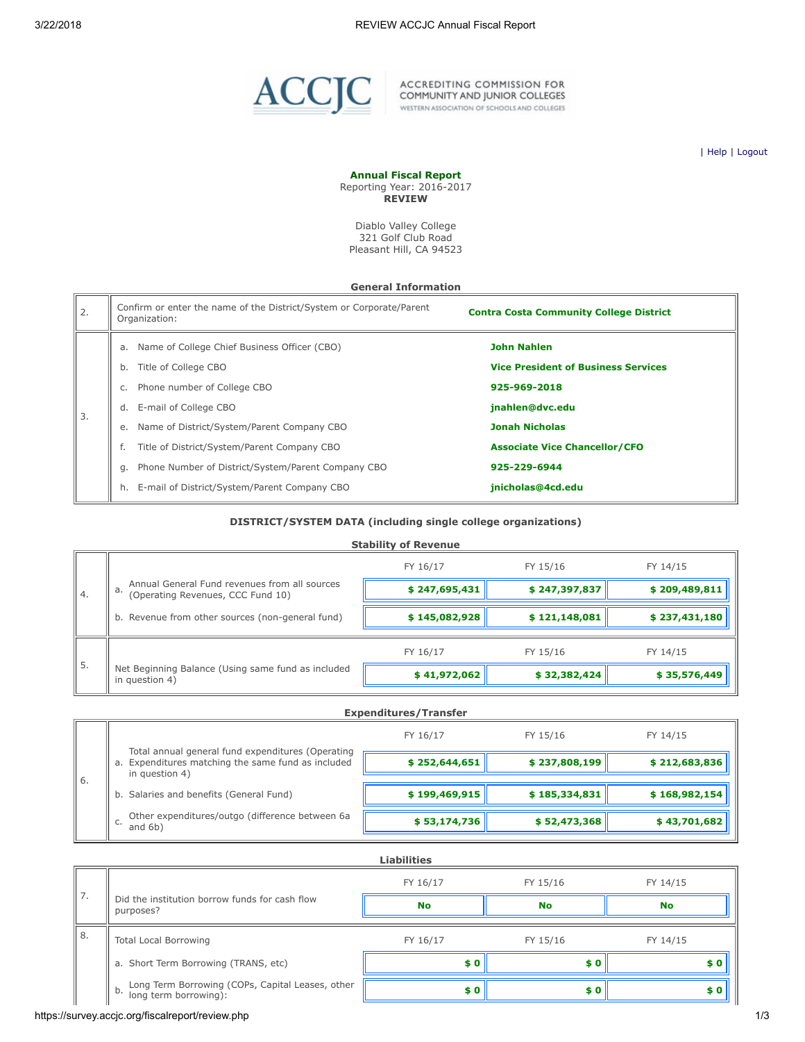ACCJC ACCREDITING COMMISSION FOR COMMUNITY AND JUNIOR COLLEGES WESTERN ASSOCIATION OF SCHOOLS AND COLLEGES

| Help | Logout

**Annual Fiscal Report**
Reporting Year: 2016-2017
**REVIEW**

Diablo Valley College
321 Golf Club Road
Pleasant Hill, CA 94523

## General Information

| | | |
|---|---|---|
| 2. | Confirm or enter the name of the District/System or Corporate/Parent Organization: | **Contra Costa Community College District** |
| 3. | a. Name of College Chief Business Officer (CBO) | **John Nahlen** |
| | b. Title of College CBO | **Vice President of Business Services** |
| | c. Phone number of College CBO | **925-969-2018** |
| | d. E-mail of College CBO | **jnahlen@dvc.edu** |
| | e. Name of District/System/Parent Company CBO | **Jonah Nicholas** |
| | f. Title of District/System/Parent Company CBO | **Associate Vice Chancellor/CFO** |
| | g. Phone Number of District/System/Parent Company CBO | **925-229-6944** |
| | h. E-mail of District/System/Parent Company CBO | **jnicholas@4cd.edu** |

## DISTRICT/SYSTEM DATA (including single college organizations)

### Stability of Revenue

| | | FY 16/17 | FY 15/16 | FY 14/15 |
|---|---|---|---|---|
| 4. | a. Annual General Fund revenues from all sources (Operating Revenues, CCC Fund 10) | **$ 247,695,431** | **$ 247,397,837** | **$ 209,489,811** |
| | b. Revenue from other sources (non-general fund) | **$ 145,082,928** | **$ 121,148,081** | **$ 237,431,180** |
| 5. | Net Beginning Balance (Using same fund as included in question 4) | **$ 41,972,062** | **$ 32,382,424** | **$ 35,576,449** |

### Expenditures/Transfer

| | | FY 16/17 | FY 15/16 | FY 14/15 |
|---|---|---|---|---|
| 6. | a. Total annual general fund expenditures (Operating Expenditures matching the same fund as included in question 4) | **$ 252,644,651** | **$ 237,808,199** | **$ 212,683,836** |
| | b. Salaries and benefits (General Fund) | **$ 199,469,915** | **$ 185,334,831** | **$ 168,982,154** |
| | c. Other expenditures/outgo (difference between 6a and 6b) | **$ 53,174,736** | **$ 52,473,368** | **$ 43,701,682** |

### Liabilities

| | | FY 16/17 | FY 15/16 | FY 14/15 |
|---|---|---|---|---|
| 7. | Did the institution borrow funds for cash flow purposes? | **No** | **No** | **No** |
| 8. | Total Local Borrowing | | | |
| | a. Short Term Borrowing (TRANS, etc) | **$ 0** | **$ 0** | **$ 0** |
| | b. Long Term Borrowing (COPs, Capital Leases, other long term borrowing): | **$ 0** | **$ 0** | **$ 0** |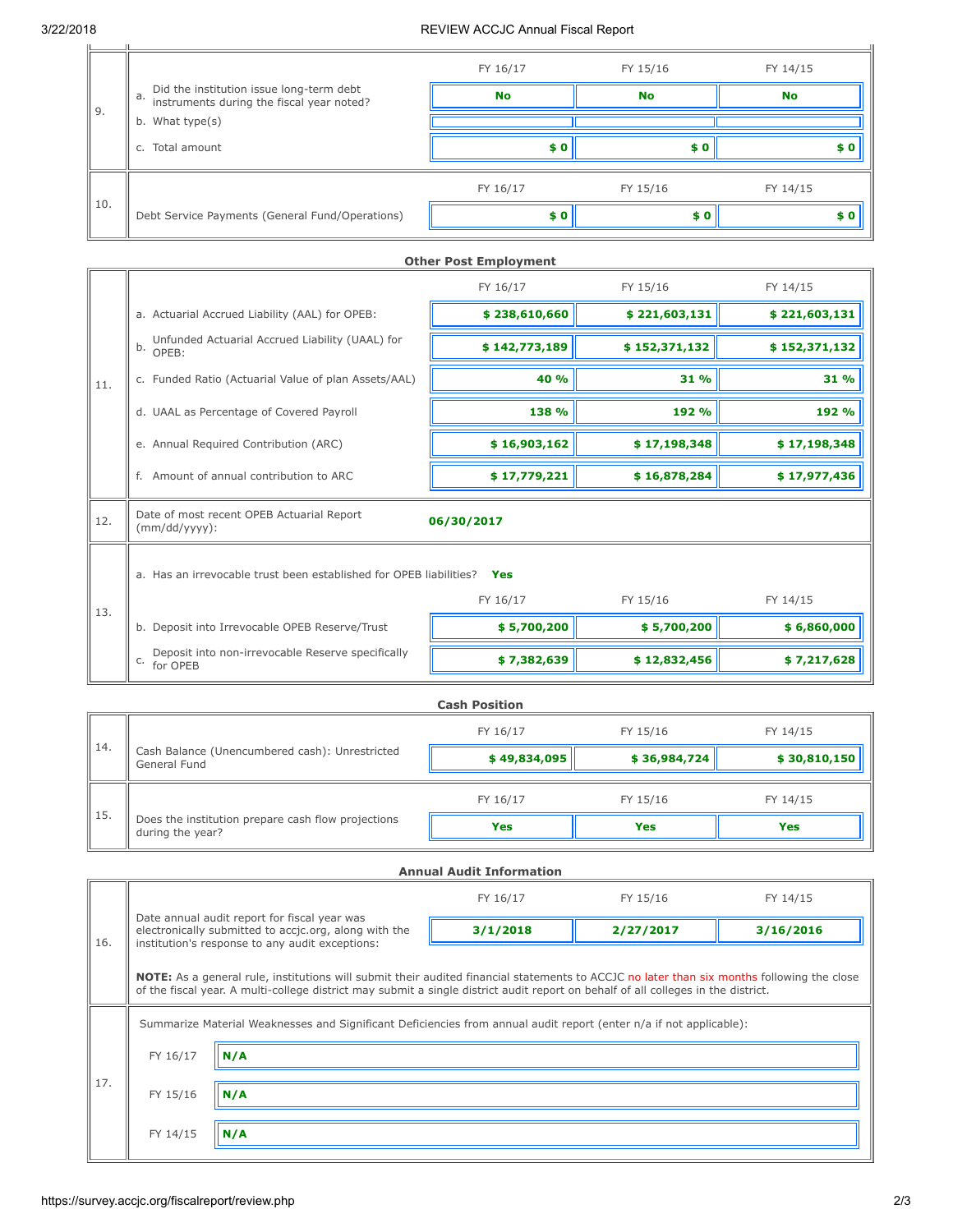| | | FY 16/17 | FY 15/16 | FY 14/15 |
|---|---|---|---|---|
| 9. | a. Did the institution issue long-term debt instruments during the fiscal year noted? | **No** | **No** | **No** |
| | b. What type(s) | | | |
| | c. Total amount | **$ 0** | **$ 0** | **$ 0** |

| | | FY 16/17 | FY 15/16 | FY 14/15 |
|---|---|---|---|---|
| 10. | Debt Service Payments (General Fund/Operations) | **$ 0** | **$ 0** | **$ 0** |

### Other Post Employment

| | | FY 16/17 | FY 15/16 | FY 14/15 |
|---|---|---|---|---|
| 11. | a. Actuarial Accrued Liability (AAL) for OPEB: | **$ 238,610,660** | **$ 221,603,131** | **$ 221,603,131** |
| | b. Unfunded Actuarial Accrued Liability (UAAL) for OPEB: | **$ 142,773,189** | **$ 152,371,132** | **$ 152,371,132** |
| | c. Funded Ratio (Actuarial Value of plan Assets/AAL) | **40 %** | **31 %** | **31 %** |
| | d. UAAL as Percentage of Covered Payroll | **138 %** | **192 %** | **192 %** |
| | e. Annual Required Contribution (ARC) | **$ 16,903,162** | **$ 17,198,348** | **$ 17,198,348** |
| | f. Amount of annual contribution to ARC | **$ 17,779,221** | **$ 16,878,284** | **$ 17,977,436** |

| | | |
|---|---|---|
| 12. | Date of most recent OPEB Actuarial Report (mm/dd/yyyy): | **06/30/2017** |

13. a. Has an irrevocable trust been established for OPEB liabilities? **Yes**

| | | FY 16/17 | FY 15/16 | FY 14/15 |
|---|---|---|---|---|
| 13. | b. Deposit into Irrevocable OPEB Reserve/Trust | **$ 5,700,200** | **$ 5,700,200** | **$ 6,860,000** |
| | c. Deposit into non-irrevocable Reserve specifically for OPEB | **$ 7,382,639** | **$ 12,832,456** | **$ 7,217,628** |

### Cash Position

| | | FY 16/17 | FY 15/16 | FY 14/15 |
|---|---|---|---|---|
| 14. | Cash Balance (Unencumbered cash): Unrestricted General Fund | **$ 49,834,095** | **$ 36,984,724** | **$ 30,810,150** |

| | | FY 16/17 | FY 15/16 | FY 14/15 |
|---|---|---|---|---|
| 15. | Does the institution prepare cash flow projections during the year? | **Yes** | **Yes** | **Yes** |

### Annual Audit Information

| | | FY 16/17 | FY 15/16 | FY 14/15 |
|---|---|---|---|---|
| 16. | Date annual audit report for fiscal year was electronically submitted to accjc.org, along with the institution's response to any audit exceptions: | **3/1/2018** | **2/27/2017** | **3/16/2016** |

**NOTE:** As a general rule, institutions will submit their audited financial statements to ACCJC no later than six months following the close of the fiscal year. A multi-college district may submit a single district audit report on behalf of all colleges in the district.

17. Summarize Material Weaknesses and Significant Deficiencies from annual audit report (enter n/a if not applicable):

| | |
|---|---|
| FY 16/17 | **N/A** |
| FY 15/16 | **N/A** |
| FY 14/15 | **N/A** |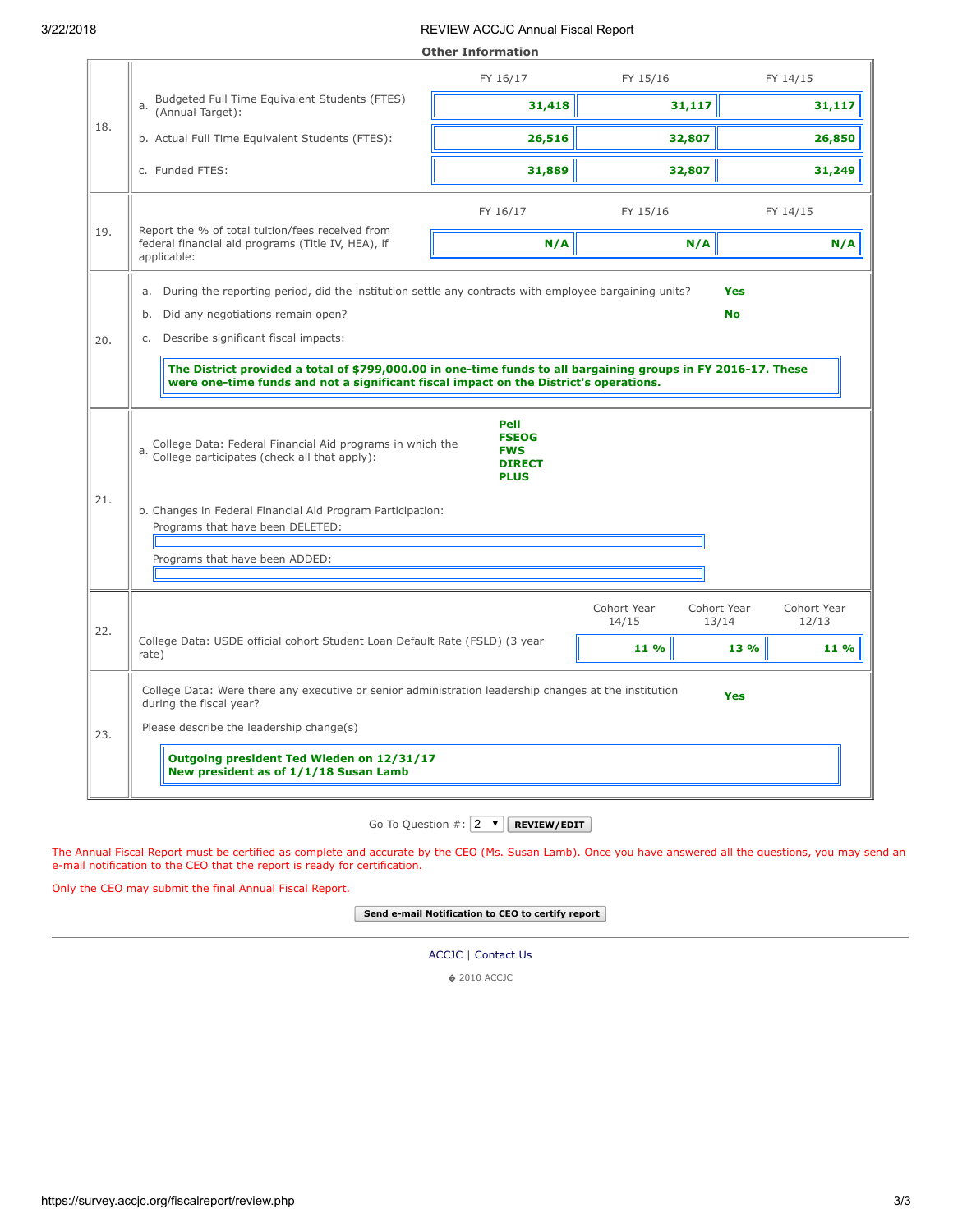## Other Information

| | | FY 16/17 | FY 15/16 | FY 14/15 |
|---|---|---|---|---|
| 18. | a. Budgeted Full Time Equivalent Students (FTES) (Annual Target): | 31,418 | 31,117 | 31,117 |
| | b. Actual Full Time Equivalent Students (FTES): | 26,516 | 32,807 | 26,850 |
| | c. Funded FTES: | 31,889 | 32,807 | 31,249 |

| | | FY 16/17 | FY 15/16 | FY 14/15 |
|---|---|---|---|---|
| 19. | Report the % of total tuition/fees received from federal financial aid programs (Title IV, HEA), if applicable: | N/A | N/A | N/A |

**20.**

a. During the reporting period, did the institution settle any contracts with employee bargaining units? **Yes**

b. Did any negotiations remain open? **No**

c. Describe significant fiscal impacts:

**The District provided a total of $799,000.00 in one-time funds to all bargaining groups in FY 2016-17. These were one-time funds and not a significant fiscal impact on the District's operations.**

**21.**

a. College Data: Federal Financial Aid programs in which the College participates (check all that apply):

**Pell**
**FSEOG**
**FWS**
**DIRECT**
**PLUS**

b. Changes in Federal Financial Aid Program Participation:

Programs that have been DELETED:

Programs that have been ADDED:

| | | Cohort Year 14/15 | Cohort Year 13/14 | Cohort Year 12/13 |
|---|---|---|---|---|
| 22. | College Data: USDE official cohort Student Loan Default Rate (FSLD) (3 year rate) | 11 % | 13 % | 11 % |

**23.**

College Data: Were there any executive or senior administration leadership changes at the institution during the fiscal year? **Yes**

Please describe the leadership change(s)

**Outgoing president Ted Wieden on 12/31/17**
**New president as of 1/1/18 Susan Lamb**

Go To Question #: 2 REVIEW/EDIT

The Annual Fiscal Report must be certified as complete and accurate by the CEO (Ms. Susan Lamb). Once you have answered all the questions, you may send an e-mail notification to the CEO that the report is ready for certification.

Only the CEO may submit the final Annual Fiscal Report.

Send e-mail Notification to CEO to certify report

ACCJC | Contact Us

� 2010 ACCJC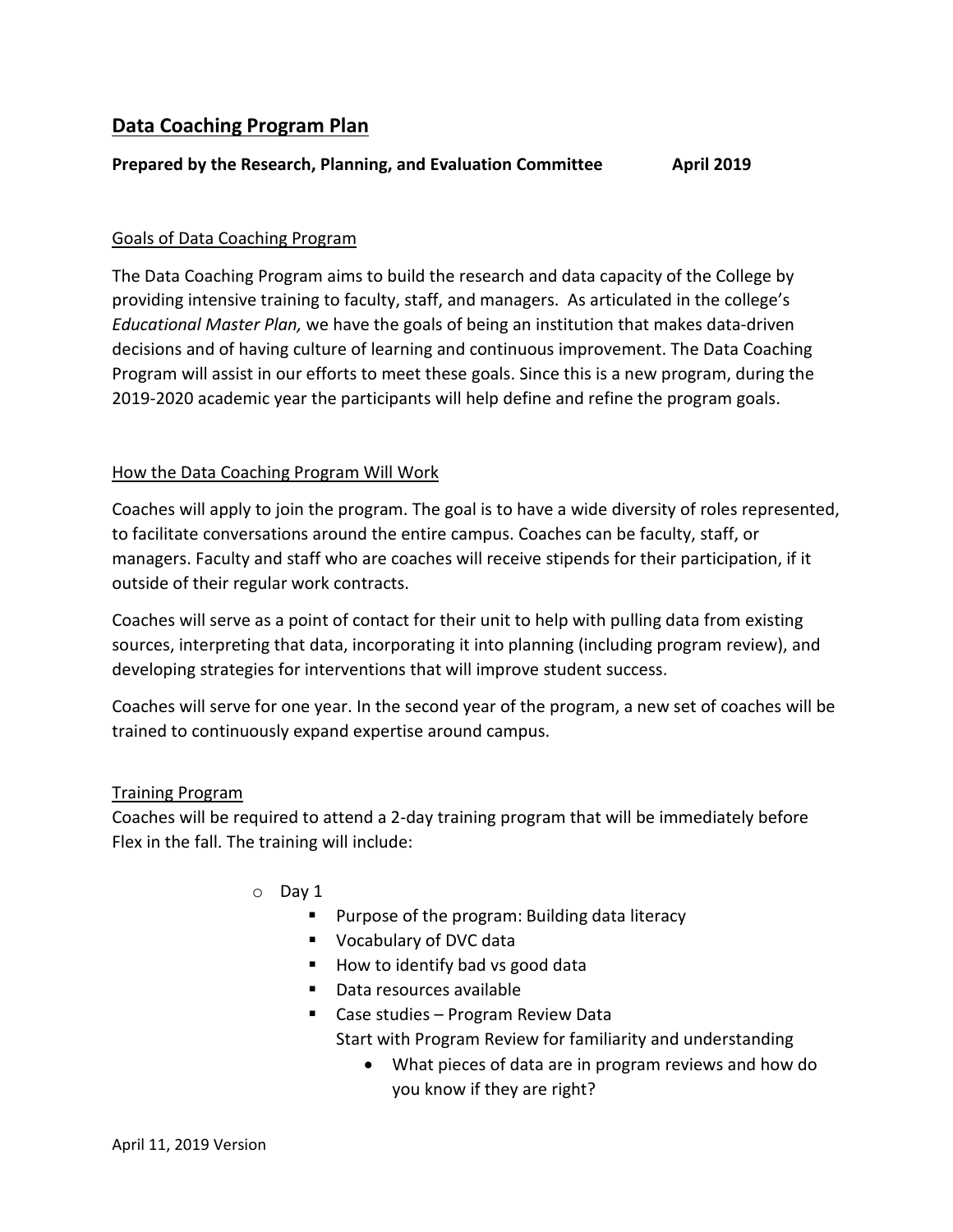## Data Coaching Program Plan

**Prepared by the Research, Planning, and Evaluation Committee April 2019**

### Goals of Data Coaching Program

The Data Coaching Program aims to build the research and data capacity of the College by providing intensive training to faculty, staff, and managers. As articulated in the college's *Educational Master Plan,* we have the goals of being an institution that makes data-driven decisions and of having culture of learning and continuous improvement. The Data Coaching Program will assist in our efforts to meet these goals. Since this is a new program, during the 2019-2020 academic year the participants will help define and refine the program goals.

### How the Data Coaching Program Will Work

Coaches will apply to join the program. The goal is to have a wide diversity of roles represented, to facilitate conversations around the entire campus. Coaches can be faculty, staff, or managers. Faculty and staff who are coaches will receive stipends for their participation, if it outside of their regular work contracts.

Coaches will serve as a point of contact for their unit to help with pulling data from existing sources, interpreting that data, incorporating it into planning (including program review), and developing strategies for interventions that will improve student success.

Coaches will serve for one year. In the second year of the program, a new set of coaches will be trained to continuously expand expertise around campus.

### Training Program

Coaches will be required to attend a 2-day training program that will be immediately before Flex in the fall. The training will include:

- Day 1
  - Purpose of the program: Building data literacy
  - Vocabulary of DVC data
  - How to identify bad vs good data
  - Data resources available
  - Case studies – Program Review Data
    Start with Program Review for familiarity and understanding
    - What pieces of data are in program reviews and how do you know if they are right?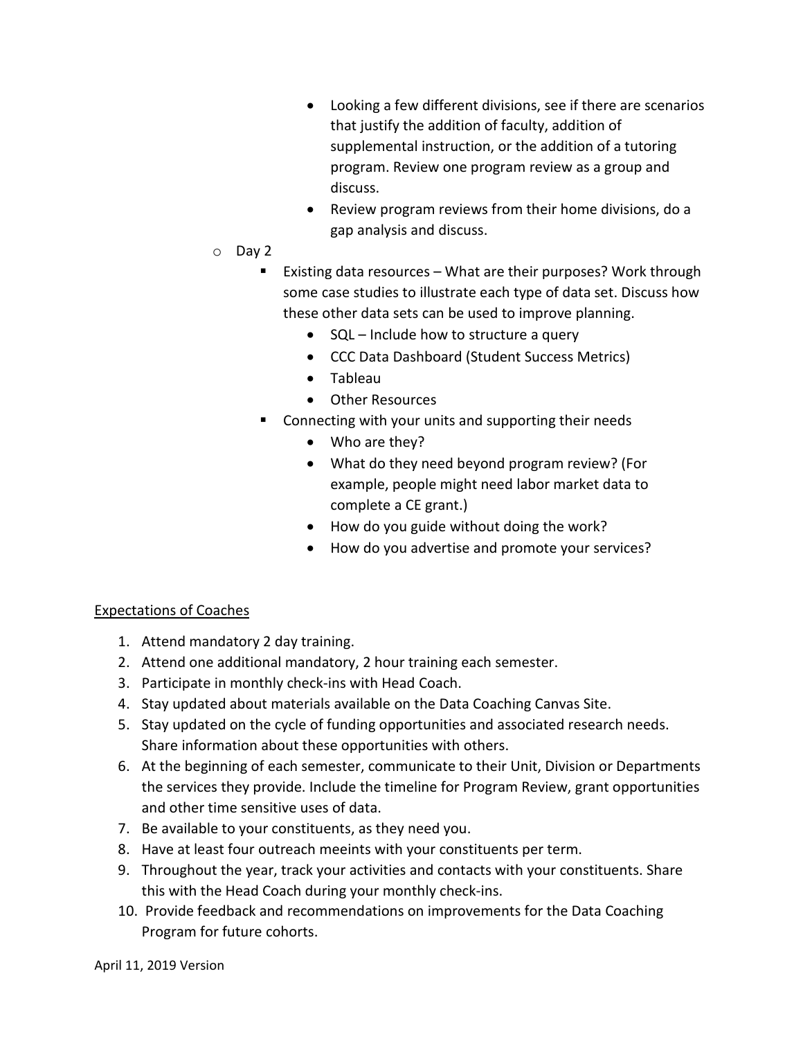- Looking a few different divisions, see if there are scenarios that justify the addition of faculty, addition of supplemental instruction, or the addition of a tutoring program. Review one program review as a group and discuss.
        - Review program reviews from their home divisions, do a gap analysis and discuss.
  - Day 2
    - Existing data resources – What are their purposes? Work through some case studies to illustrate each type of data set. Discuss how these other data sets can be used to improve planning.
      - SQL – Include how to structure a query
      - CCC Data Dashboard (Student Success Metrics)
      - Tableau
      - Other Resources
    - Connecting with your units and supporting their needs
      - Who are they?
      - What do they need beyond program review? (For example, people might need labor market data to complete a CE grant.)
      - How do you guide without doing the work?
      - How do you advertise and promote your services?

<u>Expectations of Coaches</u>

1. Attend mandatory 2 day training.
2. Attend one additional mandatory, 2 hour training each semester.
3. Participate in monthly check-ins with Head Coach.
4. Stay updated about materials available on the Data Coaching Canvas Site.
5. Stay updated on the cycle of funding opportunities and associated research needs. Share information about these opportunities with others.
6. At the beginning of each semester, communicate to their Unit, Division or Departments the services they provide. Include the timeline for Program Review, grant opportunities and other time sensitive uses of data.
7. Be available to your constituents, as they need you.
8. Have at least four outreach meeints with your constituents per term.
9. Throughout the year, track your activities and contacts with your constituents. Share this with the Head Coach during your monthly check-ins.
10. Provide feedback and recommendations on improvements for the Data Coaching Program for future cohorts.

April 11, 2019 Version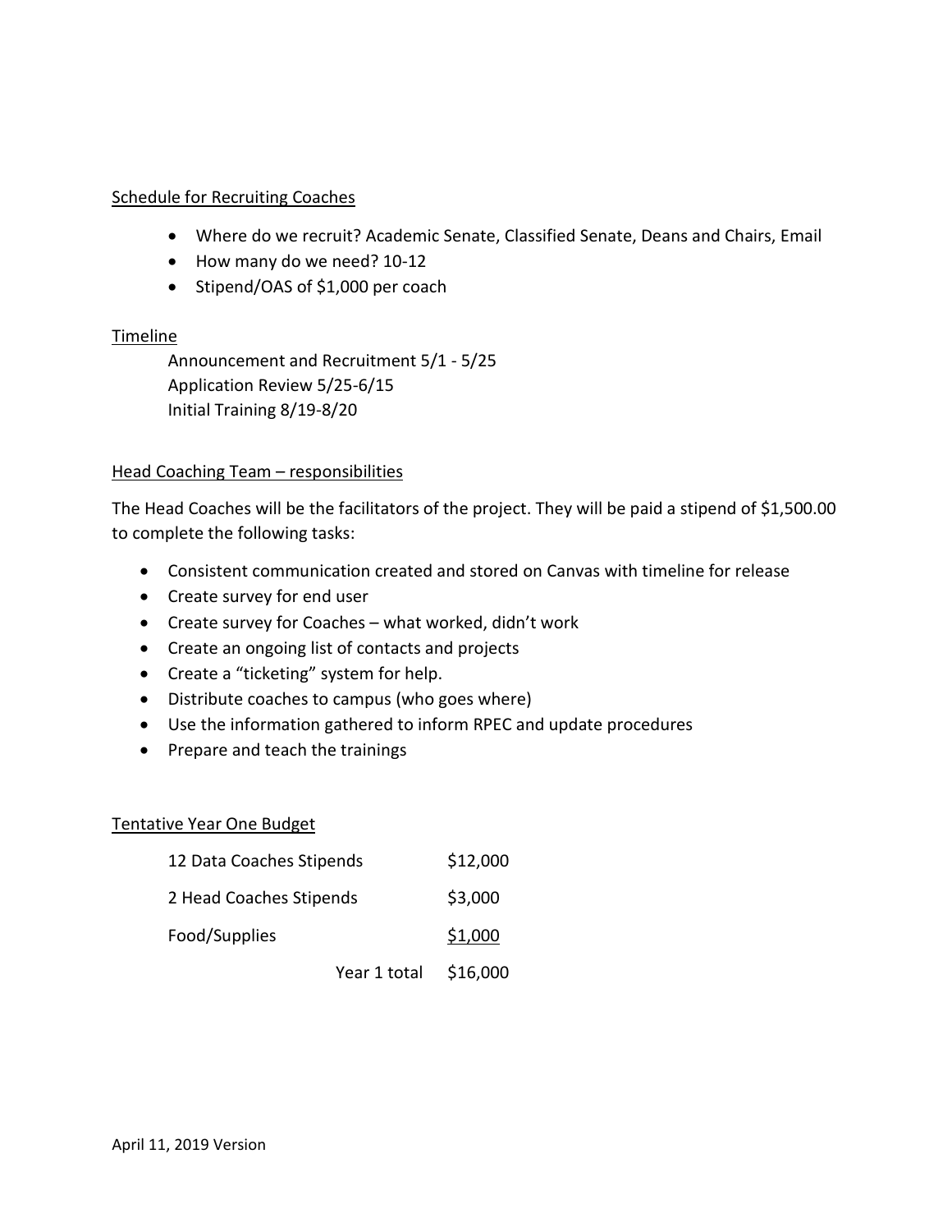## Schedule for Recruiting Coaches

- Where do we recruit? Academic Senate, Classified Senate, Deans and Chairs, Email
- How many do we need? 10-12
- Stipend/OAS of $1,000 per coach

## Timeline

Announcement and Recruitment 5/1 - 5/25
Application Review 5/25-6/15
Initial Training 8/19-8/20

## Head Coaching Team – responsibilities

The Head Coaches will be the facilitators of the project. They will be paid a stipend of $1,500.00 to complete the following tasks:

- Consistent communication created and stored on Canvas with timeline for release
- Create survey for end user
- Create survey for Coaches – what worked, didn't work
- Create an ongoing list of contacts and projects
- Create a "ticketing" system for help.
- Distribute coaches to campus (who goes where)
- Use the information gathered to inform RPEC and update procedures
- Prepare and teach the trainings

## Tentative Year One Budget

| | |
|---|---|
| 12 Data Coaches Stipends | $12,000 |
| 2 Head Coaches Stipends | $3,000 |
| Food/Supplies | $1,000 |
| Year 1 total | $16,000 |

April 11, 2019 Version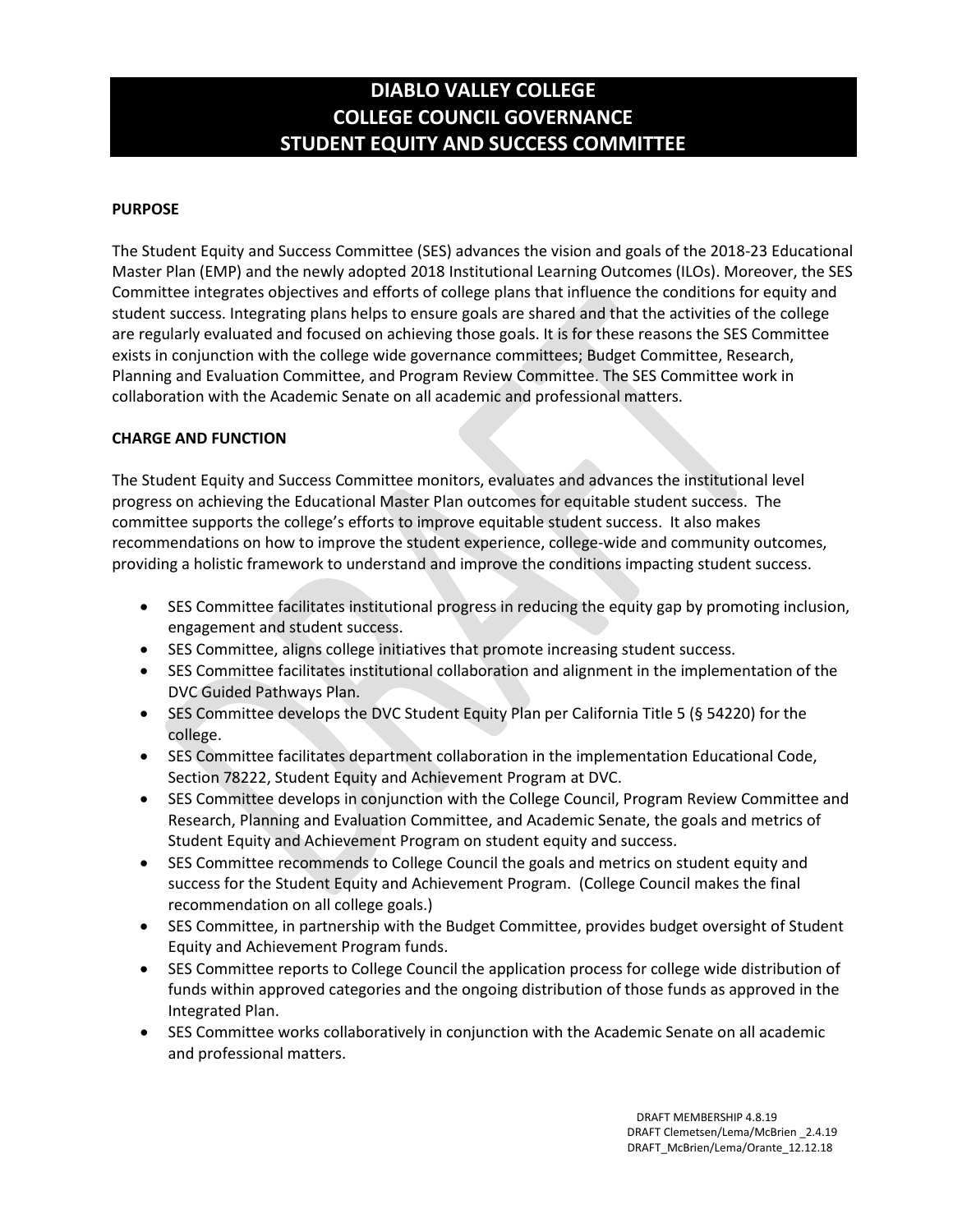# DIABLO VALLEY COLLEGE
# COLLEGE COUNCIL GOVERNANCE
# STUDENT EQUITY AND SUCCESS COMMITTEE

**PURPOSE**

The Student Equity and Success Committee (SES) advances the vision and goals of the 2018-23 Educational Master Plan (EMP) and the newly adopted 2018 Institutional Learning Outcomes (ILOs). Moreover, the SES Committee integrates objectives and efforts of college plans that influence the conditions for equity and student success. Integrating plans helps to ensure goals are shared and that the activities of the college are regularly evaluated and focused on achieving those goals. It is for these reasons the SES Committee exists in conjunction with the college wide governance committees; Budget Committee, Research, Planning and Evaluation Committee, and Program Review Committee. The SES Committee work in collaboration with the Academic Senate on all academic and professional matters.

**CHARGE AND FUNCTION**

The Student Equity and Success Committee monitors, evaluates and advances the institutional level progress on achieving the Educational Master Plan outcomes for equitable student success. The committee supports the college's efforts to improve equitable student success. It also makes recommendations on how to improve the student experience, college-wide and community outcomes, providing a holistic framework to understand and improve the conditions impacting student success.

- SES Committee facilitates institutional progress in reducing the equity gap by promoting inclusion, engagement and student success.
- SES Committee, aligns college initiatives that promote increasing student success.
- SES Committee facilitates institutional collaboration and alignment in the implementation of the DVC Guided Pathways Plan.
- SES Committee develops the DVC Student Equity Plan per California Title 5 (§ 54220) for the college.
- SES Committee facilitates department collaboration in the implementation Educational Code, Section 78222, Student Equity and Achievement Program at DVC.
- SES Committee develops in conjunction with the College Council, Program Review Committee and Research, Planning and Evaluation Committee, and Academic Senate, the goals and metrics of Student Equity and Achievement Program on student equity and success.
- SES Committee recommends to College Council the goals and metrics on student equity and success for the Student Equity and Achievement Program. (College Council makes the final recommendation on all college goals.)
- SES Committee, in partnership with the Budget Committee, provides budget oversight of Student Equity and Achievement Program funds.
- SES Committee reports to College Council the application process for college wide distribution of funds within approved categories and the ongoing distribution of those funds as approved in the Integrated Plan.
- SES Committee works collaboratively in conjunction with the Academic Senate on all academic and professional matters.

DRAFT MEMBERSHIP 4.8.19
DRAFT Clemetsen/Lema/McBrien _2.4.19
DRAFT_McBrien/Lema/Orante_12.12.18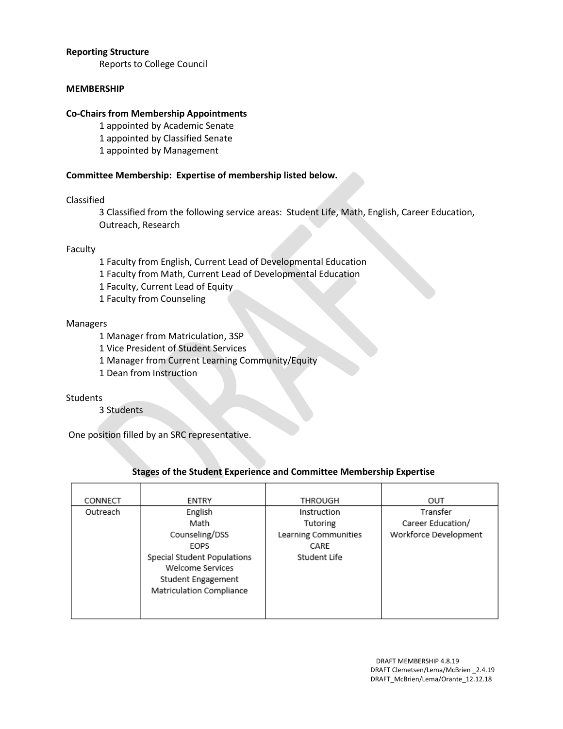**Reporting Structure**

Reports to College Council

**MEMBERSHIP**

**Co-Chairs from Membership Appointments**

1 appointed by Academic Senate
1 appointed by Classified Senate
1 appointed by Management

**Committee Membership: Expertise of membership listed below.**

Classified

3 Classified from the following service areas: Student Life, Math, English, Career Education, Outreach, Research

Faculty

1 Faculty from English, Current Lead of Developmental Education
1 Faculty from Math, Current Lead of Developmental Education
1 Faculty, Current Lead of Equity
1 Faculty from Counseling

Managers

1 Manager from Matriculation, 3SP
1 Vice President of Student Services
1 Manager from Current Learning Community/Equity
1 Dean from Instruction

Students

3 Students

One position filled by an SRC representative.

**Stages of the Student Experience and Committee Membership Expertise**

| CONNECT | ENTRY | THROUGH | OUT |
|---|---|---|---|
| Outreach | English<br>Math<br>Counseling/DSS<br>EOPS<br>Special Student Populations<br>Welcome Services<br>Student Engagement<br>Matriculation Compliance | Instruction<br>Tutoring<br>Learning Communities<br>CARE<br>Student Life | Transfer<br>Career Education/<br>Workforce Development |

DRAFT MEMBERSHIP 4.8.19
DRAFT Clemetsen/Lema/McBrien _2.4.19
DRAFT_McBrien/Lema/Orante_12.12.18